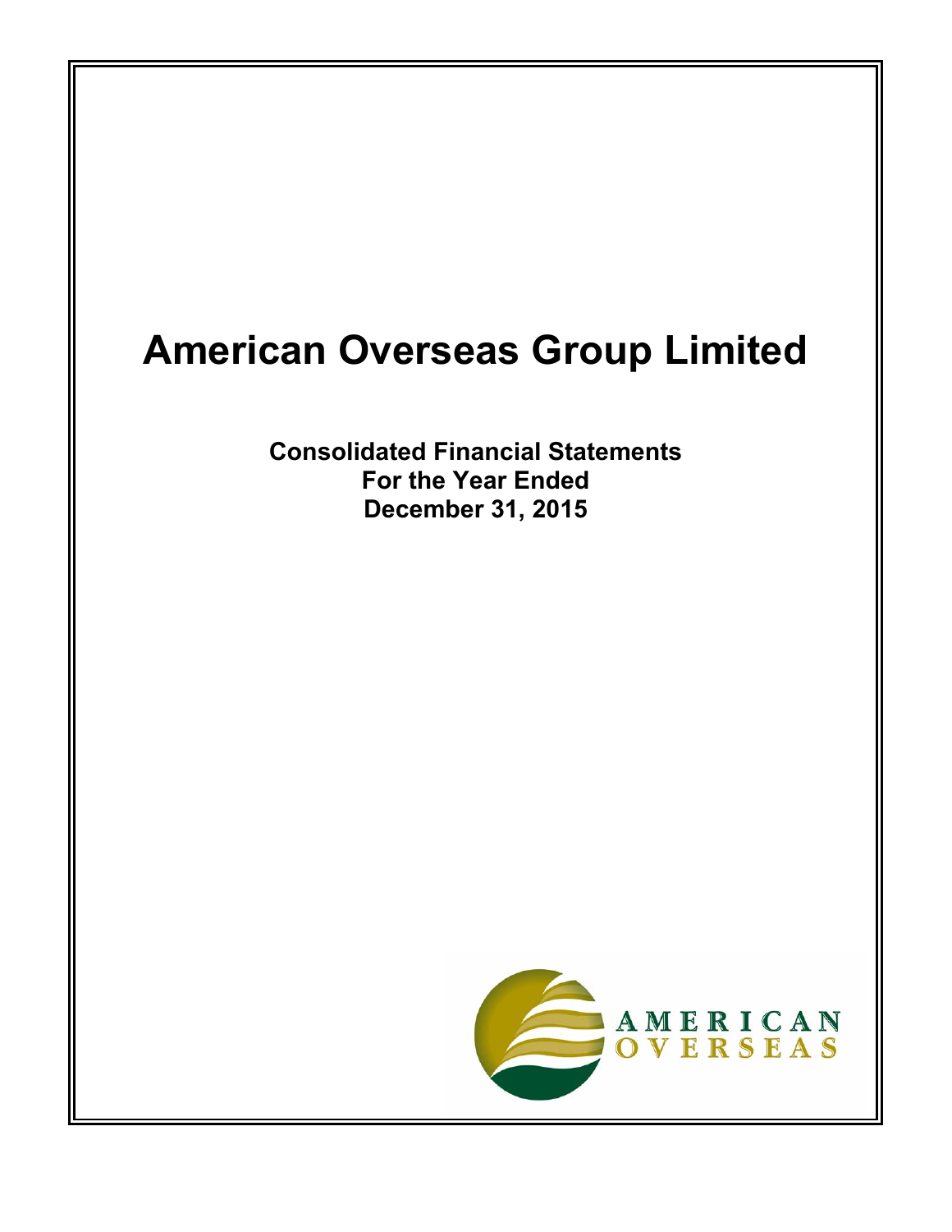# American Overseas Group Limited

**Consolidated Financial Statements**
**For the Year Ended**
**December 31, 2015**

AMERICAN OVERSEAS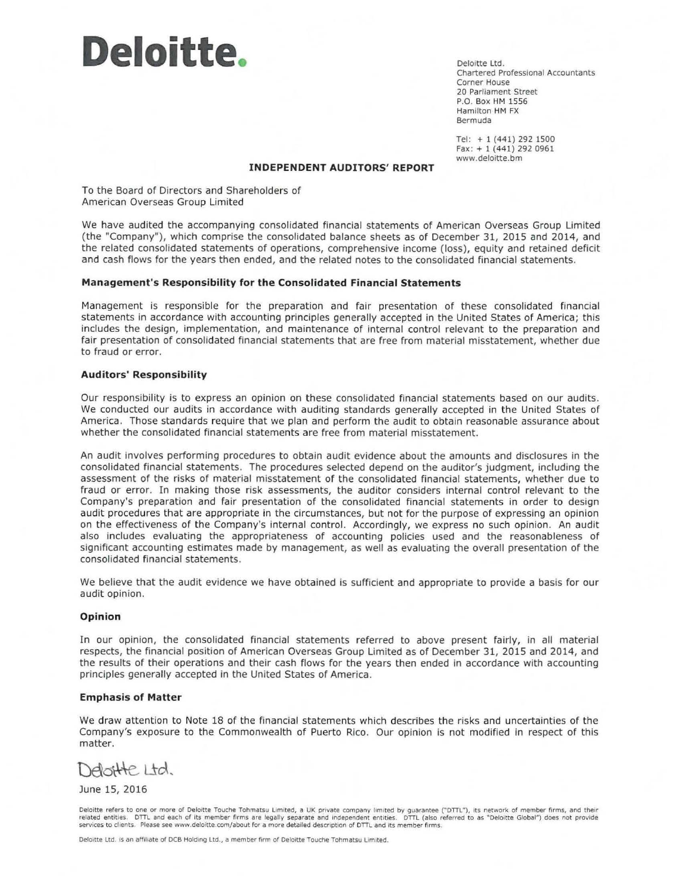# Deloitte.

Deloitte Ltd.
Chartered Professional Accountants
Corner House
20 Parliament Street
P.O. Box HM 1556
Hamilton HM FX
Bermuda

Tel: + 1 (441) 292 1500
Fax: + 1 (441) 292 0961
www.deloitte.bm

## INDEPENDENT AUDITORS' REPORT

To the Board of Directors and Shareholders of
American Overseas Group Limited

We have audited the accompanying consolidated financial statements of American Overseas Group Limited (the "Company"), which comprise the consolidated balance sheets as of December 31, 2015 and 2014, and the related consolidated statements of operations, comprehensive income (loss), equity and retained deficit and cash flows for the years then ended, and the related notes to the consolidated financial statements.

### Management's Responsibility for the Consolidated Financial Statements

Management is responsible for the preparation and fair presentation of these consolidated financial statements in accordance with accounting principles generally accepted in the United States of America; this includes the design, implementation, and maintenance of internal control relevant to the preparation and fair presentation of consolidated financial statements that are free from material misstatement, whether due to fraud or error.

### Auditors' Responsibility

Our responsibility is to express an opinion on these consolidated financial statements based on our audits. We conducted our audits in accordance with auditing standards generally accepted in the United States of America. Those standards require that we plan and perform the audit to obtain reasonable assurance about whether the consolidated financial statements are free from material misstatement.

An audit involves performing procedures to obtain audit evidence about the amounts and disclosures in the consolidated financial statements. The procedures selected depend on the auditor's judgment, including the assessment of the risks of material misstatement of the consolidated financial statements, whether due to fraud or error. In making those risk assessments, the auditor considers internal control relevant to the Company's preparation and fair presentation of the consolidated financial statements in order to design audit procedures that are appropriate in the circumstances, but not for the purpose of expressing an opinion on the effectiveness of the Company's internal control. Accordingly, we express no such opinion. An audit also includes evaluating the appropriateness of accounting policies used and the reasonableness of significant accounting estimates made by management, as well as evaluating the overall presentation of the consolidated financial statements.

We believe that the audit evidence we have obtained is sufficient and appropriate to provide a basis for our audit opinion.

### Opinion

In our opinion, the consolidated financial statements referred to above present fairly, in all material respects, the financial position of American Overseas Group Limited as of December 31, 2015 and 2014, and the results of their operations and their cash flows for the years then ended in accordance with accounting principles generally accepted in the United States of America.

### Emphasis of Matter

We draw attention to Note 18 of the financial statements which describes the risks and uncertainties of the Company's exposure to the Commonwealth of Puerto Rico. Our opinion is not modified in respect of this matter.

Deloitte Ltd.

June 15, 2016

Deloitte refers to one or more of Deloitte Touche Tohmatsu Limited, a UK private company limited by guarantee ("DTTL"), its network of member firms, and their related entities. DTTL and each of its member firms are legally separate and independent entities. DTTL (also referred to as "Deloitte Global") does not provide services to clients. Please see www.deloitte.com/about for a more detailed description of DTTL and its member firms.

Deloitte Ltd. is an affiliate of DCB Holding Ltd., a member firm of Deloitte Touche Tohmatsu Limited.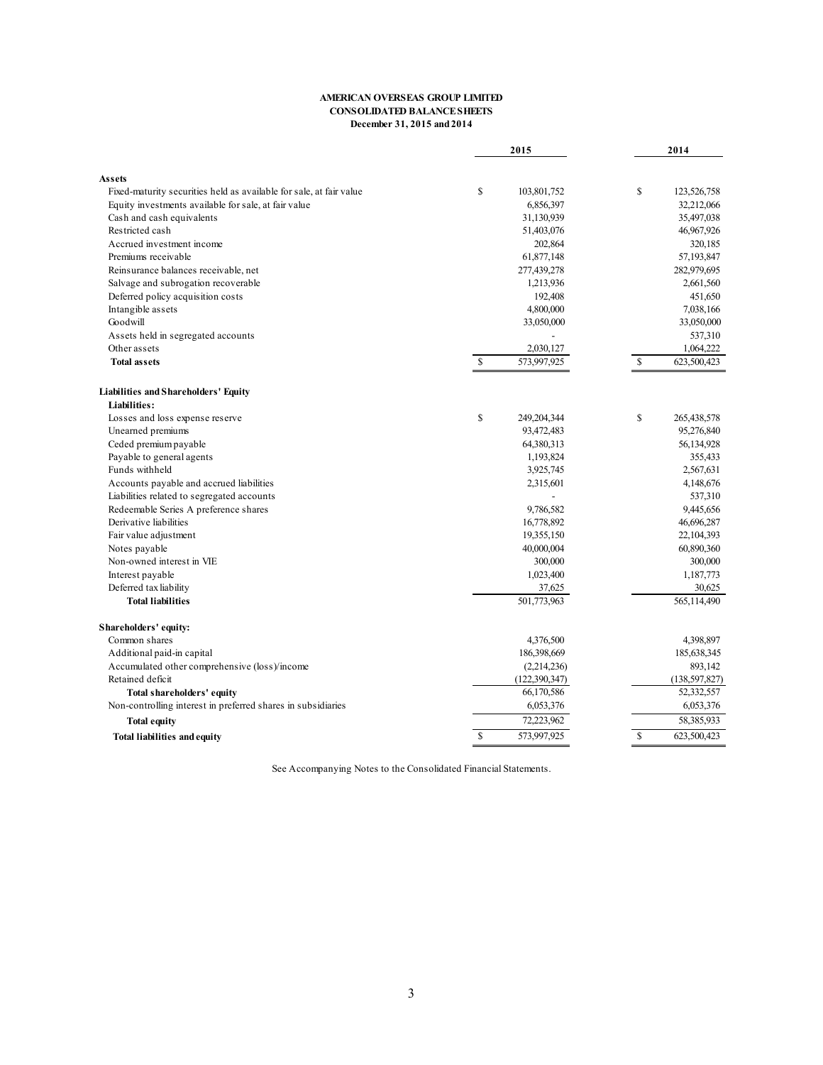**AMERICAN OVERSEAS GROUP LIMITED**
**CONSOLIDATED BALANCE SHEETS**
**December 31, 2015 and 2014**

| | | 2015 | | 2014 |
|---|---|---|---|---|
| **Assets** | | | | |
| Fixed-maturity securities held as available for sale, at fair value | $ | 103,801,752 | $ | 123,526,758 |
| Equity investments available for sale, at fair value | | 6,856,397 | | 32,212,066 |
| Cash and cash equivalents | | 31,130,939 | | 35,497,038 |
| Restricted cash | | 51,403,076 | | 46,967,926 |
| Accrued investment income | | 202,864 | | 320,185 |
| Premiums receivable | | 61,877,148 | | 57,193,847 |
| Reinsurance balances receivable, net | | 277,439,278 | | 282,979,695 |
| Salvage and subrogation recoverable | | 1,213,936 | | 2,661,560 |
| Deferred policy acquisition costs | | 192,408 | | 451,650 |
| Intangible assets | | 4,800,000 | | 7,038,166 |
| Goodwill | | 33,050,000 | | 33,050,000 |
| Assets held in segregated accounts | | - | | 537,310 |
| Other assets | | 2,030,127 | | 1,064,222 |
| **Total assets** | $ | 573,997,925 | $ | 623,500,423 |
| **Liabilities and Shareholders' Equity** | | | | |
| **Liabilities:** | | | | |
| Losses and loss expense reserve | $ | 249,204,344 | $ | 265,438,578 |
| Unearned premiums | | 93,472,483 | | 95,276,840 |
| Ceded premium payable | | 64,380,313 | | 56,134,928 |
| Payable to general agents | | 1,193,824 | | 355,433 |
| Funds withheld | | 3,925,745 | | 2,567,631 |
| Accounts payable and accrued liabilities | | 2,315,601 | | 4,148,676 |
| Liabilities related to segregated accounts | | - | | 537,310 |
| Redeemable Series A preference shares | | 9,786,582 | | 9,445,656 |
| Derivative liabilities | | 16,778,892 | | 46,696,287 |
| Fair value adjustment | | 19,355,150 | | 22,104,393 |
| Notes payable | | 40,000,004 | | 60,890,360 |
| Non-owned interest in VIE | | 300,000 | | 300,000 |
| Interest payable | | 1,023,400 | | 1,187,773 |
| Deferred tax liability | | 37,625 | | 30,625 |
| **Total liabilities** | | 501,773,963 | | 565,114,490 |
| **Shareholders' equity:** | | | | |
| Common shares | | 4,376,500 | | 4,398,897 |
| Additional paid-in capital | | 186,398,669 | | 185,638,345 |
| Accumulated other comprehensive (loss)/income | | (2,214,236) | | 893,142 |
| Retained deficit | | (122,390,347) | | (138,597,827) |
| **Total shareholders' equity** | | 66,170,586 | | 52,332,557 |
| Non-controlling interest in preferred shares in subsidiaries | | 6,053,376 | | 6,053,376 |
| **Total equity** | | 72,223,962 | | 58,385,933 |
| **Total liabilities and equity** | $ | 573,997,925 | $ | 623,500,423 |

See Accompanying Notes to the Consolidated Financial Statements.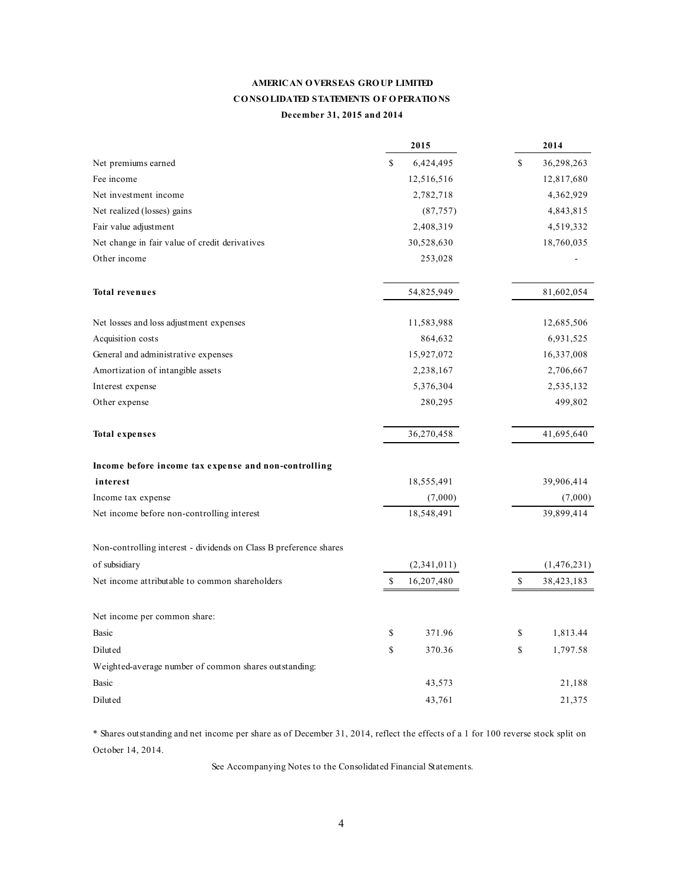**AMERICAN OVERSEAS GROUP LIMITED**

**CONSOLIDATED STATEMENTS OF OPERATIONS**

**December 31, 2015 and 2014**

| | 2015 | 2014 |
|---|---|---|
| Net premiums earned | $ 6,424,495 | $ 36,298,263 |
| Fee income | 12,516,516 | 12,817,680 |
| Net investment income | 2,782,718 | 4,362,929 |
| Net realized (losses) gains | (87,757) | 4,843,815 |
| Fair value adjustment | 2,408,319 | 4,519,332 |
| Net change in fair value of credit derivatives | 30,528,630 | 18,760,035 |
| Other income | 253,028 | - |
| **Total revenues** | 54,825,949 | 81,602,054 |
| Net losses and loss adjustment expenses | 11,583,988 | 12,685,506 |
| Acquisition costs | 864,632 | 6,931,525 |
| General and administrative expenses | 15,927,072 | 16,337,008 |
| Amortization of intangible assets | 2,238,167 | 2,706,667 |
| Interest expense | 5,376,304 | 2,535,132 |
| Other expense | 280,295 | 499,802 |
| **Total expenses** | 36,270,458 | 41,695,640 |
| **Income before income tax expense and non-controlling interest** | 18,555,491 | 39,906,414 |
| Income tax expense | (7,000) | (7,000) |
| Net income before non-controlling interest | 18,548,491 | 39,899,414 |
| Non-controlling interest - dividends on Class B preference shares of subsidiary | (2,341,011) | (1,476,231) |
| Net income attributable to common shareholders | $ 16,207,480 | $ 38,423,183 |
| Net income per common share: | | |
| Basic | $ 371.96 | $ 1,813.44 |
| Diluted | $ 370.36 | $ 1,797.58 |
| Weighted-average number of common shares outstanding: | | |
| Basic | 43,573 | 21,188 |
| Diluted | 43,761 | 21,375 |

* Shares outstanding and net income per share as of December 31, 2014, reflect the effects of a 1 for 100 reverse stock split on October 14, 2014.

See Accompanying Notes to the Consolidated Financial Statements.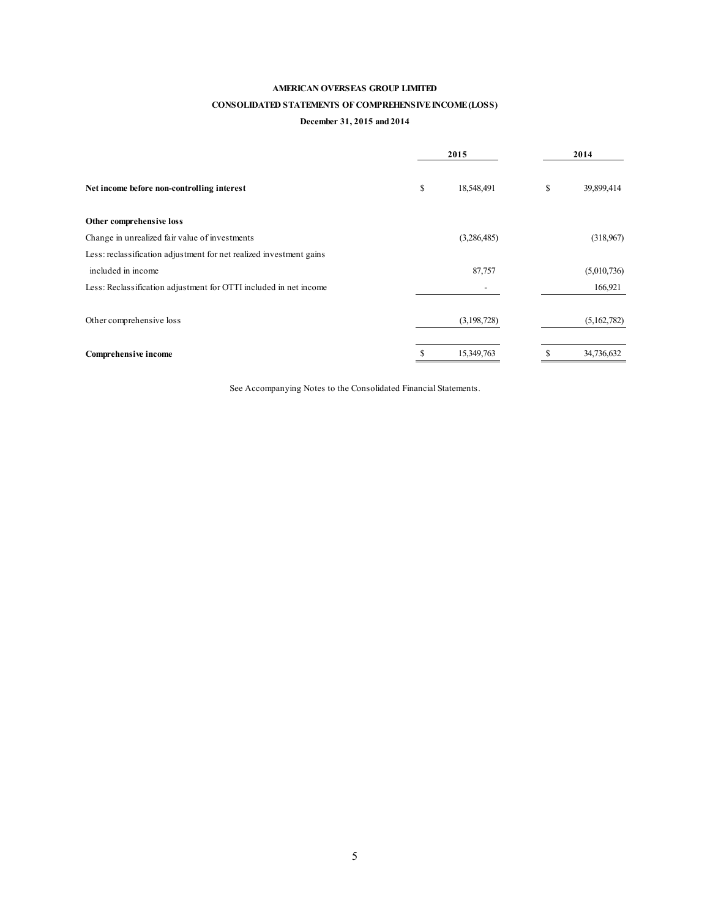**AMERICAN OVERSEAS GROUP LIMITED**

**CONSOLIDATED STATEMENTS OF COMPREHENSIVE INCOME (LOSS)**

**December 31, 2015 and 2014**

| | 2015 | 2014 |
|---|---|---|
| **Net income before non-controlling interest** | $ 18,548,491 | $ 39,899,414 |
| **Other comprehensive loss** | | |
| Change in unrealized fair value of investments | (3,286,485) | (318,967) |
| Less: reclassification adjustment for net realized investment gains included in income | 87,757 | (5,010,736) |
| Less: Reclassification adjustment for OTTI included in net income | - | 166,921 |
| Other comprehensive loss | (3,198,728) | (5,162,782) |
| **Comprehensive income** | $ 15,349,763 | $ 34,736,632 |

See Accompanying Notes to the Consolidated Financial Statements.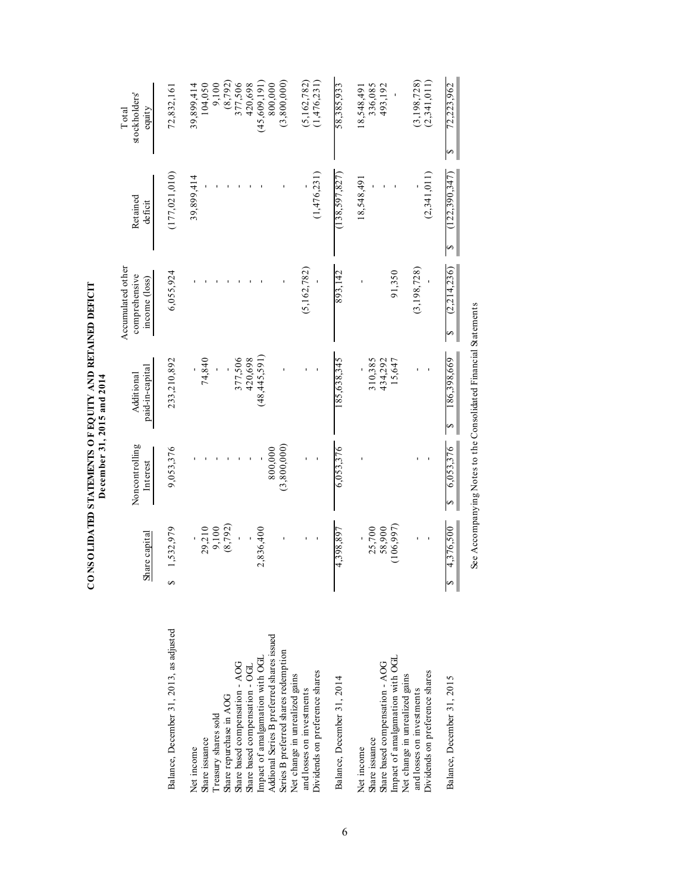# CONSOLIDATED STATEMENTS OF EQUITY AND RETAINED DEFICIT

## December 31, 2015 and 2014

| | Share capital | Noncontrolling Interest | Additional paid-in-capital | Accumulated other comprehensive income (loss) | Retained deficit | Total stockholders' equity |
|---|---|---|---|---|---|---|
| Balance, December 31, 2013, as adjusted | $ 1,532,979 | 9,053,376 | 233,210,892 | 6,055,924 | (177,021,010) | 72,832,161 |
| Net income | - | - | - | - | 39,899,414 | 39,899,414 |
| Share issuance | 29,210 | - | 74,840 | - | - | 104,050 |
| Treasury shares sold | 9,100 | - | - | - | - | 9,100 |
| Share repurchase in AOG | (8,792) | - | - | - | - | (8,792) |
| Share based compensation - AOG | - | - | 377,506 | - | - | 377,506 |
| Share based compensation - OGL | - | - | 420,698 | - | - | 420,698 |
| Impact of amalgamation with OGL | 2,836,400 | - | (48,445,591) | - | - | (45,609,191) |
| Addional Series B preferred shares issued | - | 800,000 | - | - | - | 800,000 |
| Series B preferred shares redemption | - | (3,800,000) | - | - | - | (3,800,000) |
| Net change in unrealized gains and losses on investments | - | - | - | (5,162,782) | - | (5,162,782) |
| Dividends on preference shares | - | - | - | - | (1,476,231) | (1,476,231) |
| Balance, December 31, 2014 | 4,398,897 | 6,053,376 | 185,638,345 | 893,142 | (138,597,827) | 58,385,933 |
| Net income | - | - | - | - | 18,548,491 | 18,548,491 |
| Share issuance | 25,700 | | 310,385 | | - | 336,085 |
| Share based compensation - AOG | 58,900 | | 434,292 | | - | 493,192 |
| Impact of amalgamation with OGL | (106,997) | | 15,647 | 91,350 | - | - |
| Net change in unrealized gains and losses on investments | - | - | - | (3,198,728) | - | (3,198,728) |
| Dividends on preference shares | - | - | - | - | (2,341,011) | (2,341,011) |
| Balance, December 31, 2015 | $ 4,376,500 | $ 6,053,376 | $ 186,398,669 | $ (2,214,236) | $ (122,390,347) | $ 72,223,962 |

See Accompanying Notes to the Consolidated Financial Statements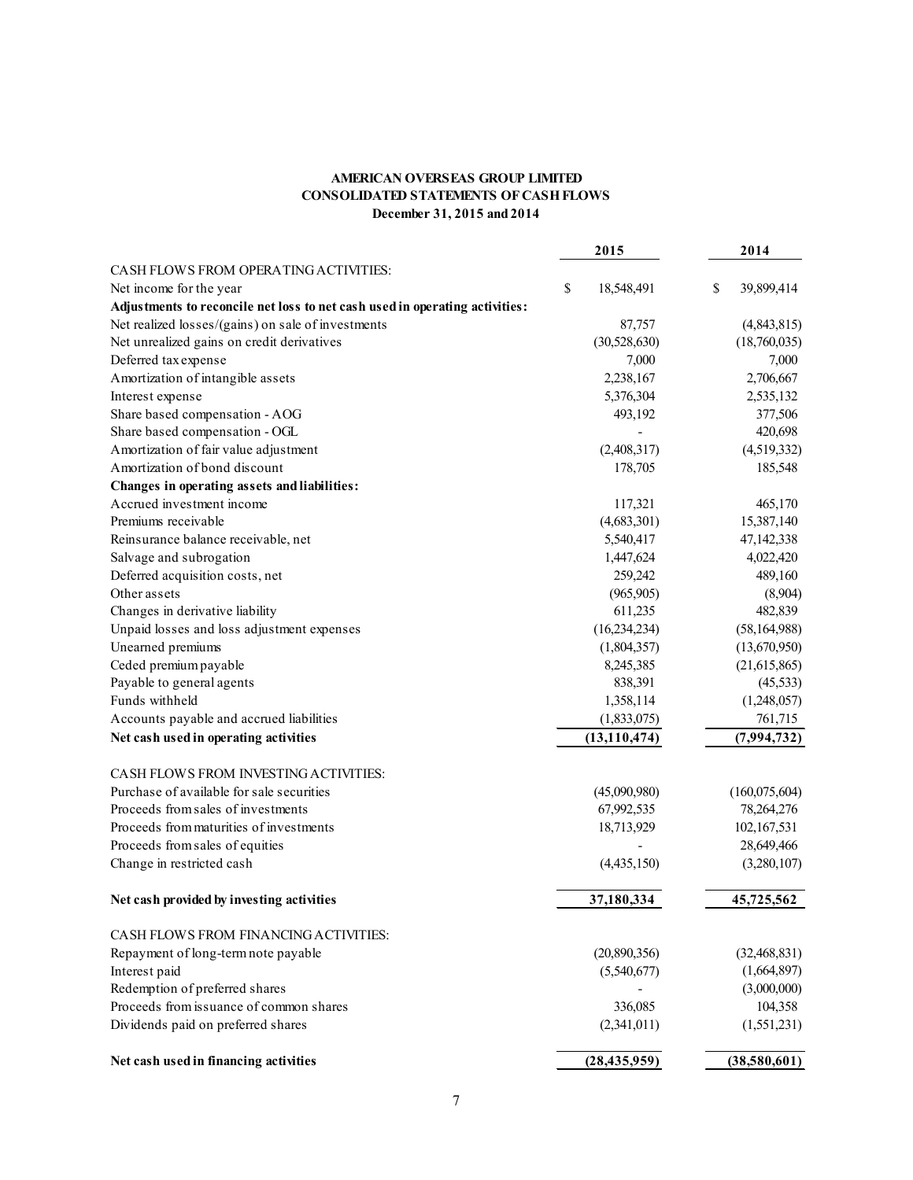**AMERICAN OVERSEAS GROUP LIMITED**
**CONSOLIDATED STATEMENTS OF CASH FLOWS**
**December 31, 2015 and 2014**

| | 2015 | 2014 |
|---|---|---|
| CASH FLOWS FROM OPERATING ACTIVITIES: | | |
| Net income for the year | $ 18,548,491 | $ 39,899,414 |
| **Adjustments to reconcile net loss to net cash used in operating activities:** | | |
| Net realized losses/(gains) on sale of investments | 87,757 | (4,843,815) |
| Net unrealized gains on credit derivatives | (30,528,630) | (18,760,035) |
| Deferred tax expense | 7,000 | 7,000 |
| Amortization of intangible assets | 2,238,167 | 2,706,667 |
| Interest expense | 5,376,304 | 2,535,132 |
| Share based compensation - AOG | 493,192 | 377,506 |
| Share based compensation - OGL | - | 420,698 |
| Amortization of fair value adjustment | (2,408,317) | (4,519,332) |
| Amortization of bond discount | 178,705 | 185,548 |
| **Changes in operating assets and liabilities:** | | |
| Accrued investment income | 117,321 | 465,170 |
| Premiums receivable | (4,683,301) | 15,387,140 |
| Reinsurance balance receivable, net | 5,540,417 | 47,142,338 |
| Salvage and subrogation | 1,447,624 | 4,022,420 |
| Deferred acquisition costs, net | 259,242 | 489,160 |
| Other assets | (965,905) | (8,904) |
| Changes in derivative liability | 611,235 | 482,839 |
| Unpaid losses and loss adjustment expenses | (16,234,234) | (58,164,988) |
| Unearned premiums | (1,804,357) | (13,670,950) |
| Ceded premium payable | 8,245,385 | (21,615,865) |
| Payable to general agents | 838,391 | (45,533) |
| Funds withheld | 1,358,114 | (1,248,057) |
| Accounts payable and accrued liabilities | (1,833,075) | 761,715 |
| **Net cash used in operating activities** | **(13,110,474)** | **(7,994,732)** |
| | | |
| CASH FLOWS FROM INVESTING ACTIVITIES: | | |
| Purchase of available for sale securities | (45,090,980) | (160,075,604) |
| Proceeds from sales of investments | 67,992,535 | 78,264,276 |
| Proceeds from maturities of investments | 18,713,929 | 102,167,531 |
| Proceeds from sales of equities | - | 28,649,466 |
| Change in restricted cash | (4,435,150) | (3,280,107) |
| | | |
| **Net cash provided by investing activities** | **37,180,334** | **45,725,562** |
| | | |
| CASH FLOWS FROM FINANCING ACTIVITIES: | | |
| Repayment of long-term note payable | (20,890,356) | (32,468,831) |
| Interest paid | (5,540,677) | (1,664,897) |
| Redemption of preferred shares | - | (3,000,000) |
| Proceeds from issuance of common shares | 336,085 | 104,358 |
| Dividends paid on preferred shares | (2,341,011) | (1,551,231) |
| | | |
| **Net cash used in financing activities** | **(28,435,959)** | **(38,580,601)** |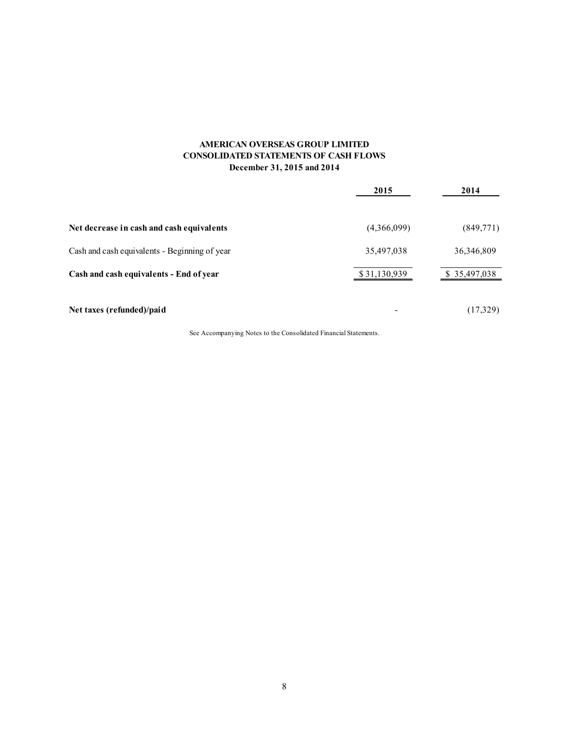**AMERICAN OVERSEAS GROUP LIMITED**
**CONSOLIDATED STATEMENTS OF CASH FLOWS**
**December 31, 2015 and 2014**

| | 2015 | 2014 |
|---|---|---|
| **Net decrease in cash and cash equivalents** | (4,366,099) | (849,771) |
| Cash and cash equivalents - Beginning of year | 35,497,038 | 36,346,809 |
| **Cash and cash equivalents - End of year** | $ 31,130,939 | $ 35,497,038 |
| **Net taxes (refunded)/paid** | - | (17,329) |

See Accompanying Notes to the Consolidated Financial Statements.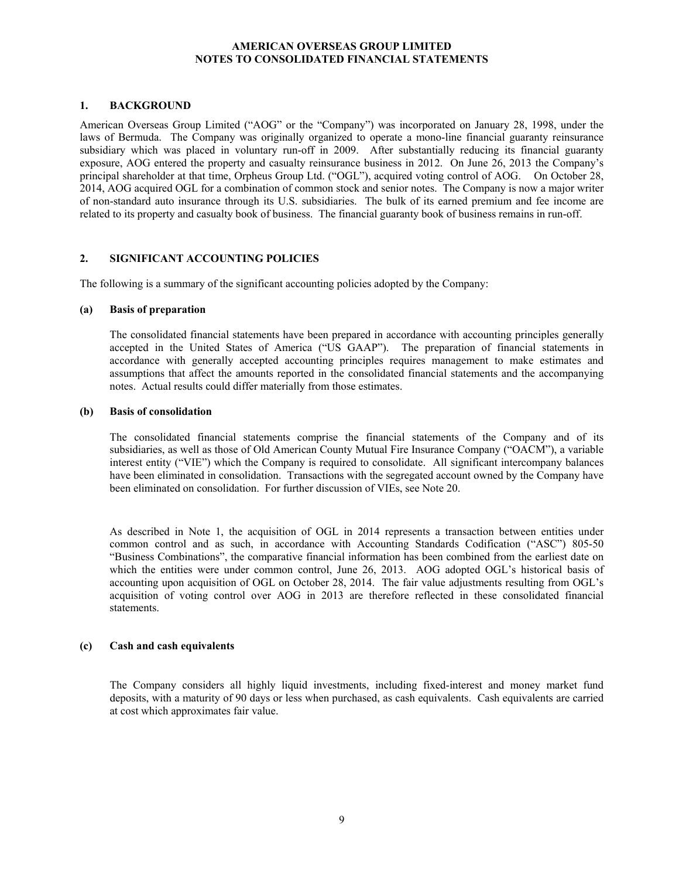# AMERICAN OVERSEAS GROUP LIMITED
# NOTES TO CONSOLIDATED FINANCIAL STATEMENTS

## 1. BACKGROUND

American Overseas Group Limited ("AOG" or the "Company") was incorporated on January 28, 1998, under the laws of Bermuda. The Company was originally organized to operate a mono-line financial guaranty reinsurance subsidiary which was placed in voluntary run-off in 2009. After substantially reducing its financial guaranty exposure, AOG entered the property and casualty reinsurance business in 2012. On June 26, 2013 the Company's principal shareholder at that time, Orpheus Group Ltd. ("OGL"), acquired voting control of AOG. On October 28, 2014, AOG acquired OGL for a combination of common stock and senior notes. The Company is now a major writer of non-standard auto insurance through its U.S. subsidiaries. The bulk of its earned premium and fee income are related to its property and casualty book of business. The financial guaranty book of business remains in run-off.

## 2. SIGNIFICANT ACCOUNTING POLICIES

The following is a summary of the significant accounting policies adopted by the Company:

### (a) Basis of preparation

The consolidated financial statements have been prepared in accordance with accounting principles generally accepted in the United States of America ("US GAAP"). The preparation of financial statements in accordance with generally accepted accounting principles requires management to make estimates and assumptions that affect the amounts reported in the consolidated financial statements and the accompanying notes. Actual results could differ materially from those estimates.

### (b) Basis of consolidation

The consolidated financial statements comprise the financial statements of the Company and of its subsidiaries, as well as those of Old American County Mutual Fire Insurance Company ("OACM"), a variable interest entity ("VIE") which the Company is required to consolidate. All significant intercompany balances have been eliminated in consolidation. Transactions with the segregated account owned by the Company have been eliminated on consolidation. For further discussion of VIEs, see Note 20.

As described in Note 1, the acquisition of OGL in 2014 represents a transaction between entities under common control and as such, in accordance with Accounting Standards Codification ("ASC") 805-50 "Business Combinations", the comparative financial information has been combined from the earliest date on which the entities were under common control, June 26, 2013. AOG adopted OGL's historical basis of accounting upon acquisition of OGL on October 28, 2014. The fair value adjustments resulting from OGL's acquisition of voting control over AOG in 2013 are therefore reflected in these consolidated financial statements.

### (c) Cash and cash equivalents

The Company considers all highly liquid investments, including fixed-interest and money market fund deposits, with a maturity of 90 days or less when purchased, as cash equivalents. Cash equivalents are carried at cost which approximates fair value.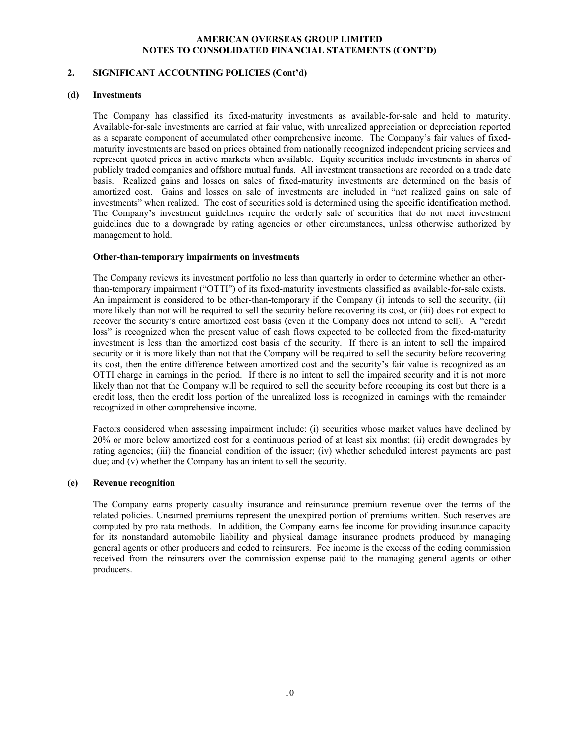## 2. SIGNIFICANT ACCOUNTING POLICIES (Cont'd)

### (d) Investments

The Company has classified its fixed-maturity investments as available-for-sale and held to maturity. Available-for-sale investments are carried at fair value, with unrealized appreciation or depreciation reported as a separate component of accumulated other comprehensive income. The Company's fair values of fixed-maturity investments are based on prices obtained from nationally recognized independent pricing services and represent quoted prices in active markets when available. Equity securities include investments in shares of publicly traded companies and offshore mutual funds. All investment transactions are recorded on a trade date basis. Realized gains and losses on sales of fixed-maturity investments are determined on the basis of amortized cost. Gains and losses on sale of investments are included in "net realized gains on sale of investments" when realized. The cost of securities sold is determined using the specific identification method. The Company's investment guidelines require the orderly sale of securities that do not meet investment guidelines due to a downgrade by rating agencies or other circumstances, unless otherwise authorized by management to hold.

**Other-than-temporary impairments on investments**

The Company reviews its investment portfolio no less than quarterly in order to determine whether an other-than-temporary impairment ("OTTI") of its fixed-maturity investments classified as available-for-sale exists. An impairment is considered to be other-than-temporary if the Company (i) intends to sell the security, (ii) more likely than not will be required to sell the security before recovering its cost, or (iii) does not expect to recover the security's entire amortized cost basis (even if the Company does not intend to sell). A "credit loss" is recognized when the present value of cash flows expected to be collected from the fixed-maturity investment is less than the amortized cost basis of the security. If there is an intent to sell the impaired security or it is more likely than not that the Company will be required to sell the security before recovering its cost, then the entire difference between amortized cost and the security's fair value is recognized as an OTTI charge in earnings in the period. If there is no intent to sell the impaired security and it is not more likely than not that the Company will be required to sell the security before recouping its cost but there is a credit loss, then the credit loss portion of the unrealized loss is recognized in earnings with the remainder recognized in other comprehensive income.

Factors considered when assessing impairment include: (i) securities whose market values have declined by 20% or more below amortized cost for a continuous period of at least six months; (ii) credit downgrades by rating agencies; (iii) the financial condition of the issuer; (iv) whether scheduled interest payments are past due; and (v) whether the Company has an intent to sell the security.

### (e) Revenue recognition

The Company earns property casualty insurance and reinsurance premium revenue over the terms of the related policies. Unearned premiums represent the unexpired portion of premiums written. Such reserves are computed by pro rata methods. In addition, the Company earns fee income for providing insurance capacity for its nonstandard automobile liability and physical damage insurance products produced by managing general agents or other producers and ceded to reinsurers. Fee income is the excess of the ceding commission received from the reinsurers over the commission expense paid to the managing general agents or other producers.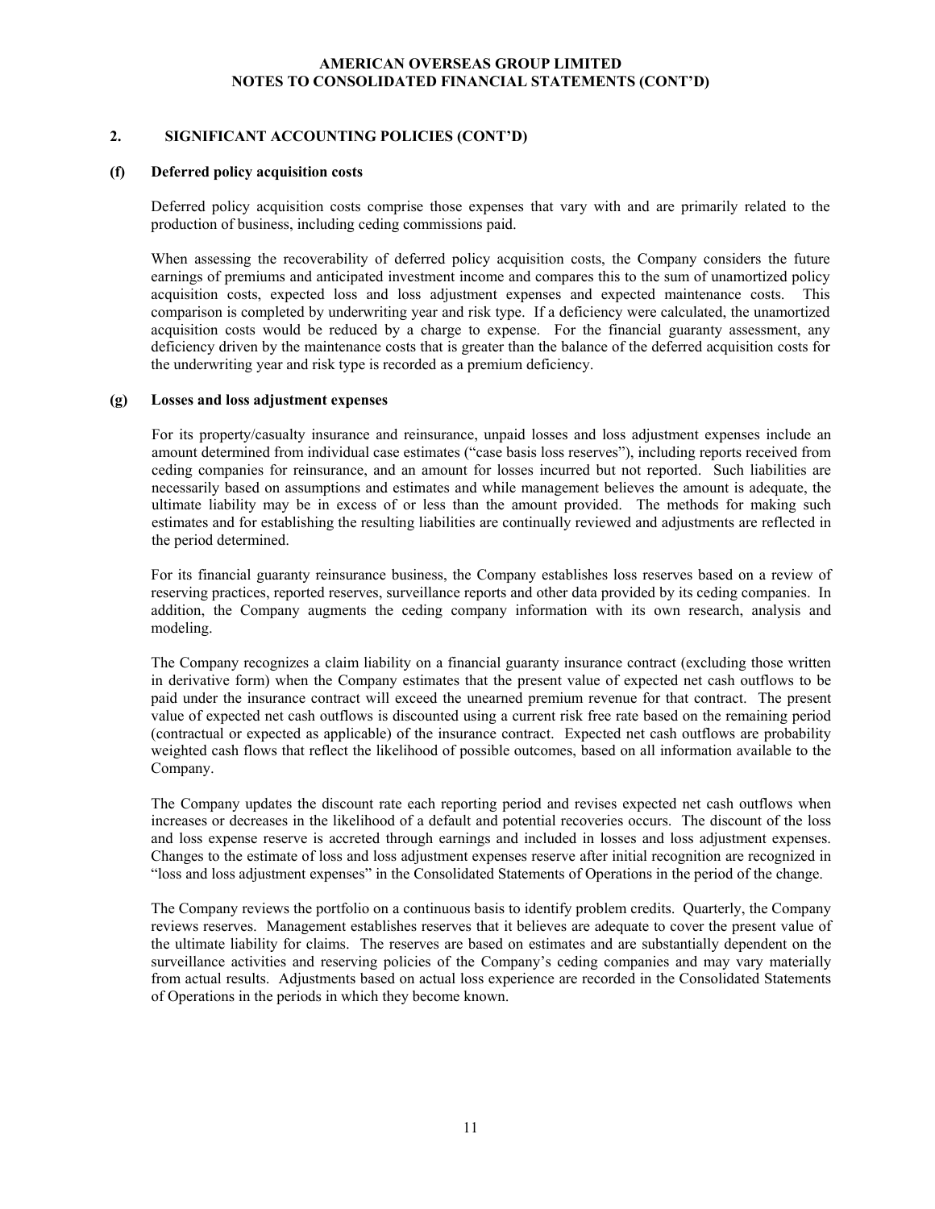## 2. SIGNIFICANT ACCOUNTING POLICIES (CONT'D)

### (f) Deferred policy acquisition costs

Deferred policy acquisition costs comprise those expenses that vary with and are primarily related to the production of business, including ceding commissions paid.

When assessing the recoverability of deferred policy acquisition costs, the Company considers the future earnings of premiums and anticipated investment income and compares this to the sum of unamortized policy acquisition costs, expected loss and loss adjustment expenses and expected maintenance costs. This comparison is completed by underwriting year and risk type. If a deficiency were calculated, the unamortized acquisition costs would be reduced by a charge to expense. For the financial guaranty assessment, any deficiency driven by the maintenance costs that is greater than the balance of the deferred acquisition costs for the underwriting year and risk type is recorded as a premium deficiency.

### (g) Losses and loss adjustment expenses

For its property/casualty insurance and reinsurance, unpaid losses and loss adjustment expenses include an amount determined from individual case estimates ("case basis loss reserves"), including reports received from ceding companies for reinsurance, and an amount for losses incurred but not reported. Such liabilities are necessarily based on assumptions and estimates and while management believes the amount is adequate, the ultimate liability may be in excess of or less than the amount provided. The methods for making such estimates and for establishing the resulting liabilities are continually reviewed and adjustments are reflected in the period determined.

For its financial guaranty reinsurance business, the Company establishes loss reserves based on a review of reserving practices, reported reserves, surveillance reports and other data provided by its ceding companies. In addition, the Company augments the ceding company information with its own research, analysis and modeling.

The Company recognizes a claim liability on a financial guaranty insurance contract (excluding those written in derivative form) when the Company estimates that the present value of expected net cash outflows to be paid under the insurance contract will exceed the unearned premium revenue for that contract. The present value of expected net cash outflows is discounted using a current risk free rate based on the remaining period (contractual or expected as applicable) of the insurance contract. Expected net cash outflows are probability weighted cash flows that reflect the likelihood of possible outcomes, based on all information available to the Company.

The Company updates the discount rate each reporting period and revises expected net cash outflows when increases or decreases in the likelihood of a default and potential recoveries occurs. The discount of the loss and loss expense reserve is accreted through earnings and included in losses and loss adjustment expenses. Changes to the estimate of loss and loss adjustment expenses reserve after initial recognition are recognized in "loss and loss adjustment expenses" in the Consolidated Statements of Operations in the period of the change.

The Company reviews the portfolio on a continuous basis to identify problem credits. Quarterly, the Company reviews reserves. Management establishes reserves that it believes are adequate to cover the present value of the ultimate liability for claims. The reserves are based on estimates and are substantially dependent on the surveillance activities and reserving policies of the Company's ceding companies and may vary materially from actual results. Adjustments based on actual loss experience are recorded in the Consolidated Statements of Operations in the periods in which they become known.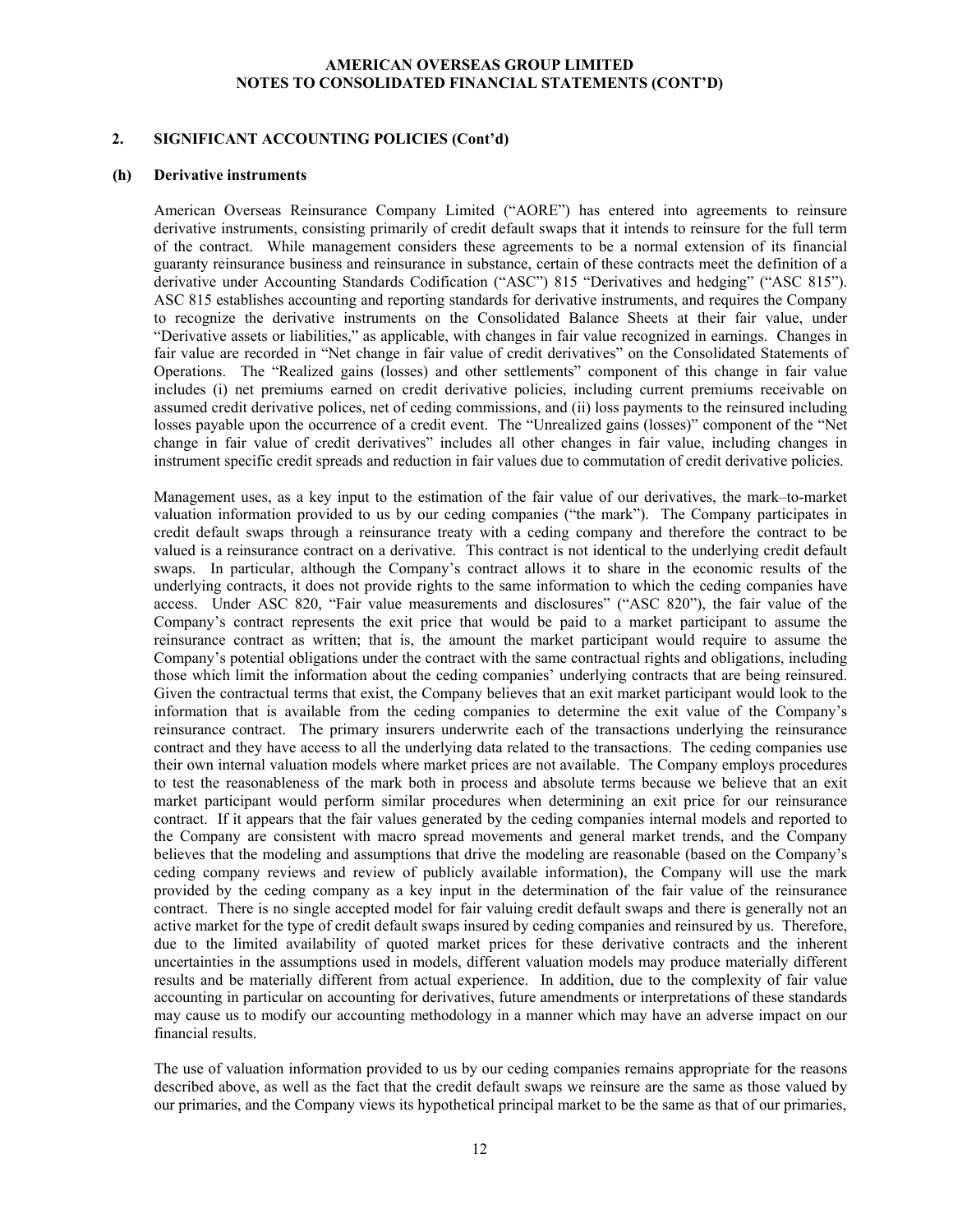## 2. SIGNIFICANT ACCOUNTING POLICIES (Cont'd)

### (h) Derivative instruments

American Overseas Reinsurance Company Limited ("AORE") has entered into agreements to reinsure derivative instruments, consisting primarily of credit default swaps that it intends to reinsure for the full term of the contract. While management considers these agreements to be a normal extension of its financial guaranty reinsurance business and reinsurance in substance, certain of these contracts meet the definition of a derivative under Accounting Standards Codification ("ASC") 815 "Derivatives and hedging" ("ASC 815"). ASC 815 establishes accounting and reporting standards for derivative instruments, and requires the Company to recognize the derivative instruments on the Consolidated Balance Sheets at their fair value, under "Derivative assets or liabilities," as applicable, with changes in fair value recognized in earnings. Changes in fair value are recorded in "Net change in fair value of credit derivatives" on the Consolidated Statements of Operations. The "Realized gains (losses) and other settlements" component of this change in fair value includes (i) net premiums earned on credit derivative policies, including current premiums receivable on assumed credit derivative polices, net of ceding commissions, and (ii) loss payments to the reinsured including losses payable upon the occurrence of a credit event. The "Unrealized gains (losses)" component of the "Net change in fair value of credit derivatives" includes all other changes in fair value, including changes in instrument specific credit spreads and reduction in fair values due to commutation of credit derivative policies.

Management uses, as a key input to the estimation of the fair value of our derivatives, the mark–to-market valuation information provided to us by our ceding companies ("the mark"). The Company participates in credit default swaps through a reinsurance treaty with a ceding company and therefore the contract to be valued is a reinsurance contract on a derivative. This contract is not identical to the underlying credit default swaps. In particular, although the Company's contract allows it to share in the economic results of the underlying contracts, it does not provide rights to the same information to which the ceding companies have access. Under ASC 820, "Fair value measurements and disclosures" ("ASC 820"), the fair value of the Company's contract represents the exit price that would be paid to a market participant to assume the reinsurance contract as written; that is, the amount the market participant would require to assume the Company's potential obligations under the contract with the same contractual rights and obligations, including those which limit the information about the ceding companies' underlying contracts that are being reinsured. Given the contractual terms that exist, the Company believes that an exit market participant would look to the information that is available from the ceding companies to determine the exit value of the Company's reinsurance contract. The primary insurers underwrite each of the transactions underlying the reinsurance contract and they have access to all the underlying data related to the transactions. The ceding companies use their own internal valuation models where market prices are not available. The Company employs procedures to test the reasonableness of the mark both in process and absolute terms because we believe that an exit market participant would perform similar procedures when determining an exit price for our reinsurance contract. If it appears that the fair values generated by the ceding companies internal models and reported to the Company are consistent with macro spread movements and general market trends, and the Company believes that the modeling and assumptions that drive the modeling are reasonable (based on the Company's ceding company reviews and review of publicly available information), the Company will use the mark provided by the ceding company as a key input in the determination of the fair value of the reinsurance contract. There is no single accepted model for fair valuing credit default swaps and there is generally not an active market for the type of credit default swaps insured by ceding companies and reinsured by us. Therefore, due to the limited availability of quoted market prices for these derivative contracts and the inherent uncertainties in the assumptions used in models, different valuation models may produce materially different results and be materially different from actual experience. In addition, due to the complexity of fair value accounting in particular on accounting for derivatives, future amendments or interpretations of these standards may cause us to modify our accounting methodology in a manner which may have an adverse impact on our financial results.

The use of valuation information provided to us by our ceding companies remains appropriate for the reasons described above, as well as the fact that the credit default swaps we reinsure are the same as those valued by our primaries, and the Company views its hypothetical principal market to be the same as that of our primaries,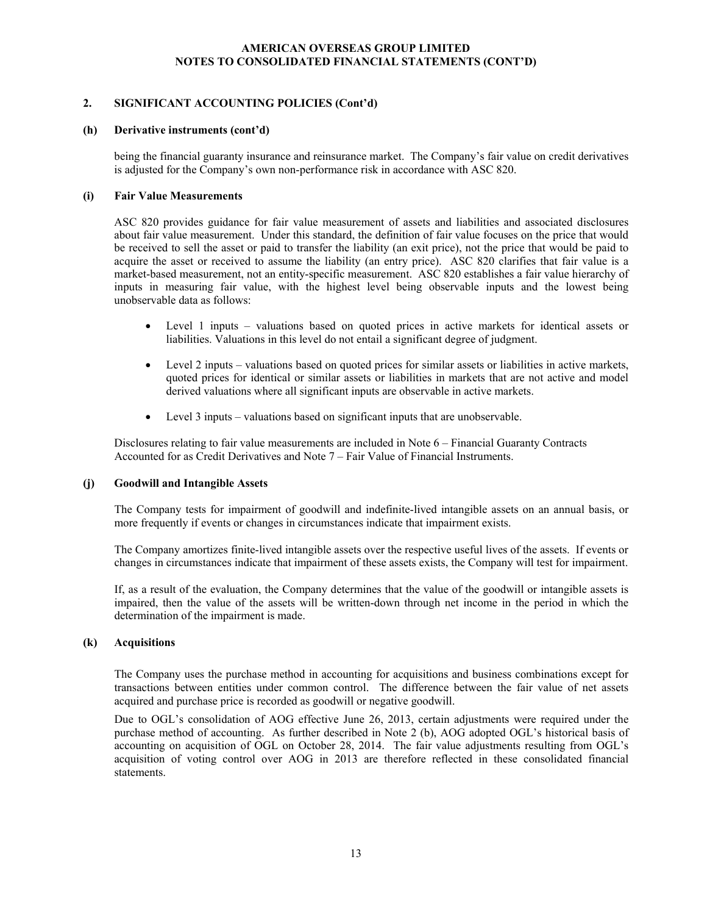## 2. SIGNIFICANT ACCOUNTING POLICIES (Cont'd)

### (h) Derivative instruments (cont'd)

being the financial guaranty insurance and reinsurance market. The Company's fair value on credit derivatives is adjusted for the Company's own non-performance risk in accordance with ASC 820.

### (i) Fair Value Measurements

ASC 820 provides guidance for fair value measurement of assets and liabilities and associated disclosures about fair value measurement. Under this standard, the definition of fair value focuses on the price that would be received to sell the asset or paid to transfer the liability (an exit price), not the price that would be paid to acquire the asset or received to assume the liability (an entry price). ASC 820 clarifies that fair value is a market-based measurement, not an entity-specific measurement. ASC 820 establishes a fair value hierarchy of inputs in measuring fair value, with the highest level being observable inputs and the lowest being unobservable data as follows:

- Level 1 inputs – valuations based on quoted prices in active markets for identical assets or liabilities. Valuations in this level do not entail a significant degree of judgment.
- Level 2 inputs – valuations based on quoted prices for similar assets or liabilities in active markets, quoted prices for identical or similar assets or liabilities in markets that are not active and model derived valuations where all significant inputs are observable in active markets.
- Level 3 inputs – valuations based on significant inputs that are unobservable.

Disclosures relating to fair value measurements are included in Note 6 – Financial Guaranty Contracts Accounted for as Credit Derivatives and Note 7 – Fair Value of Financial Instruments.

### (j) Goodwill and Intangible Assets

The Company tests for impairment of goodwill and indefinite-lived intangible assets on an annual basis, or more frequently if events or changes in circumstances indicate that impairment exists.

The Company amortizes finite-lived intangible assets over the respective useful lives of the assets. If events or changes in circumstances indicate that impairment of these assets exists, the Company will test for impairment.

If, as a result of the evaluation, the Company determines that the value of the goodwill or intangible assets is impaired, then the value of the assets will be written-down through net income in the period in which the determination of the impairment is made.

### (k) Acquisitions

The Company uses the purchase method in accounting for acquisitions and business combinations except for transactions between entities under common control. The difference between the fair value of net assets acquired and purchase price is recorded as goodwill or negative goodwill.

Due to OGL's consolidation of AOG effective June 26, 2013, certain adjustments were required under the purchase method of accounting. As further described in Note 2 (b), AOG adopted OGL's historical basis of accounting on acquisition of OGL on October 28, 2014. The fair value adjustments resulting from OGL's acquisition of voting control over AOG in 2013 are therefore reflected in these consolidated financial statements.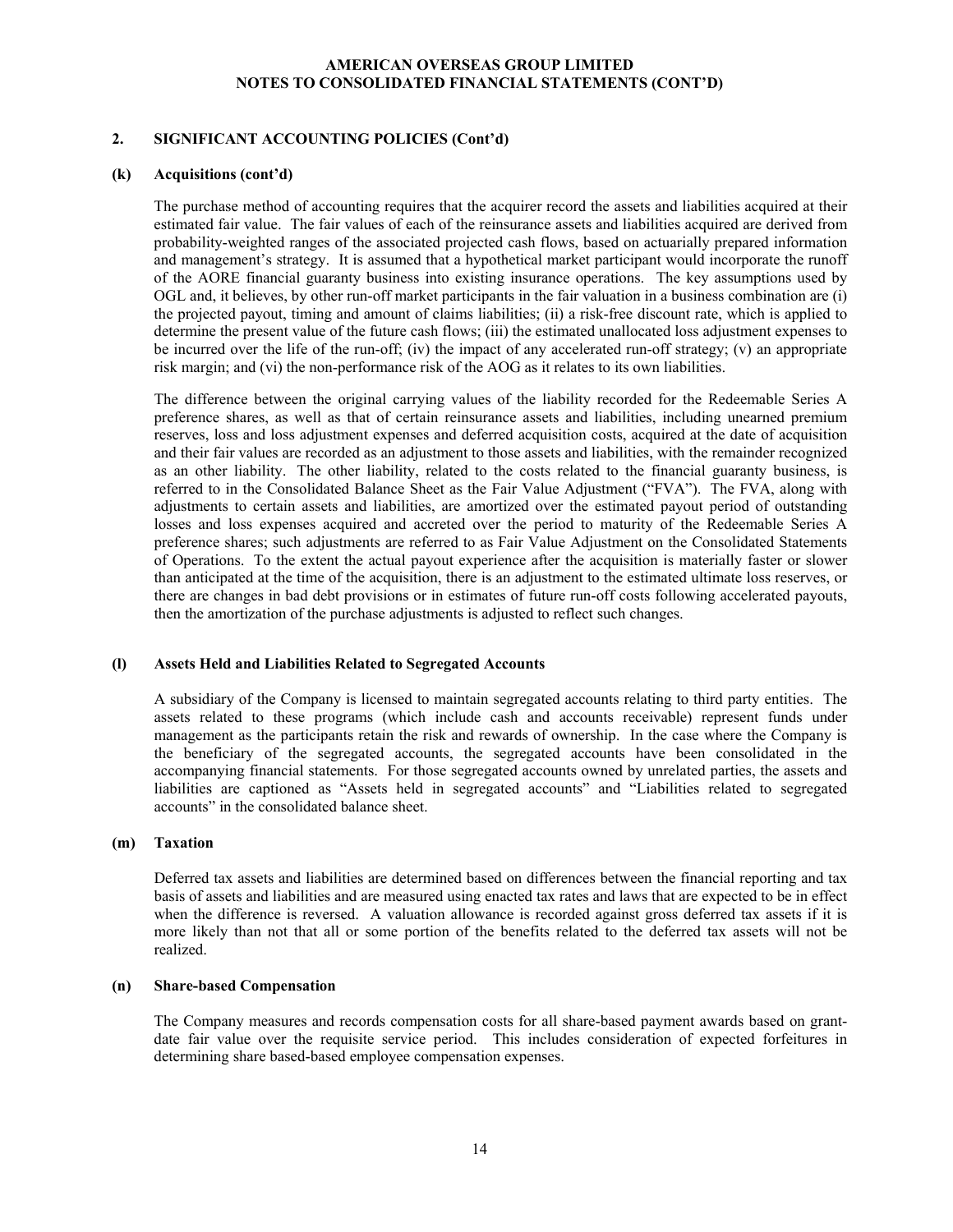## 2. SIGNIFICANT ACCOUNTING POLICIES (Cont'd)

### (k) Acquisitions (cont'd)

The purchase method of accounting requires that the acquirer record the assets and liabilities acquired at their estimated fair value. The fair values of each of the reinsurance assets and liabilities acquired are derived from probability-weighted ranges of the associated projected cash flows, based on actuarially prepared information and management's strategy. It is assumed that a hypothetical market participant would incorporate the runoff of the AORE financial guaranty business into existing insurance operations. The key assumptions used by OGL and, it believes, by other run-off market participants in the fair valuation in a business combination are (i) the projected payout, timing and amount of claims liabilities; (ii) a risk-free discount rate, which is applied to determine the present value of the future cash flows; (iii) the estimated unallocated loss adjustment expenses to be incurred over the life of the run-off; (iv) the impact of any accelerated run-off strategy; (v) an appropriate risk margin; and (vi) the non-performance risk of the AOG as it relates to its own liabilities.

The difference between the original carrying values of the liability recorded for the Redeemable Series A preference shares, as well as that of certain reinsurance assets and liabilities, including unearned premium reserves, loss and loss adjustment expenses and deferred acquisition costs, acquired at the date of acquisition and their fair values are recorded as an adjustment to those assets and liabilities, with the remainder recognized as an other liability. The other liability, related to the costs related to the financial guaranty business, is referred to in the Consolidated Balance Sheet as the Fair Value Adjustment ("FVA"). The FVA, along with adjustments to certain assets and liabilities, are amortized over the estimated payout period of outstanding losses and loss expenses acquired and accreted over the period to maturity of the Redeemable Series A preference shares; such adjustments are referred to as Fair Value Adjustment on the Consolidated Statements of Operations. To the extent the actual payout experience after the acquisition is materially faster or slower than anticipated at the time of the acquisition, there is an adjustment to the estimated ultimate loss reserves, or there are changes in bad debt provisions or in estimates of future run-off costs following accelerated payouts, then the amortization of the purchase adjustments is adjusted to reflect such changes.

### (l) Assets Held and Liabilities Related to Segregated Accounts

A subsidiary of the Company is licensed to maintain segregated accounts relating to third party entities. The assets related to these programs (which include cash and accounts receivable) represent funds under management as the participants retain the risk and rewards of ownership. In the case where the Company is the beneficiary of the segregated accounts, the segregated accounts have been consolidated in the accompanying financial statements. For those segregated accounts owned by unrelated parties, the assets and liabilities are captioned as "Assets held in segregated accounts" and "Liabilities related to segregated accounts" in the consolidated balance sheet.

### (m) Taxation

Deferred tax assets and liabilities are determined based on differences between the financial reporting and tax basis of assets and liabilities and are measured using enacted tax rates and laws that are expected to be in effect when the difference is reversed. A valuation allowance is recorded against gross deferred tax assets if it is more likely than not that all or some portion of the benefits related to the deferred tax assets will not be realized.

### (n) Share-based Compensation

The Company measures and records compensation costs for all share-based payment awards based on grant-date fair value over the requisite service period. This includes consideration of expected forfeitures in determining share based-based employee compensation expenses.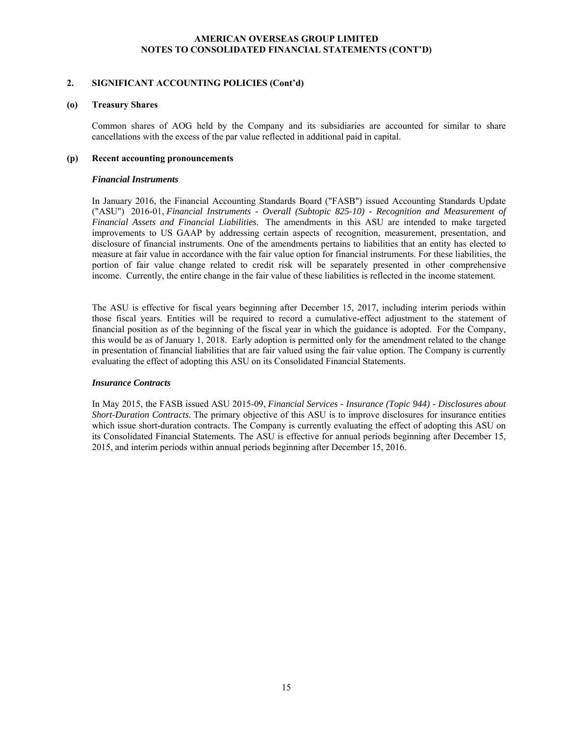## 2. SIGNIFICANT ACCOUNTING POLICIES (Cont'd)

### (o) Treasury Shares

Common shares of AOG held by the Company and its subsidiaries are accounted for similar to share cancellations with the excess of the par value reflected in additional paid in capital.

### (p) Recent accounting pronouncements

***Financial Instruments***

In January 2016, the Financial Accounting Standards Board ("FASB") issued Accounting Standards Update ("ASU") 2016-01, *Financial Instruments - Overall (Subtopic 825-10) - Recognition and Measurement of Financial Assets and Financial Liabilities*. The amendments in this ASU are intended to make targeted improvements to US GAAP by addressing certain aspects of recognition, measurement, presentation, and disclosure of financial instruments. One of the amendments pertains to liabilities that an entity has elected to measure at fair value in accordance with the fair value option for financial instruments. For these liabilities, the portion of fair value change related to credit risk will be separately presented in other comprehensive income. Currently, the entire change in the fair value of these liabilities is reflected in the income statement.

The ASU is effective for fiscal years beginning after December 15, 2017, including interim periods within those fiscal years. Entities will be required to record a cumulative-effect adjustment to the statement of financial position as of the beginning of the fiscal year in which the guidance is adopted. For the Company, this would be as of January 1, 2018. Early adoption is permitted only for the amendment related to the change in presentation of financial liabilities that are fair valued using the fair value option. The Company is currently evaluating the effect of adopting this ASU on its Consolidated Financial Statements.

***Insurance Contracts***

In May 2015, the FASB issued ASU 2015-09, *Financial Services - Insurance (Topic 944) - Disclosures about Short-Duration Contracts.* The primary objective of this ASU is to improve disclosures for insurance entities which issue short-duration contracts. The Company is currently evaluating the effect of adopting this ASU on its Consolidated Financial Statements. The ASU is effective for annual periods beginning after December 15, 2015, and interim periods within annual periods beginning after December 15, 2016.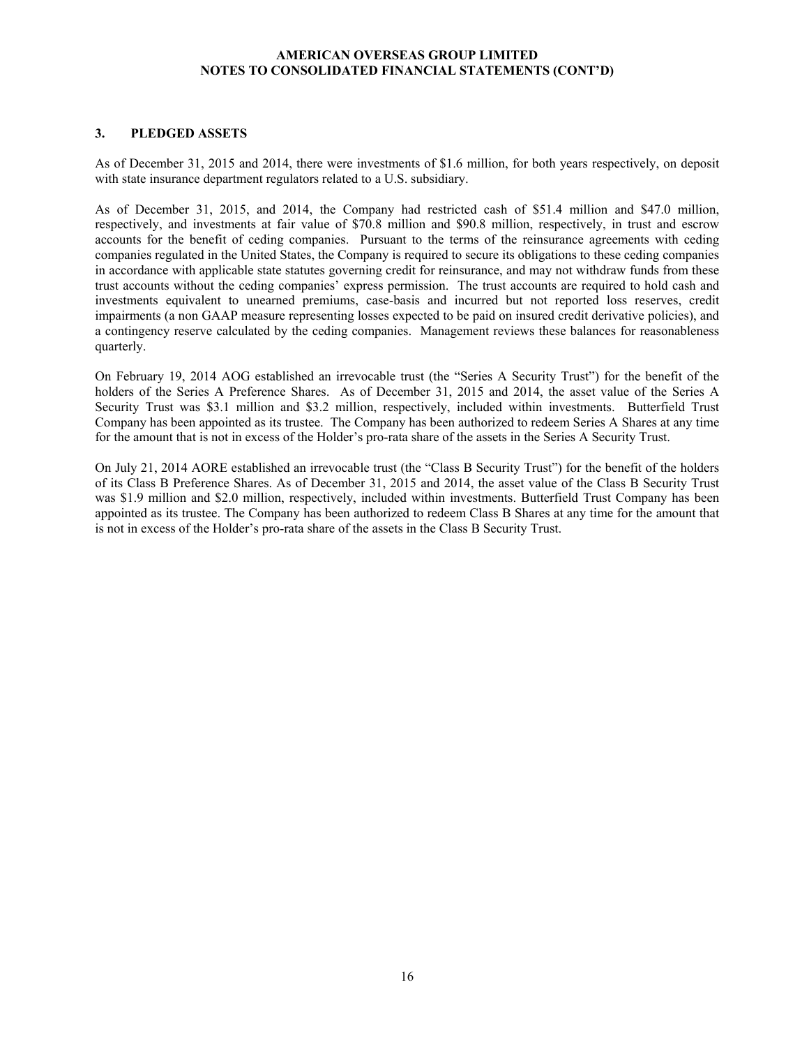## 3. PLEDGED ASSETS

As of December 31, 2015 and 2014, there were investments of $1.6 million, for both years respectively, on deposit with state insurance department regulators related to a U.S. subsidiary.

As of December 31, 2015, and 2014, the Company had restricted cash of $51.4 million and $47.0 million, respectively, and investments at fair value of $70.8 million and $90.8 million, respectively, in trust and escrow accounts for the benefit of ceding companies. Pursuant to the terms of the reinsurance agreements with ceding companies regulated in the United States, the Company is required to secure its obligations to these ceding companies in accordance with applicable state statutes governing credit for reinsurance, and may not withdraw funds from these trust accounts without the ceding companies' express permission. The trust accounts are required to hold cash and investments equivalent to unearned premiums, case-basis and incurred but not reported loss reserves, credit impairments (a non GAAP measure representing losses expected to be paid on insured credit derivative policies), and a contingency reserve calculated by the ceding companies. Management reviews these balances for reasonableness quarterly.

On February 19, 2014 AOG established an irrevocable trust (the "Series A Security Trust") for the benefit of the holders of the Series A Preference Shares. As of December 31, 2015 and 2014, the asset value of the Series A Security Trust was $3.1 million and $3.2 million, respectively, included within investments. Butterfield Trust Company has been appointed as its trustee. The Company has been authorized to redeem Series A Shares at any time for the amount that is not in excess of the Holder's pro-rata share of the assets in the Series A Security Trust.

On July 21, 2014 AORE established an irrevocable trust (the "Class B Security Trust") for the benefit of the holders of its Class B Preference Shares. As of December 31, 2015 and 2014, the asset value of the Class B Security Trust was $1.9 million and $2.0 million, respectively, included within investments. Butterfield Trust Company has been appointed as its trustee. The Company has been authorized to redeem Class B Shares at any time for the amount that is not in excess of the Holder's pro-rata share of the assets in the Class B Security Trust.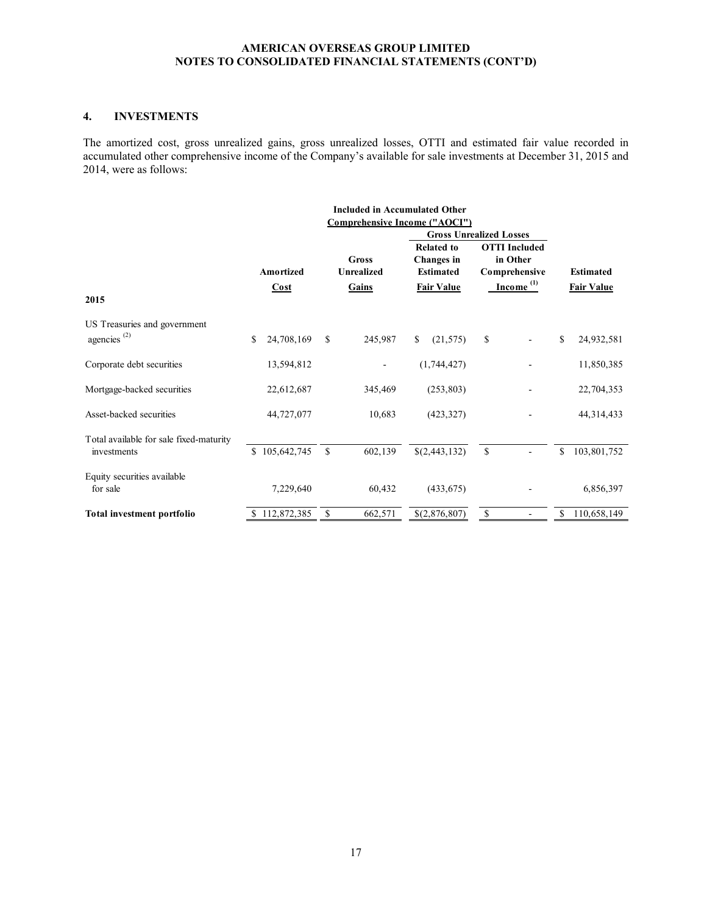## 4. INVESTMENTS

The amortized cost, gross unrealized gains, gross unrealized losses, OTTI and estimated fair value recorded in accumulated other comprehensive income of the Company's available for sale investments at December 31, 2015 and 2014, were as follows:

| | | Included in Accumulated Other Comprehensive Income ("AOCI") | | | |
|---|---|---|---|---|---|
| | | | Gross Unrealized Losses | | |
| | Amortized Cost | Gross Unrealized Gains | Related to Changes in Estimated Fair Value | OTTI Included in Other Comprehensive Income (1) | Estimated Fair Value |
| **2015** | | | | | |
| US Treasuries and government agencies (2) | $ 24,708,169 | $ 245,987 | $ (21,575) | $ - | $ 24,932,581 |
| Corporate debt securities | 13,594,812 | - | (1,744,427) | - | 11,850,385 |
| Mortgage-backed securities | 22,612,687 | 345,469 | (253,803) | - | 22,704,353 |
| Asset-backed securities | 44,727,077 | 10,683 | (423,327) | - | 44,314,433 |
| Total available for sale fixed-maturity investments | $ 105,642,745 | $ 602,139 | $(2,443,132) | $ - | $ 103,801,752 |
| Equity securities available for sale | 7,229,640 | 60,432 | (433,675) | - | 6,856,397 |
| **Total investment portfolio** | $ 112,872,385 | $ 662,571 | $(2,876,807) | $ - | $ 110,658,149 |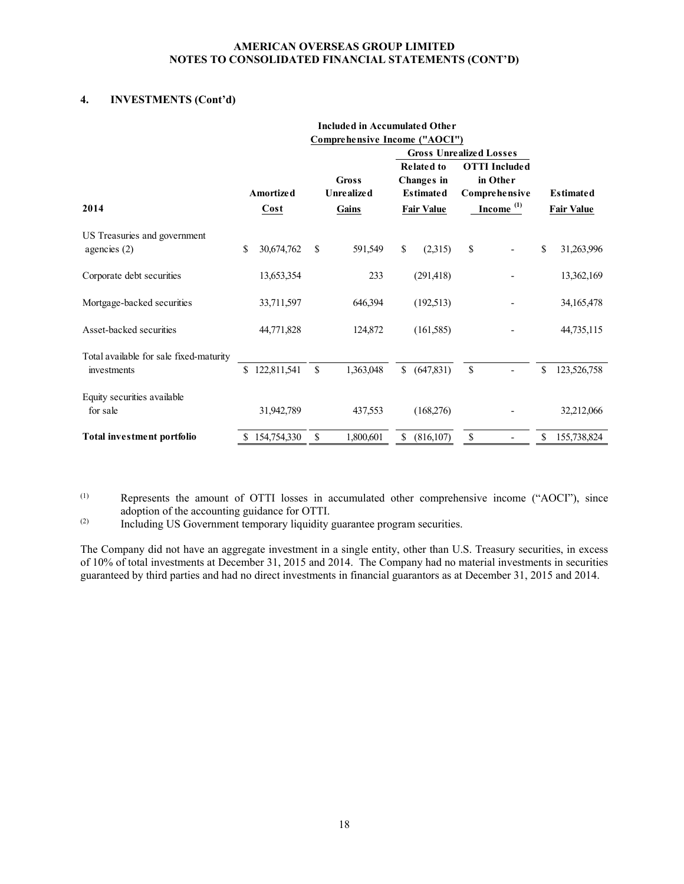### 4. INVESTMENTS (Cont'd)

| 2014 | Amortized Cost | Included in Accumulated Other Comprehensive Income ("AOCI") Gross Unrealized Gains | Gross Unrealized Losses Related to Changes in Estimated Fair Value | OTTI Included in Other Comprehensive Income [(1)] | Estimated Fair Value |
|---|---|---|---|---|---|
| US Treasuries and government agencies (2) | $ 30,674,762 | $ 591,549 | $ (2,315) | $ - | $ 31,263,996 |
| Corporate debt securities | 13,653,354 | 233 | (291,418) | - | 13,362,169 |
| Mortgage-backed securities | 33,711,597 | 646,394 | (192,513) | - | 34,165,478 |
| Asset-backed securities | 44,771,828 | 124,872 | (161,585) | - | 44,735,115 |
| Total available for sale fixed-maturity investments | $ 122,811,541 | $ 1,363,048 | $ (647,831) | $ - | $ 123,526,758 |
| Equity securities available for sale | 31,942,789 | 437,553 | (168,276) | - | 32,212,066 |
| **Total investment portfolio** | $ 154,754,330 | $ 1,800,601 | $ (816,107) | $ - | $ 155,738,824 |

(1) Represents the amount of OTTI losses in accumulated other comprehensive income ("AOCI"), since adoption of the accounting guidance for OTTI.

(2) Including US Government temporary liquidity guarantee program securities.

The Company did not have an aggregate investment in a single entity, other than U.S. Treasury securities, in excess of 10% of total investments at December 31, 2015 and 2014. The Company had no material investments in securities guaranteed by third parties and had no direct investments in financial guarantors as at December 31, 2015 and 2014.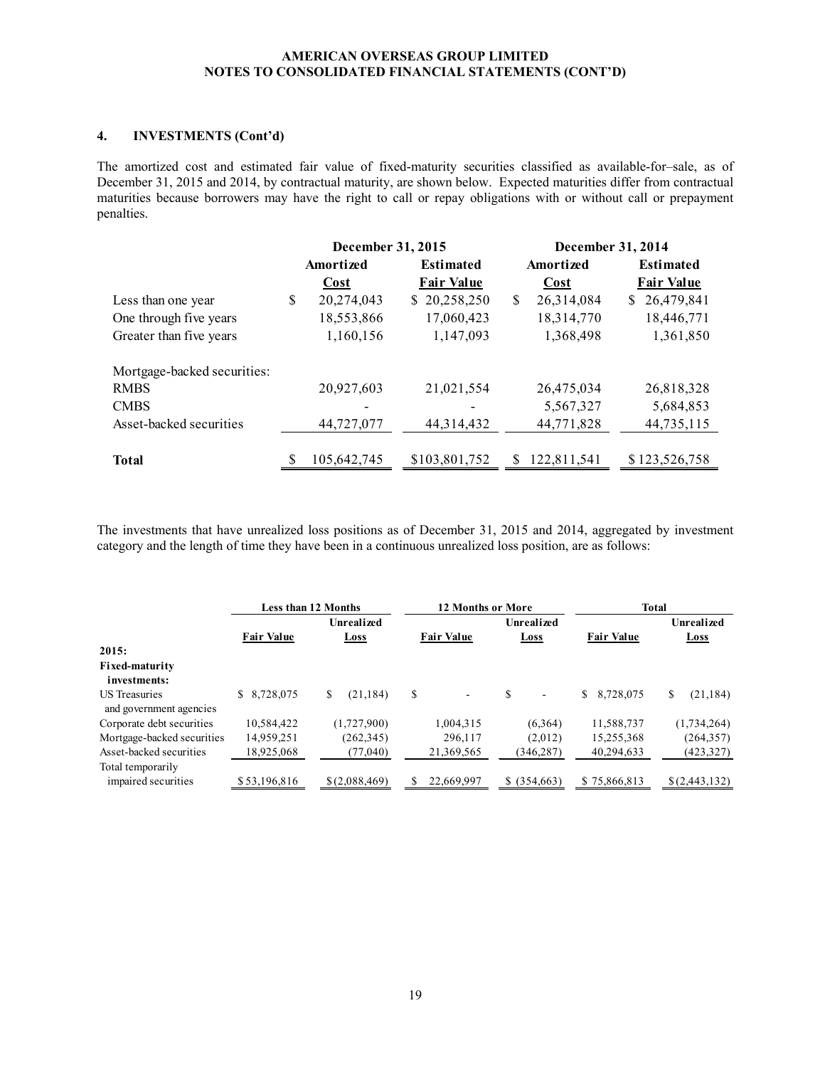AMERICAN OVERSEAS GROUP LIMITED
NOTES TO CONSOLIDATED FINANCIAL STATEMENTS (CONT'D)

## 4. INVESTMENTS (Cont'd)

The amortized cost and estimated fair value of fixed-maturity securities classified as available-for–sale, as of December 31, 2015 and 2014, by contractual maturity, are shown below. Expected maturities differ from contractual maturities because borrowers may have the right to call or repay obligations with or without call or prepayment penalties.

| | December 31, 2015 | | December 31, 2014 | |
|---|---|---|---|---|
| | Amortized Cost | Estimated Fair Value | Amortized Cost | Estimated Fair Value |
| Less than one year | $ 20,274,043 | $ 20,258,250 | $ 26,314,084 | $ 26,479,841 |
| One through five years | 18,553,866 | 17,060,423 | 18,314,770 | 18,446,771 |
| Greater than five years | 1,160,156 | 1,147,093 | 1,368,498 | 1,361,850 |
| Mortgage-backed securities: | | | | |
| RMBS | 20,927,603 | 21,021,554 | 26,475,034 | 26,818,328 |
| CMBS | - | - | 5,567,327 | 5,684,853 |
| Asset-backed securities | 44,727,077 | 44,314,432 | 44,771,828 | 44,735,115 |
| **Total** | $ 105,642,745 | $103,801,752 | $ 122,811,541 | $123,526,758 |

The investments that have unrealized loss positions as of December 31, 2015 and 2014, aggregated by investment category and the length of time they have been in a continuous unrealized loss position, are as follows:

| | Less than 12 Months | | 12 Months or More | | Total | |
|---|---|---|---|---|---|---|
| | Fair Value | Unrealized Loss | Fair Value | Unrealized Loss | Fair Value | Unrealized Loss |
| **2015:** | | | | | | |
| **Fixed-maturity investments:** | | | | | | |
| US Treasuries and government agencies | $ 8,728,075 | $ (21,184) | $ - | $ - | $ 8,728,075 | $ (21,184) |
| Corporate debt securities | 10,584,422 | (1,727,900) | 1,004,315 | (6,364) | 11,588,737 | (1,734,264) |
| Mortgage-backed securities | 14,959,251 | (262,345) | 296,117 | (2,012) | 15,255,368 | (264,357) |
| Asset-backed securities | 18,925,068 | (77,040) | 21,369,565 | (346,287) | 40,294,633 | (423,327) |
| Total temporarily impaired securities | $ 53,196,816 | $ (2,088,469) | $ 22,669,997 | $ (354,663) | $ 75,866,813 | $ (2,443,132) |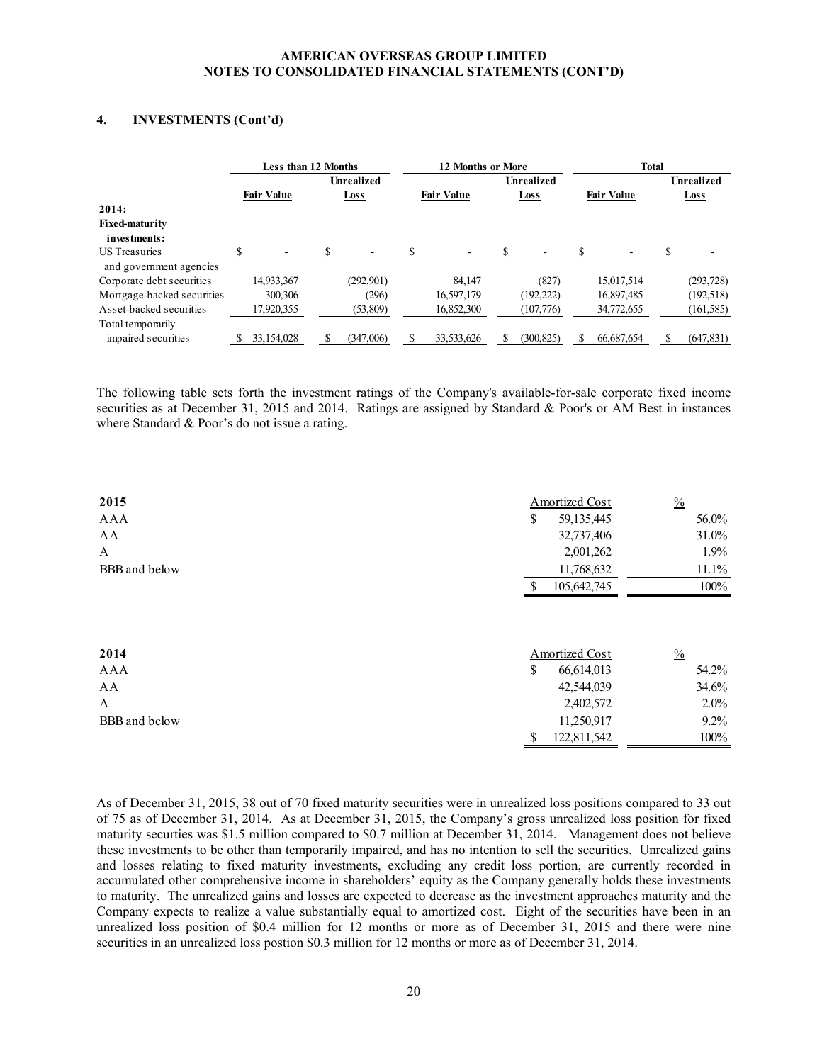## 4. INVESTMENTS (Cont'd)

| | Less than 12 Months | | 12 Months or More | | Total | |
|---|---|---|---|---|---|---|
| | Fair Value | Unrealized Loss | Fair Value | Unrealized Loss | Fair Value | Unrealized Loss |
| **2014:** | | | | | | |
| **Fixed-maturity investments:** | | | | | | |
| US Treasuries and government agencies | $ - | $ - | $ - | $ - | $ - | $ - |
| Corporate debt securities | 14,933,367 | (292,901) | 84,147 | (827) | 15,017,514 | (293,728) |
| Mortgage-backed securities | 300,306 | (296) | 16,597,179 | (192,222) | 16,897,485 | (192,518) |
| Asset-backed securities | 17,920,355 | (53,809) | 16,852,300 | (107,776) | 34,772,655 | (161,585) |
| Total temporarily impaired securities | $ 33,154,028 | $ (347,006) | $ 33,533,626 | $ (300,825) | $ 66,687,654 | $ (647,831) |

The following table sets forth the investment ratings of the Company's available-for-sale corporate fixed income securities as at December 31, 2015 and 2014. Ratings are assigned by Standard & Poor's or AM Best in instances where Standard & Poor's do not issue a rating.

| 2015 | Amortized Cost | % |
|---|---|---|
| AAA | $ 59,135,445 | 56.0% |
| AA | 32,737,406 | 31.0% |
| A | 2,001,262 | 1.9% |
| BBB and below | 11,768,632 | 11.1% |
| | $ 105,642,745 | 100% |

| 2014 | Amortized Cost | % |
|---|---|---|
| AAA | $ 66,614,013 | 54.2% |
| AA | 42,544,039 | 34.6% |
| A | 2,402,572 | 2.0% |
| BBB and below | 11,250,917 | 9.2% |
| | $ 122,811,542 | 100% |

As of December 31, 2015, 38 out of 70 fixed maturity securities were in unrealized loss positions compared to 33 out of 75 as of December 31, 2014. As at December 31, 2015, the Company's gross unrealized loss position for fixed maturity securities was $1.5 million compared to $0.7 million at December 31, 2014. Management does not believe these investments to be other than temporarily impaired, and has no intention to sell the securities. Unrealized gains and losses relating to fixed maturity investments, excluding any credit loss portion, are currently recorded in accumulated other comprehensive income in shareholders' equity as the Company generally holds these investments to maturity. The unrealized gains and losses are expected to decrease as the investment approaches maturity and the Company expects to realize a value substantially equal to amortized cost. Eight of the securities have been in an unrealized loss position of $0.4 million for 12 months or more as of December 31, 2015 and there were nine securities in an unrealized loss postion $0.3 million for 12 months or more as of December 31, 2014.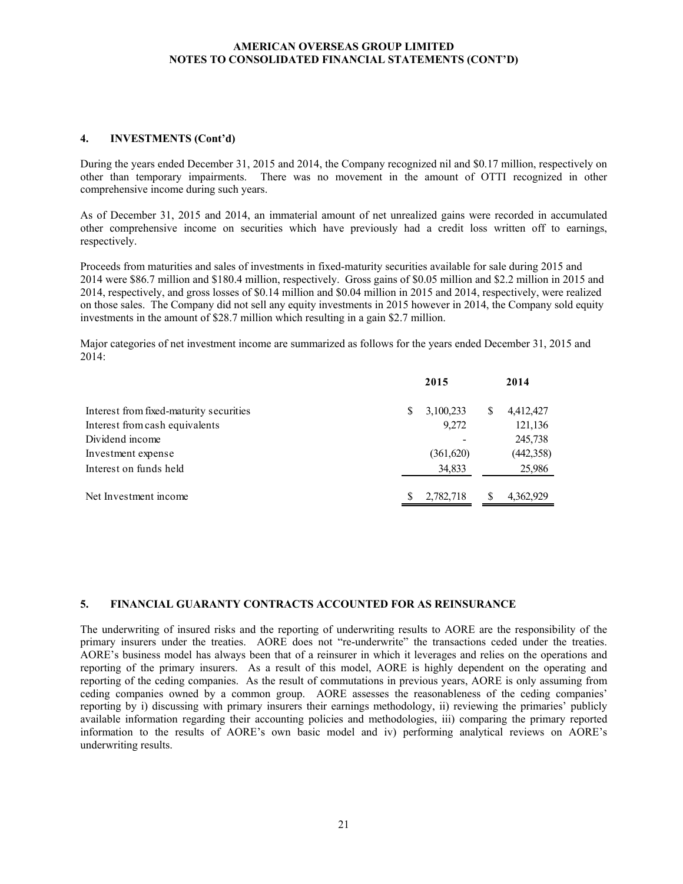## 4. INVESTMENTS (Cont'd)

During the years ended December 31, 2015 and 2014, the Company recognized nil and \$0.17 million, respectively on other than temporary impairments. There was no movement in the amount of OTTI recognized in other comprehensive income during such years.

As of December 31, 2015 and 2014, an immaterial amount of net unrealized gains were recorded in accumulated other comprehensive income on securities which have previously had a credit loss written off to earnings, respectively.

Proceeds from maturities and sales of investments in fixed-maturity securities available for sale during 2015 and 2014 were \$86.7 million and \$180.4 million, respectively. Gross gains of \$0.05 million and \$2.2 million in 2015 and 2014, respectively, and gross losses of \$0.14 million and \$0.04 million in 2015 and 2014, respectively, were realized on those sales. The Company did not sell any equity investments in 2015 however in 2014, the Company sold equity investments in the amount of \$28.7 million which resulting in a gain \$2.7 million.

Major categories of net investment income are summarized as follows for the years ended December 31, 2015 and 2014:

| | 2015 | 2014 |
|---|---|---|
| Interest from fixed-maturity securities | $ 3,100,233 | $ 4,412,427 |
| Interest from cash equivalents | 9,272 | 121,136 |
| Dividend income | - | 245,738 |
| Investment expense | (361,620) | (442,358) |
| Interest on funds held | 34,833 | 25,986 |
| Net Investment income | $ 2,782,718 | $ 4,362,929 |

## 5. FINANCIAL GUARANTY CONTRACTS ACCOUNTED FOR AS REINSURANCE

The underwriting of insured risks and the reporting of underwriting results to AORE are the responsibility of the primary insurers under the treaties. AORE does not "re-underwrite" the transactions ceded under the treaties. AORE's business model has always been that of a reinsurer in which it leverages and relies on the operations and reporting of the primary insurers. As a result of this model, AORE is highly dependent on the operating and reporting of the ceding companies. As the result of commutations in previous years, AORE is only assuming from ceding companies owned by a common group. AORE assesses the reasonableness of the ceding companies' reporting by i) discussing with primary insurers their earnings methodology, ii) reviewing the primaries' publicly available information regarding their accounting policies and methodologies, iii) comparing the primary reported information to the results of AORE's own basic model and iv) performing analytical reviews on AORE's underwriting results.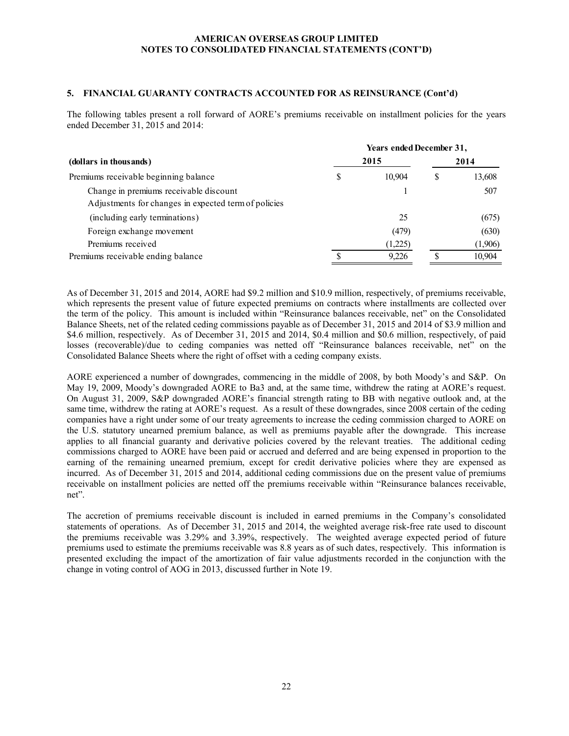### 5. FINANCIAL GUARANTY CONTRACTS ACCOUNTED FOR AS REINSURANCE (Cont'd)

The following tables present a roll forward of AORE's premiums receivable on installment policies for the years ended December 31, 2015 and 2014:

| (dollars in thousands) | Years ended December 31, 2015 | Years ended December 31, 2014 |
|---|---|---|
| Premiums receivable beginning balance | $ 10,904 | $ 13,608 |
| Change in premiums receivable discount | 1 | 507 |
| Adjustments for changes in expected term of policies (including early terminations) | 25 | (675) |
| Foreign exchange movement | (479) | (630) |
| Premiums received | (1,225) | (1,906) |
| Premiums receivable ending balance | $ 9,226 | $ 10,904 |

As of December 31, 2015 and 2014, AORE had $9.2 million and $10.9 million, respectively, of premiums receivable, which represents the present value of future expected premiums on contracts where installments are collected over the term of the policy. This amount is included within "Reinsurance balances receivable, net" on the Consolidated Balance Sheets, net of the related ceding commissions payable as of December 31, 2015 and 2014 of $3.9 million and $4.6 million, respectively. As of December 31, 2015 and 2014, $0.4 million and $0.6 million, respectively, of paid losses (recoverable)/due to ceding companies was netted off "Reinsurance balances receivable, net" on the Consolidated Balance Sheets where the right of offset with a ceding company exists.

AORE experienced a number of downgrades, commencing in the middle of 2008, by both Moody's and S&P. On May 19, 2009, Moody's downgraded AORE to Ba3 and, at the same time, withdrew the rating at AORE's request. On August 31, 2009, S&P downgraded AORE's financial strength rating to BB with negative outlook and, at the same time, withdrew the rating at AORE's request. As a result of these downgrades, since 2008 certain of the ceding companies have a right under some of our treaty agreements to increase the ceding commission charged to AORE on the U.S. statutory unearned premium balance, as well as premiums payable after the downgrade. This increase applies to all financial guaranty and derivative policies covered by the relevant treaties. The additional ceding commissions charged to AORE have been paid or accrued and deferred and are being expensed in proportion to the earning of the remaining unearned premium, except for credit derivative policies where they are expensed as incurred. As of December 31, 2015 and 2014, additional ceding commissions due on the present value of premiums receivable on installment policies are netted off the premiums receivable within "Reinsurance balances receivable, net".

The accretion of premiums receivable discount is included in earned premiums in the Company's consolidated statements of operations. As of December 31, 2015 and 2014, the weighted average risk-free rate used to discount the premiums receivable was 3.29% and 3.39%, respectively. The weighted average expected period of future premiums used to estimate the premiums receivable was 8.8 years as of such dates, respectively. This information is presented excluding the impact of the amortization of fair value adjustments recorded in the conjunction with the change in voting control of AOG in 2013, discussed further in Note 19.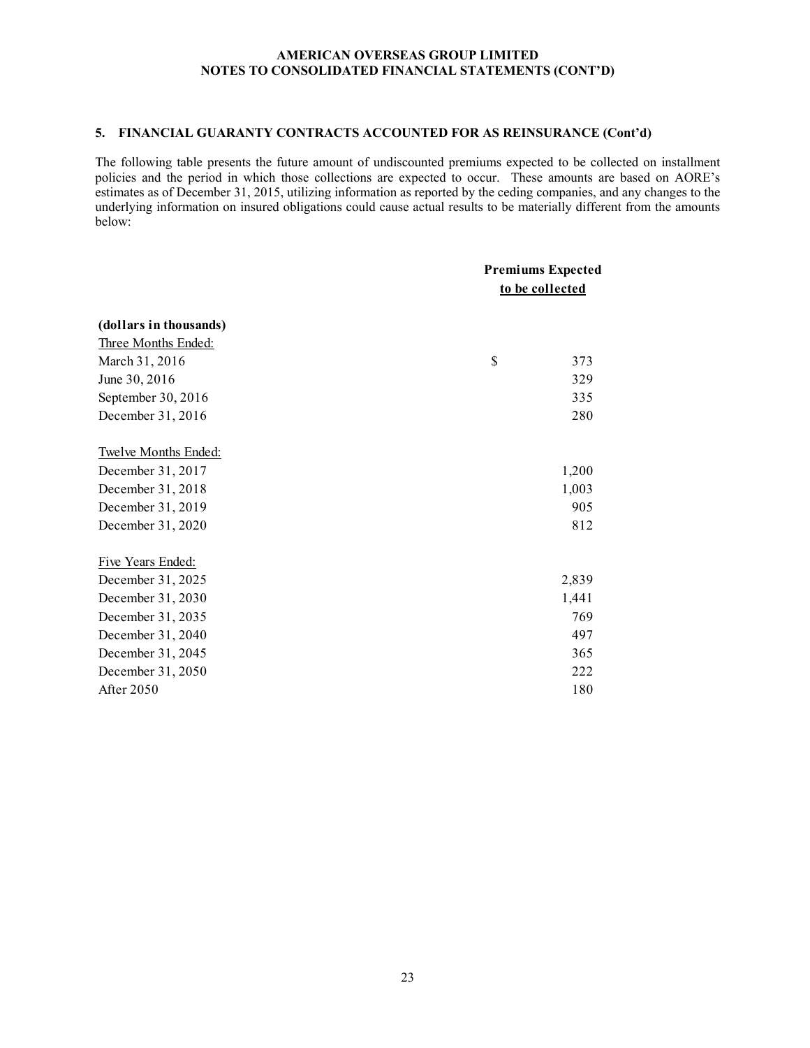## 5. FINANCIAL GUARANTY CONTRACTS ACCOUNTED FOR AS REINSURANCE (Cont'd)

The following table presents the future amount of undiscounted premiums expected to be collected on installment policies and the period in which those collections are expected to occur. These amounts are based on AORE's estimates as of December 31, 2015, utilizing information as reported by the ceding companies, and any changes to the underlying information on insured obligations could cause actual results to be materially different from the amounts below:

| | Premiums Expected to be collected |
|---|---|
| **(dollars in thousands)** | |
| Three Months Ended: | |
| March 31, 2016 | $ 373 |
| June 30, 2016 | 329 |
| September 30, 2016 | 335 |
| December 31, 2016 | 280 |
| Twelve Months Ended: | |
| December 31, 2017 | 1,200 |
| December 31, 2018 | 1,003 |
| December 31, 2019 | 905 |
| December 31, 2020 | 812 |
| Five Years Ended: | |
| December 31, 2025 | 2,839 |
| December 31, 2030 | 1,441 |
| December 31, 2035 | 769 |
| December 31, 2040 | 497 |
| December 31, 2045 | 365 |
| December 31, 2050 | 222 |
| After 2050 | 180 |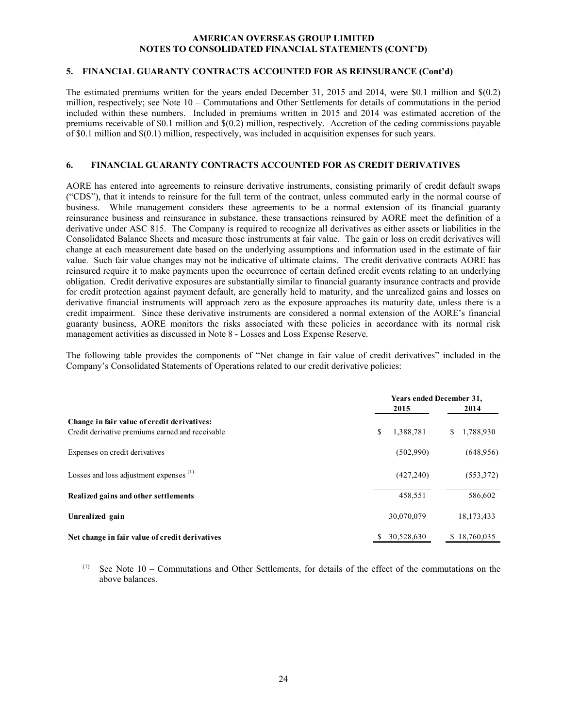**AMERICAN OVERSEAS GROUP LIMITED**
**NOTES TO CONSOLIDATED FINANCIAL STATEMENTS (CONT'D)**

## 5. FINANCIAL GUARANTY CONTRACTS ACCOUNTED FOR AS REINSURANCE (Cont'd)

The estimated premiums written for the years ended December 31, 2015 and 2014, were \$0.1 million and \$(0.2) million, respectively; see Note 10 – Commutations and Other Settlements for details of commutations in the period included within these numbers. Included in premiums written in 2015 and 2014 was estimated accretion of the premiums receivable of \$0.1 million and \$(0.2) million, respectively. Accretion of the ceding commissions payable of \$0.1 million and \$(0.1) million, respectively, was included in acquisition expenses for such years.

## 6. FINANCIAL GUARANTY CONTRACTS ACCOUNTED FOR AS CREDIT DERIVATIVES

AORE has entered into agreements to reinsure derivative instruments, consisting primarily of credit default swaps ("CDS"), that it intends to reinsure for the full term of the contract, unless commuted early in the normal course of business. While management considers these agreements to be a normal extension of its financial guaranty reinsurance business and reinsurance in substance, these transactions reinsured by AORE meet the definition of a derivative under ASC 815. The Company is required to recognize all derivatives as either assets or liabilities in the Consolidated Balance Sheets and measure those instruments at fair value. The gain or loss on credit derivatives will change at each measurement date based on the underlying assumptions and information used in the estimate of fair value. Such fair value changes may not be indicative of ultimate claims. The credit derivative contracts AORE has reinsured require it to make payments upon the occurrence of certain defined credit events relating to an underlying obligation. Credit derivative exposures are substantially similar to financial guaranty insurance contracts and provide for credit protection against payment default, are generally held to maturity, and the unrealized gains and losses on derivative financial instruments will approach zero as the exposure approaches its maturity date, unless there is a credit impairment. Since these derivative instruments are considered a normal extension of the AORE's financial guaranty business, AORE monitors the risks associated with these policies in accordance with its normal risk management activities as discussed in Note 8 - Losses and Loss Expense Reserve.

The following table provides the components of "Net change in fair value of credit derivatives" included in the Company's Consolidated Statements of Operations related to our credit derivative policies:

| | Years ended December 31, | |
|---|---|---|
| | 2015 | 2014 |
| **Change in fair value of credit derivatives:** | | |
| Credit derivative premiums earned and receivable | \$ 1,388,781 | \$ 1,788,930 |
| Expenses on credit derivatives | (502,990) | (648,956) |
| Losses and loss adjustment expenses [(1)] | (427,240) | (553,372) |
| **Realized gains and other settlements** | 458,551 | 586,602 |
| **Unrealized gain** | 30,070,079 | 18,173,433 |
| **Net change in fair value of credit derivatives** | \$ 30,528,630 | \$ 18,760,035 |

(1) See Note 10 – Commutations and Other Settlements, for details of the effect of the commutations on the above balances.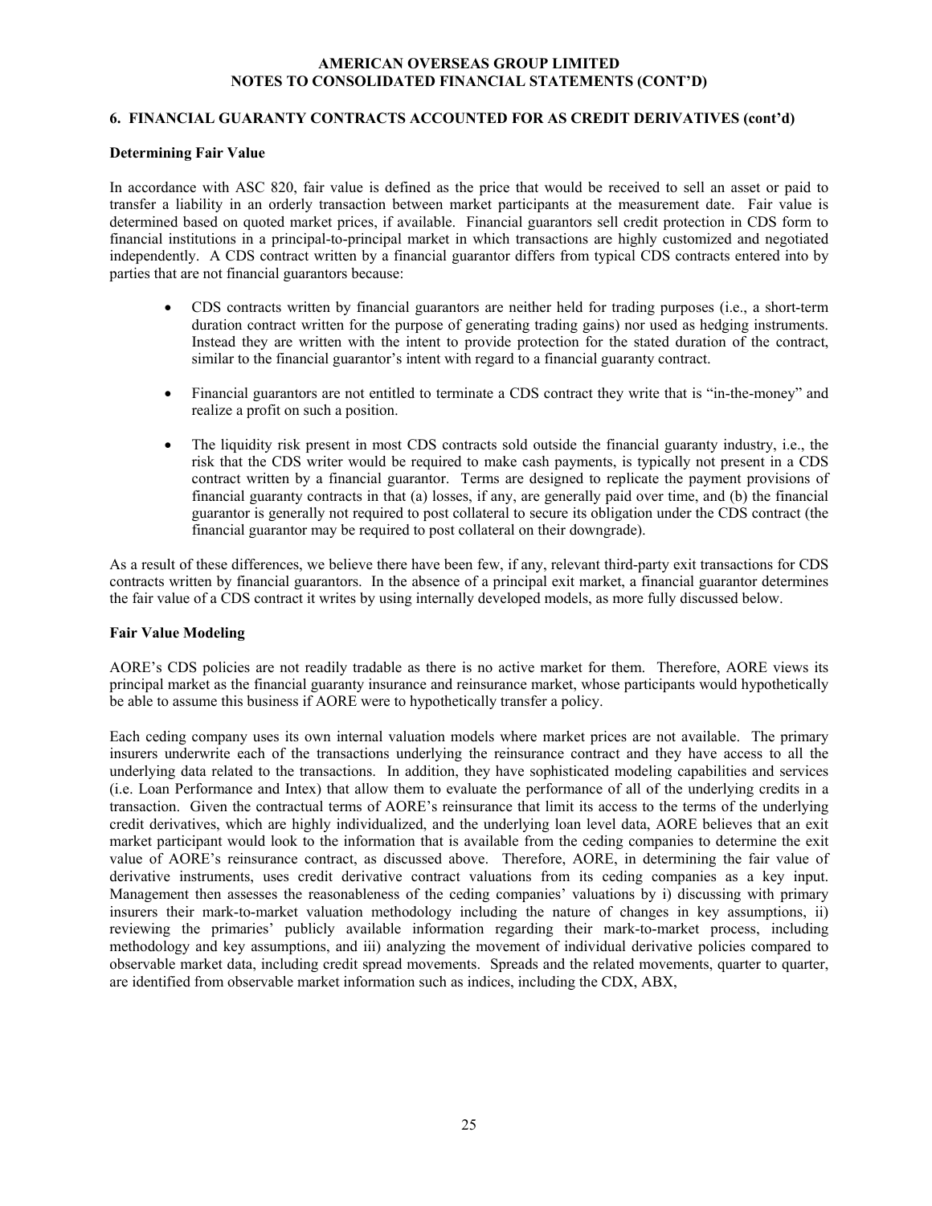## 6. FINANCIAL GUARANTY CONTRACTS ACCOUNTED FOR AS CREDIT DERIVATIVES (cont'd)

### Determining Fair Value

In accordance with ASC 820, fair value is defined as the price that would be received to sell an asset or paid to transfer a liability in an orderly transaction between market participants at the measurement date. Fair value is determined based on quoted market prices, if available. Financial guarantors sell credit protection in CDS form to financial institutions in a principal-to-principal market in which transactions are highly customized and negotiated independently. A CDS contract written by a financial guarantor differs from typical CDS contracts entered into by parties that are not financial guarantors because:

- CDS contracts written by financial guarantors are neither held for trading purposes (i.e., a short-term duration contract written for the purpose of generating trading gains) nor used as hedging instruments. Instead they are written with the intent to provide protection for the stated duration of the contract, similar to the financial guarantor's intent with regard to a financial guaranty contract.
- Financial guarantors are not entitled to terminate a CDS contract they write that is "in-the-money" and realize a profit on such a position.
- The liquidity risk present in most CDS contracts sold outside the financial guaranty industry, i.e., the risk that the CDS writer would be required to make cash payments, is typically not present in a CDS contract written by a financial guarantor. Terms are designed to replicate the payment provisions of financial guaranty contracts in that (a) losses, if any, are generally paid over time, and (b) the financial guarantor is generally not required to post collateral to secure its obligation under the CDS contract (the financial guarantor may be required to post collateral on their downgrade).

As a result of these differences, we believe there have been few, if any, relevant third-party exit transactions for CDS contracts written by financial guarantors. In the absence of a principal exit market, a financial guarantor determines the fair value of a CDS contract it writes by using internally developed models, as more fully discussed below.

### Fair Value Modeling

AORE's CDS policies are not readily tradable as there is no active market for them. Therefore, AORE views its principal market as the financial guaranty insurance and reinsurance market, whose participants would hypothetically be able to assume this business if AORE were to hypothetically transfer a policy.

Each ceding company uses its own internal valuation models where market prices are not available. The primary insurers underwrite each of the transactions underlying the reinsurance contract and they have access to all the underlying data related to the transactions. In addition, they have sophisticated modeling capabilities and services (i.e. Loan Performance and Intex) that allow them to evaluate the performance of all of the underlying credits in a transaction. Given the contractual terms of AORE's reinsurance that limit its access to the terms of the underlying credit derivatives, which are highly individualized, and the underlying loan level data, AORE believes that an exit market participant would look to the information that is available from the ceding companies to determine the exit value of AORE's reinsurance contract, as discussed above. Therefore, AORE, in determining the fair value of derivative instruments, uses credit derivative contract valuations from its ceding companies as a key input. Management then assesses the reasonableness of the ceding companies' valuations by i) discussing with primary insurers their mark-to-market valuation methodology including the nature of changes in key assumptions, ii) reviewing the primaries' publicly available information regarding their mark-to-market process, including methodology and key assumptions, and iii) analyzing the movement of individual derivative policies compared to observable market data, including credit spread movements. Spreads and the related movements, quarter to quarter, are identified from observable market information such as indices, including the CDX, ABX,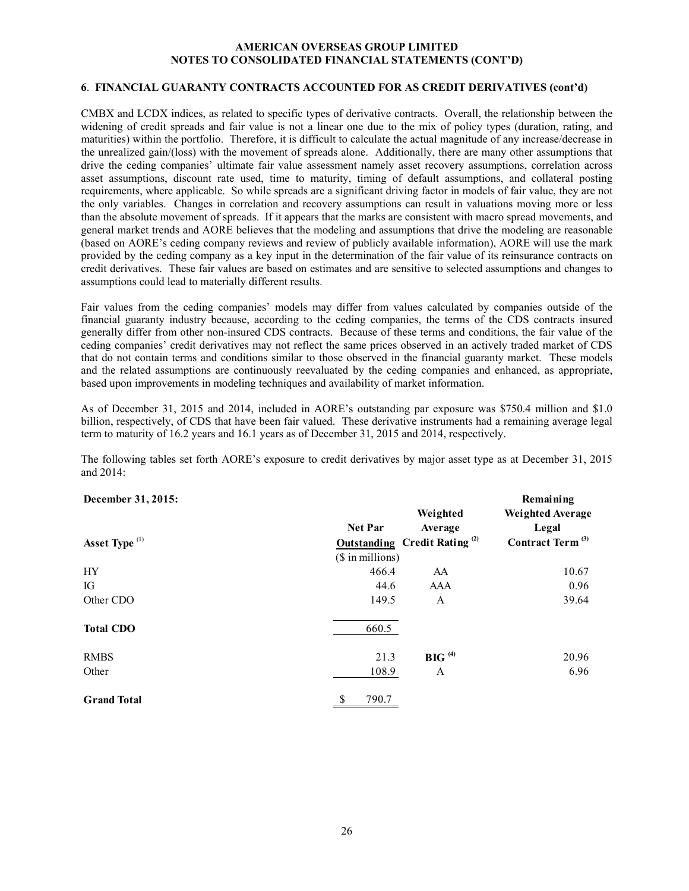### 6. FINANCIAL GUARANTY CONTRACTS ACCOUNTED FOR AS CREDIT DERIVATIVES (cont'd)

CMBX and LCDX indices, as related to specific types of derivative contracts. Overall, the relationship between the widening of credit spreads and fair value is not a linear one due to the mix of policy types (duration, rating, and maturities) within the portfolio. Therefore, it is difficult to calculate the actual magnitude of any increase/decrease in the unrealized gain/(loss) with the movement of spreads alone. Additionally, there are many other assumptions that drive the ceding companies' ultimate fair value assessment namely asset recovery assumptions, correlation across asset assumptions, discount rate used, time to maturity, timing of default assumptions, and collateral posting requirements, where applicable. So while spreads are a significant driving factor in models of fair value, they are not the only variables. Changes in correlation and recovery assumptions can result in valuations moving more or less than the absolute movement of spreads. If it appears that the marks are consistent with macro spread movements, and general market trends and AORE believes that the modeling and assumptions that drive the modeling are reasonable (based on AORE's ceding company reviews and review of publicly available information), AORE will use the mark provided by the ceding company as a key input in the determination of the fair value of its reinsurance contracts on credit derivatives. These fair values are based on estimates and are sensitive to selected assumptions and changes to assumptions could lead to materially different results.

Fair values from the ceding companies' models may differ from values calculated by companies outside of the financial guaranty industry because, according to the ceding companies, the terms of the CDS contracts insured generally differ from other non-insured CDS contracts. Because of these terms and conditions, the fair value of the ceding companies' credit derivatives may not reflect the same prices observed in an actively traded market of CDS that do not contain terms and conditions similar to those observed in the financial guaranty market. These models and the related assumptions are continuously reevaluated by the ceding companies and enhanced, as appropriate, based upon improvements in modeling techniques and availability of market information.

As of December 31, 2015 and 2014, included in AORE's outstanding par exposure was \$750.4 million and \$1.0 billion, respectively, of CDS that have been fair valued. These derivative instruments had a remaining average legal term to maturity of 16.2 years and 16.1 years as of December 31, 2015 and 2014, respectively.

The following tables set forth AORE's exposure to credit derivatives by major asset type as at December 31, 2015 and 2014:

**December 31, 2015:**

| Asset Type [(1)] | Net Par Outstanding | Weighted Average Credit Rating [(2)] | Remaining Weighted Average Legal Contract Term [(3)] |
|---|---|---|---|
| | ($ in millions) | | |
| HY | 466.4 | AA | 10.67 |
| IG | 44.6 | AAA | 0.96 |
| Other CDO | 149.5 | A | 39.64 |
| **Total CDO** | 660.5 | | |
| RMBS | 21.3 | **BIG** [(4)] | 20.96 |
| Other | 108.9 | A | 6.96 |
| **Grand Total** | $ 790.7 | | |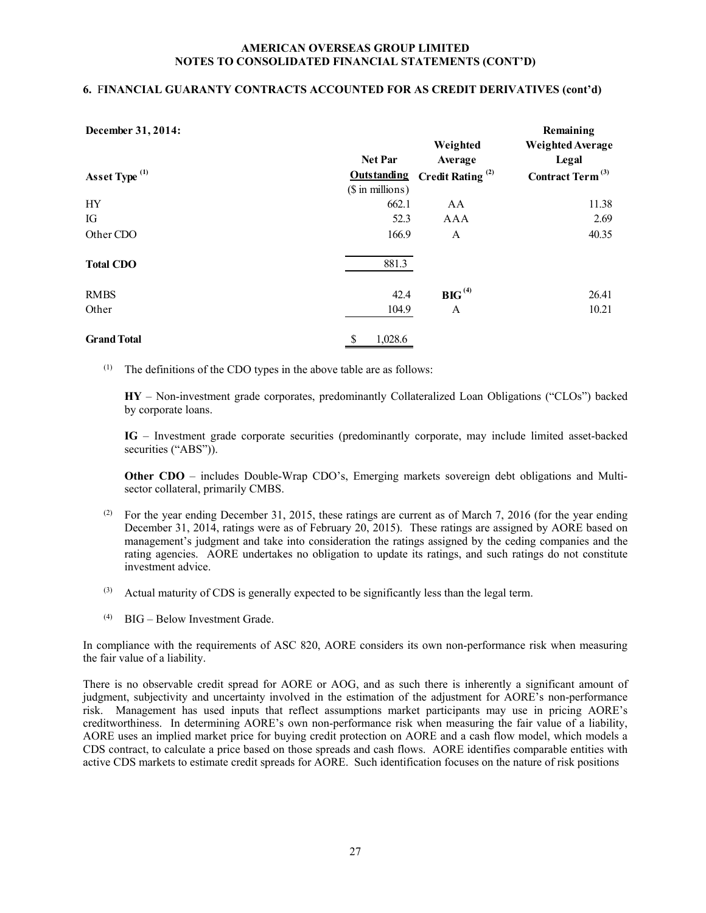## 6. FINANCIAL GUARANTY CONTRACTS ACCOUNTED FOR AS CREDIT DERIVATIVES (cont'd)

**December 31, 2014:**

| Asset Type [(1)] | Net Par Outstanding | Weighted Average Credit Rating [(2)] | Remaining Weighted Average Legal Contract Term [(3)] |
|---|---|---|---|
| | ($ in millions) | | |
| HY | 662.1 | AA | 11.38 |
| IG | 52.3 | AAA | 2.69 |
| Other CDO | 166.9 | A | 40.35 |
| **Total CDO** | 881.3 | | |
| RMBS | 42.4 | BIG [(4)] | 26.41 |
| Other | 104.9 | A | 10.21 |
| **Grand Total** | $ 1,028.6 | | |

(1) The definitions of the CDO types in the above table are as follows:

**HY** – Non-investment grade corporates, predominantly Collateralized Loan Obligations ("CLOs") backed by corporate loans.

**IG** – Investment grade corporate securities (predominantly corporate, may include limited asset-backed securities ("ABS")).

**Other CDO** – includes Double-Wrap CDO's, Emerging markets sovereign debt obligations and Multi-sector collateral, primarily CMBS.

(2) For the year ending December 31, 2015, these ratings are current as of March 7, 2016 (for the year ending December 31, 2014, ratings were as of February 20, 2015). These ratings are assigned by AORE based on management's judgment and take into consideration the ratings assigned by the ceding companies and the rating agencies. AORE undertakes no obligation to update its ratings, and such ratings do not constitute investment advice.

(3) Actual maturity of CDS is generally expected to be significantly less than the legal term.

(4) BIG – Below Investment Grade.

In compliance with the requirements of ASC 820, AORE considers its own non-performance risk when measuring the fair value of a liability.

There is no observable credit spread for AORE or AOG, and as such there is inherently a significant amount of judgment, subjectivity and uncertainty involved in the estimation of the adjustment for AORE's non-performance risk. Management has used inputs that reflect assumptions market participants may use in pricing AORE's creditworthiness. In determining AORE's own non-performance risk when measuring the fair value of a liability, AORE uses an implied market price for buying credit protection on AORE and a cash flow model, which models a CDS contract, to calculate a price based on those spreads and cash flows. AORE identifies comparable entities with active CDS markets to estimate credit spreads for AORE. Such identification focuses on the nature of risk positions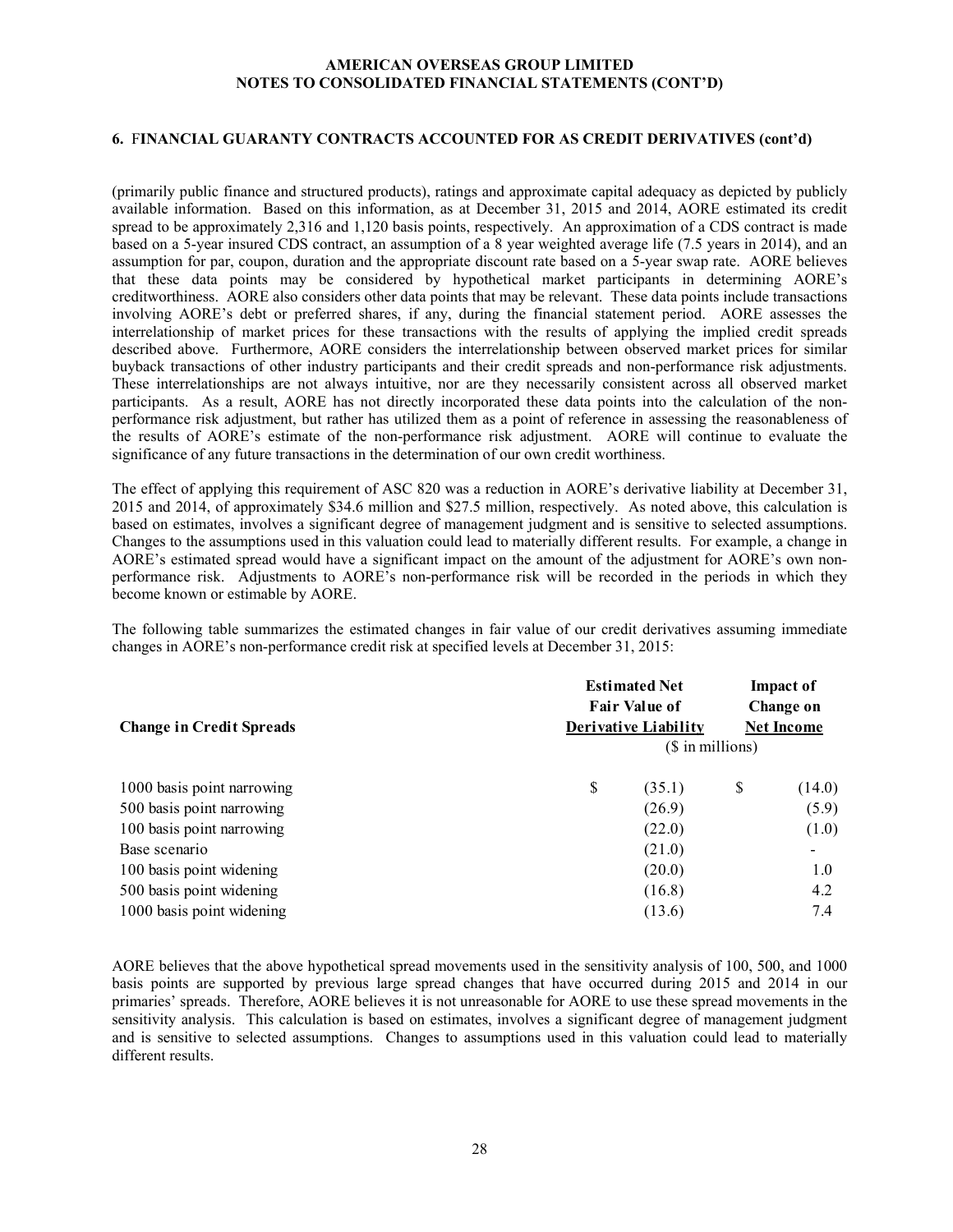## 6. FINANCIAL GUARANTY CONTRACTS ACCOUNTED FOR AS CREDIT DERIVATIVES (cont'd)

(primarily public finance and structured products), ratings and approximate capital adequacy as depicted by publicly available information. Based on this information, as at December 31, 2015 and 2014, AORE estimated its credit spread to be approximately 2,316 and 1,120 basis points, respectively. An approximation of a CDS contract is made based on a 5-year insured CDS contract, an assumption of a 8 year weighted average life (7.5 years in 2014), and an assumption for par, coupon, duration and the appropriate discount rate based on a 5-year swap rate. AORE believes that these data points may be considered by hypothetical market participants in determining AORE's creditworthiness. AORE also considers other data points that may be relevant. These data points include transactions involving AORE's debt or preferred shares, if any, during the financial statement period. AORE assesses the interrelationship of market prices for these transactions with the results of applying the implied credit spreads described above. Furthermore, AORE considers the interrelationship between observed market prices for similar buyback transactions of other industry participants and their credit spreads and non-performance risk adjustments. These interrelationships are not always intuitive, nor are they necessarily consistent across all observed market participants. As a result, AORE has not directly incorporated these data points into the calculation of the non-performance risk adjustment, but rather has utilized them as a point of reference in assessing the reasonableness of the results of AORE's estimate of the non-performance risk adjustment. AORE will continue to evaluate the significance of any future transactions in the determination of our own credit worthiness.

The effect of applying this requirement of ASC 820 was a reduction in AORE's derivative liability at December 31, 2015 and 2014, of approximately \$34.6 million and \$27.5 million, respectively. As noted above, this calculation is based on estimates, involves a significant degree of management judgment and is sensitive to selected assumptions. Changes to the assumptions used in this valuation could lead to materially different results. For example, a change in AORE's estimated spread would have a significant impact on the amount of the adjustment for AORE's own non-performance risk. Adjustments to AORE's non-performance risk will be recorded in the periods in which they become known or estimable by AORE.

The following table summarizes the estimated changes in fair value of our credit derivatives assuming immediate changes in AORE's non-performance credit risk at specified levels at December 31, 2015:

| Change in Credit Spreads | Estimated Net Fair Value of Derivative Liability | Impact of Change on Net Income |
|---|---|---|
| | (\$ in millions) | |
| 1000 basis point narrowing | \$ (35.1) | \$ (14.0) |
| 500 basis point narrowing | (26.9) | (5.9) |
| 100 basis point narrowing | (22.0) | (1.0) |
| Base scenario | (21.0) | - |
| 100 basis point widening | (20.0) | 1.0 |
| 500 basis point widening | (16.8) | 4.2 |
| 1000 basis point widening | (13.6) | 7.4 |

AORE believes that the above hypothetical spread movements used in the sensitivity analysis of 100, 500, and 1000 basis points are supported by previous large spread changes that have occurred during 2015 and 2014 in our primaries' spreads. Therefore, AORE believes it is not unreasonable for AORE to use these spread movements in the sensitivity analysis. This calculation is based on estimates, involves a significant degree of management judgment and is sensitive to selected assumptions. Changes to assumptions used in this valuation could lead to materially different results.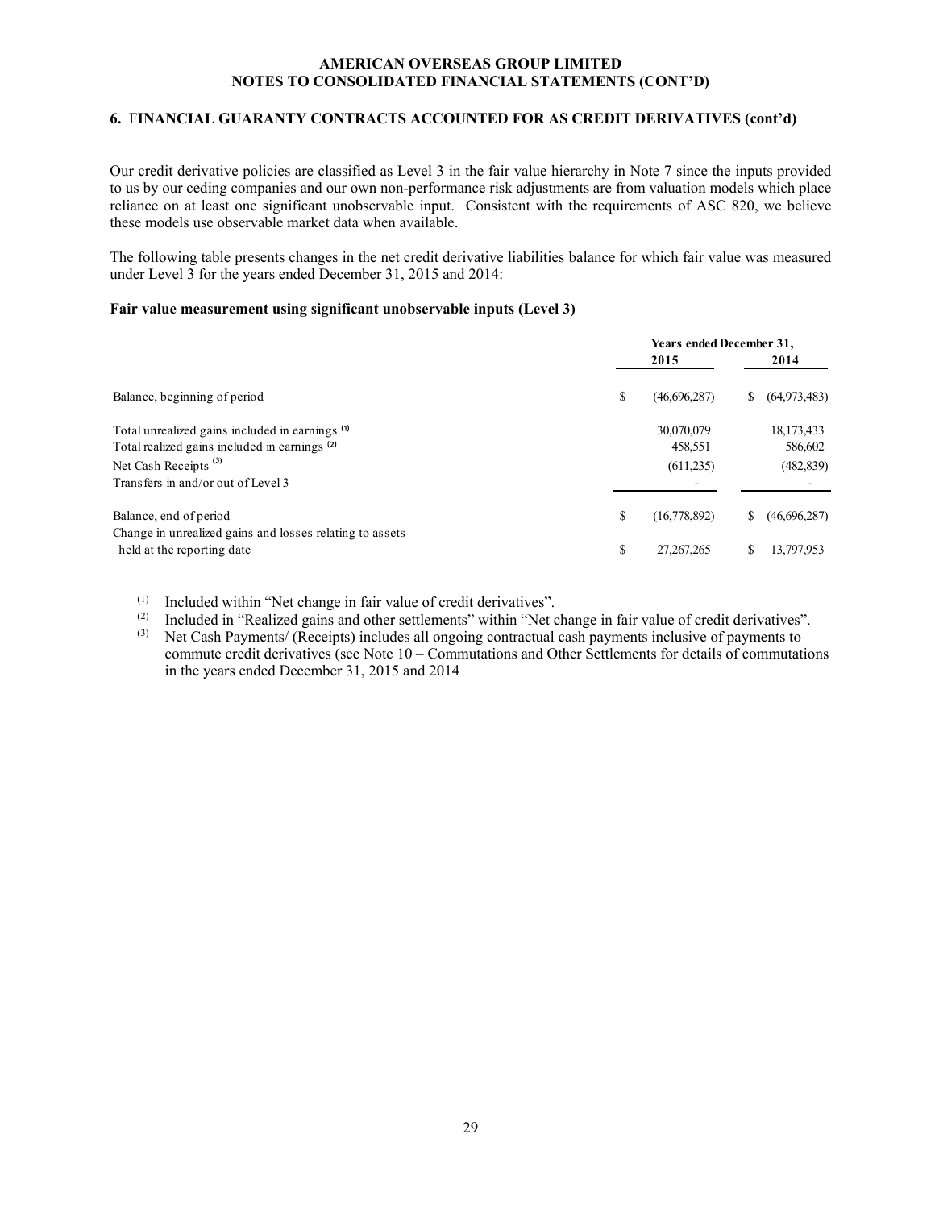**AMERICAN OVERSEAS GROUP LIMITED**
**NOTES TO CONSOLIDATED FINANCIAL STATEMENTS (CONT'D)**

## 6. FINANCIAL GUARANTY CONTRACTS ACCOUNTED FOR AS CREDIT DERIVATIVES (cont'd)

Our credit derivative policies are classified as Level 3 in the fair value hierarchy in Note 7 since the inputs provided to us by our ceding companies and our own non-performance risk adjustments are from valuation models which place reliance on at least one significant unobservable input. Consistent with the requirements of ASC 820, we believe these models use observable market data when available.

The following table presents changes in the net credit derivative liabilities balance for which fair value was measured under Level 3 for the years ended December 31, 2015 and 2014:

**Fair value measurement using significant unobservable inputs (Level 3)**

| | Years ended December 31, | |
|---|---|---|
| | 2015 | 2014 |
| Balance, beginning of period | $ (46,696,287) | $ (64,973,483) |
| Total unrealized gains included in earnings [(1)] | 30,070,079 | 18,173,433 |
| Total realized gains included in earnings [(2)] | 458,551 | 586,602 |
| Net Cash Receipts [(3)] | (611,235) | (482,839) |
| Transfers in and/or out of Level 3 | - | - |
| Balance, end of period | $ (16,778,892) | $ (46,696,287) |
| Change in unrealized gains and losses relating to assets held at the reporting date | $ 27,267,265 | $ 13,797,953 |

(1) Included within "Net change in fair value of credit derivatives".

(2) Included in "Realized gains and other settlements" within "Net change in fair value of credit derivatives".

(3) Net Cash Payments/ (Receipts) includes all ongoing contractual cash payments inclusive of payments to commute credit derivatives (see Note 10 – Commutations and Other Settlements for details of commutations in the years ended December 31, 2015 and 2014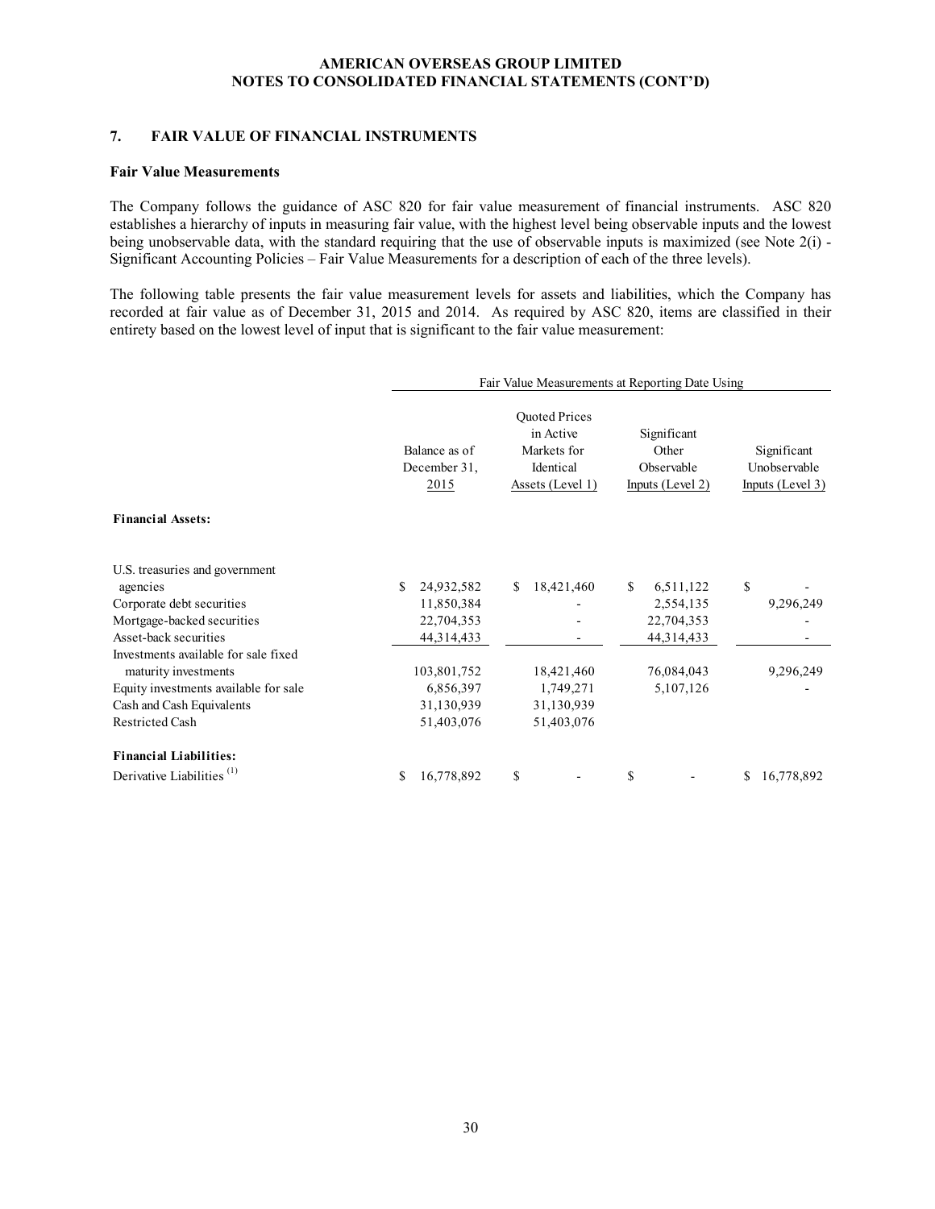**AMERICAN OVERSEAS GROUP LIMITED**
**NOTES TO CONSOLIDATED FINANCIAL STATEMENTS (CONT'D)**

## 7. FAIR VALUE OF FINANCIAL INSTRUMENTS

### Fair Value Measurements

The Company follows the guidance of ASC 820 for fair value measurement of financial instruments. ASC 820 establishes a hierarchy of inputs in measuring fair value, with the highest level being observable inputs and the lowest being unobservable data, with the standard requiring that the use of observable inputs is maximized (see Note 2(i) - Significant Accounting Policies – Fair Value Measurements for a description of each of the three levels).

The following table presents the fair value measurement levels for assets and liabilities, which the Company has recorded at fair value as of December 31, 2015 and 2014. As required by ASC 820, items are classified in their entirety based on the lowest level of input that is significant to the fair value measurement:

| | | Fair Value Measurements at Reporting Date Using | | |
|---|---|---|---|---|
| | Balance as of December 31, 2015 | Quoted Prices in Active Markets for Identical Assets (Level 1) | Significant Other Observable Inputs (Level 2) | Significant Unobservable Inputs (Level 3) |
| **Financial Assets:** | | | | |
| U.S. treasuries and government agencies | $ 24,932,582 | $ 18,421,460 | $ 6,511,122 | $ - |
| Corporate debt securities | 11,850,384 | - | 2,554,135 | 9,296,249 |
| Mortgage-backed securities | 22,704,353 | - | 22,704,353 | - |
| Asset-back securities | 44,314,433 | - | 44,314,433 | - |
| Investments available for sale fixed maturity investments | 103,801,752 | 18,421,460 | 76,084,043 | 9,296,249 |
| Equity investments available for sale | 6,856,397 | 1,749,271 | 5,107,126 | - |
| Cash and Cash Equivalents | 31,130,939 | 31,130,939 | | |
| Restricted Cash | 51,403,076 | 51,403,076 | | |
| **Financial Liabilities:** | | | | |
| Derivative Liabilities [(1)] | $ 16,778,892 | $ - | $ - | $ 16,778,892 |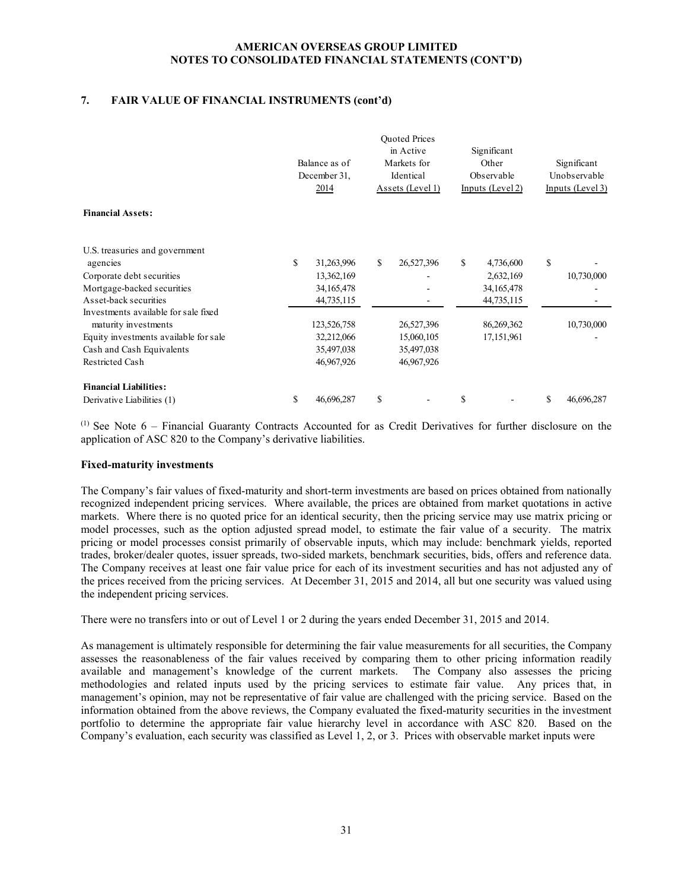AMERICAN OVERSEAS GROUP LIMITED
NOTES TO CONSOLIDATED FINANCIAL STATEMENTS (CONT'D)

## 7. FAIR VALUE OF FINANCIAL INSTRUMENTS (cont'd)

| | Balance as of December 31, 2014 | Quoted Prices in Active Markets for Identical Assets (Level 1) | Significant Other Observable Inputs (Level 2) | Significant Unobservable Inputs (Level 3) |
|---|---|---|---|---|
| **Financial Assets:** | | | | |
| U.S. treasuries and government agencies | $ 31,263,996 | $ 26,527,396 | $ 4,736,600 | $ - |
| Corporate debt securities | 13,362,169 | - | 2,632,169 | 10,730,000 |
| Mortgage-backed securities | 34,165,478 | - | 34,165,478 | - |
| Asset-back securities | 44,735,115 | - | 44,735,115 | - |
| Investments available for sale fixed maturity investments | 123,526,758 | 26,527,396 | 86,269,362 | 10,730,000 |
| Equity investments available for sale | 32,212,066 | 15,060,105 | 17,151,961 | - |
| Cash and Cash Equivalents | 35,497,038 | 35,497,038 | | |
| Restricted Cash | 46,967,926 | 46,967,926 | | |
| **Financial Liabilities:** | | | | |
| Derivative Liabilities (1) | $ 46,696,287 | $ - | $ - | $ 46,696,287 |

(1) See Note 6 – Financial Guaranty Contracts Accounted for as Credit Derivatives for further disclosure on the application of ASC 820 to the Company's derivative liabilities.

**Fixed-maturity investments**

The Company's fair values of fixed-maturity and short-term investments are based on prices obtained from nationally recognized independent pricing services. Where available, the prices are obtained from market quotations in active markets. Where there is no quoted price for an identical security, then the pricing service may use matrix pricing or model processes, such as the option adjusted spread model, to estimate the fair value of a security. The matrix pricing or model processes consist primarily of observable inputs, which may include: benchmark yields, reported trades, broker/dealer quotes, issuer spreads, two-sided markets, benchmark securities, bids, offers and reference data. The Company receives at least one fair value price for each of its investment securities and has not adjusted any of the prices received from the pricing services. At December 31, 2015 and 2014, all but one security was valued using the independent pricing services.

There were no transfers into or out of Level 1 or 2 during the years ended December 31, 2015 and 2014.

As management is ultimately responsible for determining the fair value measurements for all securities, the Company assesses the reasonableness of the fair values received by comparing them to other pricing information readily available and management's knowledge of the current markets. The Company also assesses the pricing methodologies and related inputs used by the pricing services to estimate fair value. Any prices that, in management's opinion, may not be representative of fair value are challenged with the pricing service. Based on the information obtained from the above reviews, the Company evaluated the fixed-maturity securities in the investment portfolio to determine the appropriate fair value hierarchy level in accordance with ASC 820. Based on the Company's evaluation, each security was classified as Level 1, 2, or 3. Prices with observable market inputs were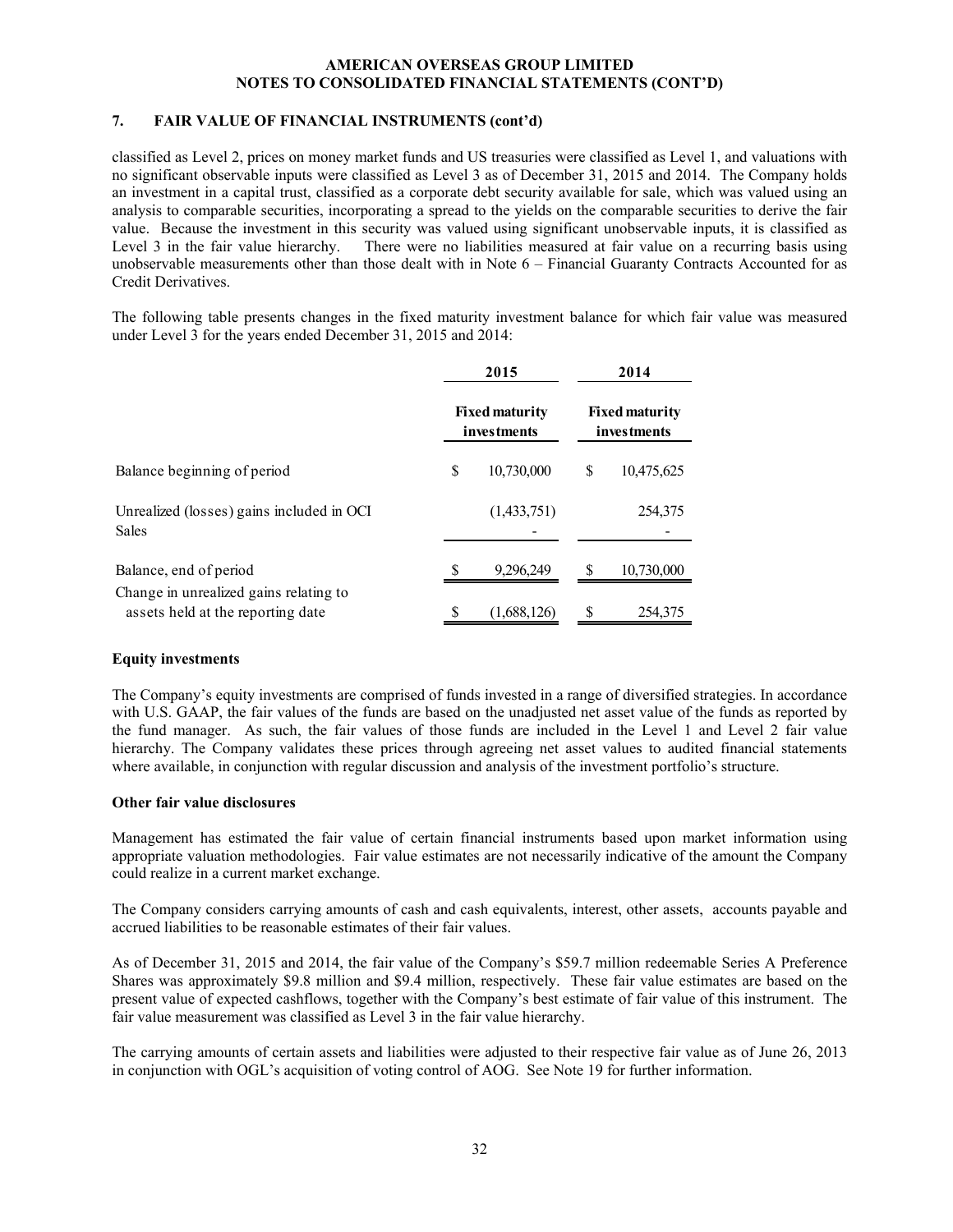**AMERICAN OVERSEAS GROUP LIMITED**
**NOTES TO CONSOLIDATED FINANCIAL STATEMENTS (CONT'D)**

## 7. FAIR VALUE OF FINANCIAL INSTRUMENTS (cont'd)

classified as Level 2, prices on money market funds and US treasuries were classified as Level 1, and valuations with no significant observable inputs were classified as Level 3 as of December 31, 2015 and 2014. The Company holds an investment in a capital trust, classified as a corporate debt security available for sale, which was valued using an analysis to comparable securities, incorporating a spread to the yields on the comparable securities to derive the fair value. Because the investment in this security was valued using significant unobservable inputs, it is classified as Level 3 in the fair value hierarchy. There were no liabilities measured at fair value on a recurring basis using unobservable measurements other than those dealt with in Note 6 – Financial Guaranty Contracts Accounted for as Credit Derivatives.

The following table presents changes in the fixed maturity investment balance for which fair value was measured under Level 3 for the years ended December 31, 2015 and 2014:

| | 2015 | 2014 |
|---|---|---|
| | Fixed maturity investments | Fixed maturity investments |
| Balance beginning of period | $ 10,730,000 | $ 10,475,625 |
| Unrealized (losses) gains included in OCI | (1,433,751) | 254,375 |
| Sales | - | - |
| Balance, end of period | $ 9,296,249 | $ 10,730,000 |
| Change in unrealized gains relating to assets held at the reporting date | $ (1,688,126) | $ 254,375 |

### Equity investments

The Company's equity investments are comprised of funds invested in a range of diversified strategies. In accordance with U.S. GAAP, the fair values of the funds are based on the unadjusted net asset value of the funds as reported by the fund manager. As such, the fair values of those funds are included in the Level 1 and Level 2 fair value hierarchy. The Company validates these prices through agreeing net asset values to audited financial statements where available, in conjunction with regular discussion and analysis of the investment portfolio's structure.

### Other fair value disclosures

Management has estimated the fair value of certain financial instruments based upon market information using appropriate valuation methodologies. Fair value estimates are not necessarily indicative of the amount the Company could realize in a current market exchange.

The Company considers carrying amounts of cash and cash equivalents, interest, other assets, accounts payable and accrued liabilities to be reasonable estimates of their fair values.

As of December 31, 2015 and 2014, the fair value of the Company's $59.7 million redeemable Series A Preference Shares was approximately $9.8 million and $9.4 million, respectively. These fair value estimates are based on the present value of expected cashflows, together with the Company's best estimate of fair value of this instrument. The fair value measurement was classified as Level 3 in the fair value hierarchy.

The carrying amounts of certain assets and liabilities were adjusted to their respective fair value as of June 26, 2013 in conjunction with OGL's acquisition of voting control of AOG. See Note 19 for further information.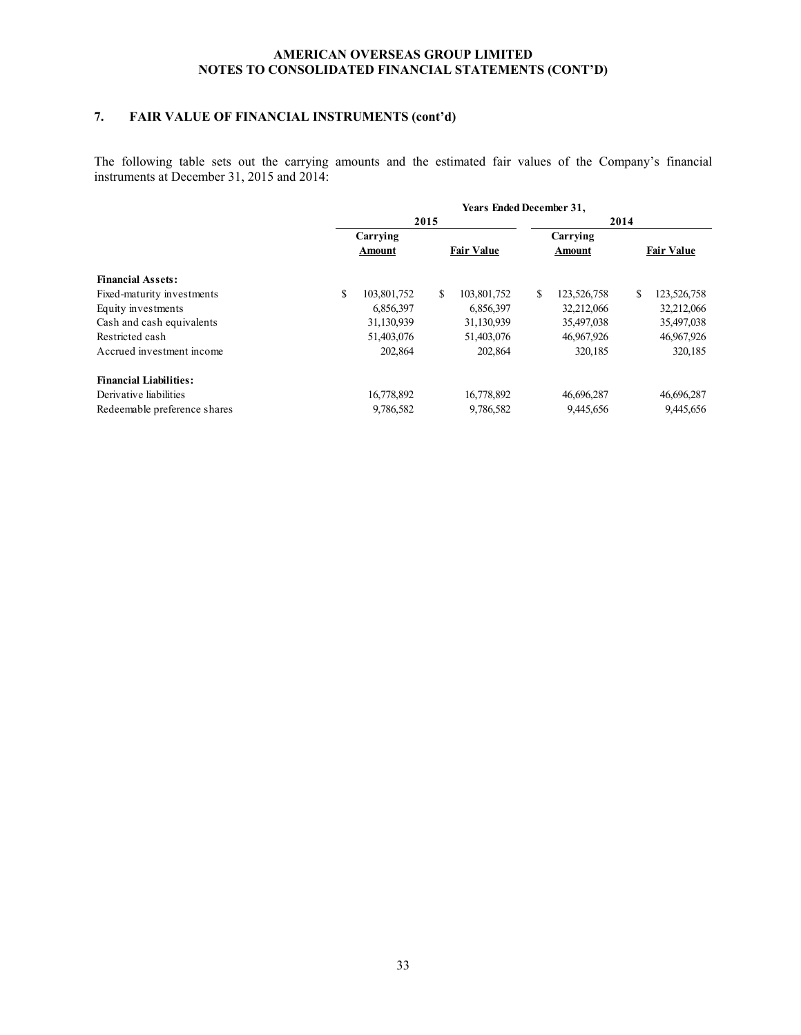## 7. FAIR VALUE OF FINANCIAL INSTRUMENTS (cont'd)

The following table sets out the carrying amounts and the estimated fair values of the Company's financial instruments at December 31, 2015 and 2014:

| | Years Ended December 31, | | | |
|---|---|---|---|---|
| | 2015 | | 2014 | |
| | Carrying Amount | Fair Value | Carrying Amount | Fair Value |
| **Financial Assets:** | | | | |
| Fixed-maturity investments | $ 103,801,752 | $ 103,801,752 | $ 123,526,758 | $ 123,526,758 |
| Equity investments | 6,856,397 | 6,856,397 | 32,212,066 | 32,212,066 |
| Cash and cash equivalents | 31,130,939 | 31,130,939 | 35,497,038 | 35,497,038 |
| Restricted cash | 51,403,076 | 51,403,076 | 46,967,926 | 46,967,926 |
| Accrued investment income | 202,864 | 202,864 | 320,185 | 320,185 |
| **Financial Liabilities:** | | | | |
| Derivative liabilities | 16,778,892 | 16,778,892 | 46,696,287 | 46,696,287 |
| Redeemable preference shares | 9,786,582 | 9,786,582 | 9,445,656 | 9,445,656 |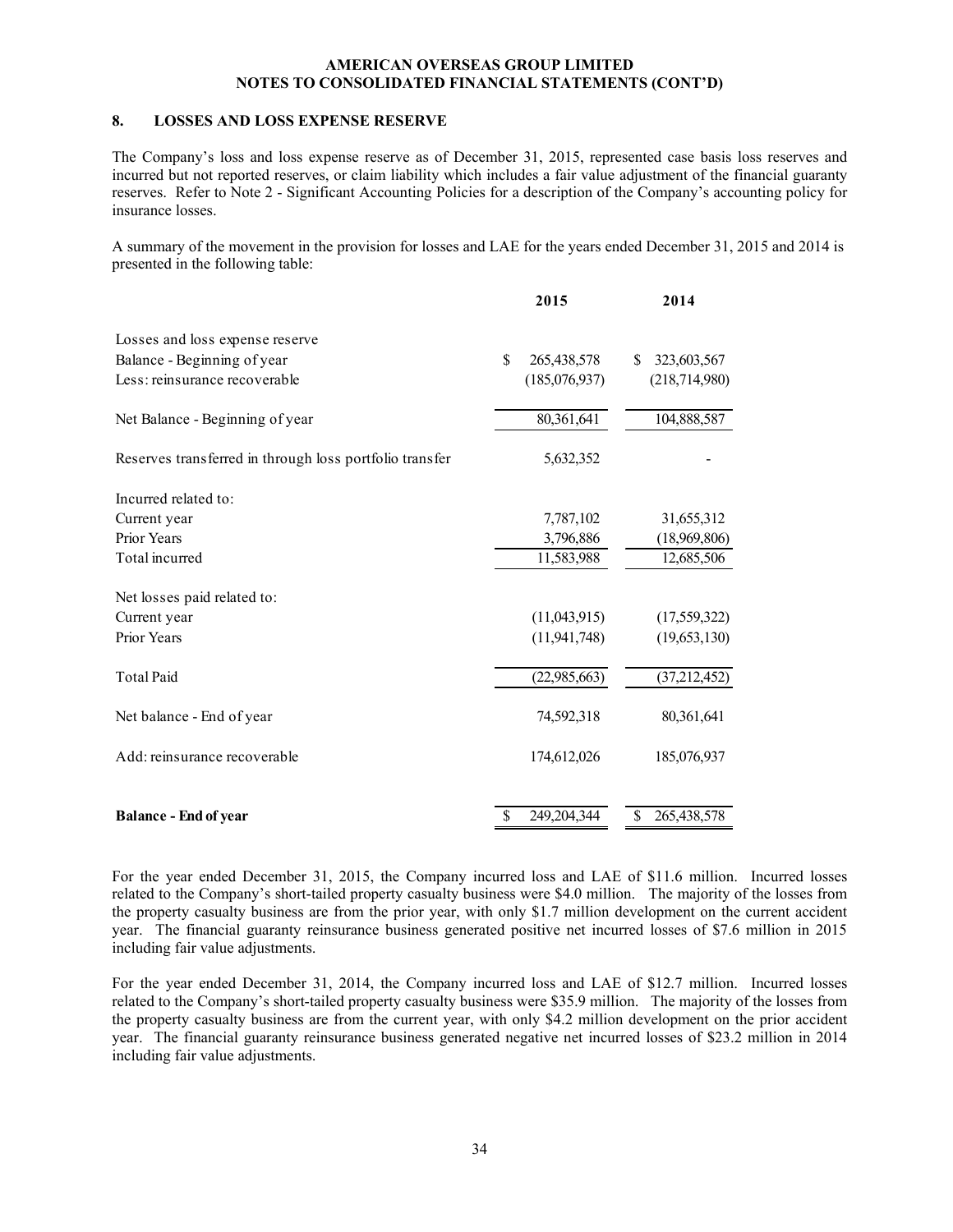## 8. LOSSES AND LOSS EXPENSE RESERVE

The Company's loss and loss expense reserve as of December 31, 2015, represented case basis loss reserves and incurred but not reported reserves, or claim liability which includes a fair value adjustment of the financial guaranty reserves. Refer to Note 2 - Significant Accounting Policies for a description of the Company's accounting policy for insurance losses.

A summary of the movement in the provision for losses and LAE for the years ended December 31, 2015 and 2014 is presented in the following table:

| | 2015 | 2014 |
|---|---|---|
| Losses and loss expense reserve | | |
| Balance - Beginning of year | $ 265,438,578 | $ 323,603,567 |
| Less: reinsurance recoverable | (185,076,937) | (218,714,980) |
| Net Balance - Beginning of year | 80,361,641 | 104,888,587 |
| Reserves transferred in through loss portfolio transfer | 5,632,352 | - |
| Incurred related to: | | |
| Current year | 7,787,102 | 31,655,312 |
| Prior Years | 3,796,886 | (18,969,806) |
| Total incurred | 11,583,988 | 12,685,506 |
| Net losses paid related to: | | |
| Current year | (11,043,915) | (17,559,322) |
| Prior Years | (11,941,748) | (19,653,130) |
| Total Paid | (22,985,663) | (37,212,452) |
| Net balance - End of year | 74,592,318 | 80,361,641 |
| Add: reinsurance recoverable | 174,612,026 | 185,076,937 |
| **Balance - End of year** | $ 249,204,344 | $ 265,438,578 |

For the year ended December 31, 2015, the Company incurred loss and LAE of $11.6 million. Incurred losses related to the Company's short-tailed property casualty business were $4.0 million. The majority of the losses from the property casualty business are from the prior year, with only $1.7 million development on the current accident year. The financial guaranty reinsurance business generated positive net incurred losses of $7.6 million in 2015 including fair value adjustments.

For the year ended December 31, 2014, the Company incurred loss and LAE of $12.7 million. Incurred losses related to the Company's short-tailed property casualty business were $35.9 million. The majority of the losses from the property casualty business are from the current year, with only $4.2 million development on the prior accident year. The financial guaranty reinsurance business generated negative net incurred losses of $23.2 million in 2014 including fair value adjustments.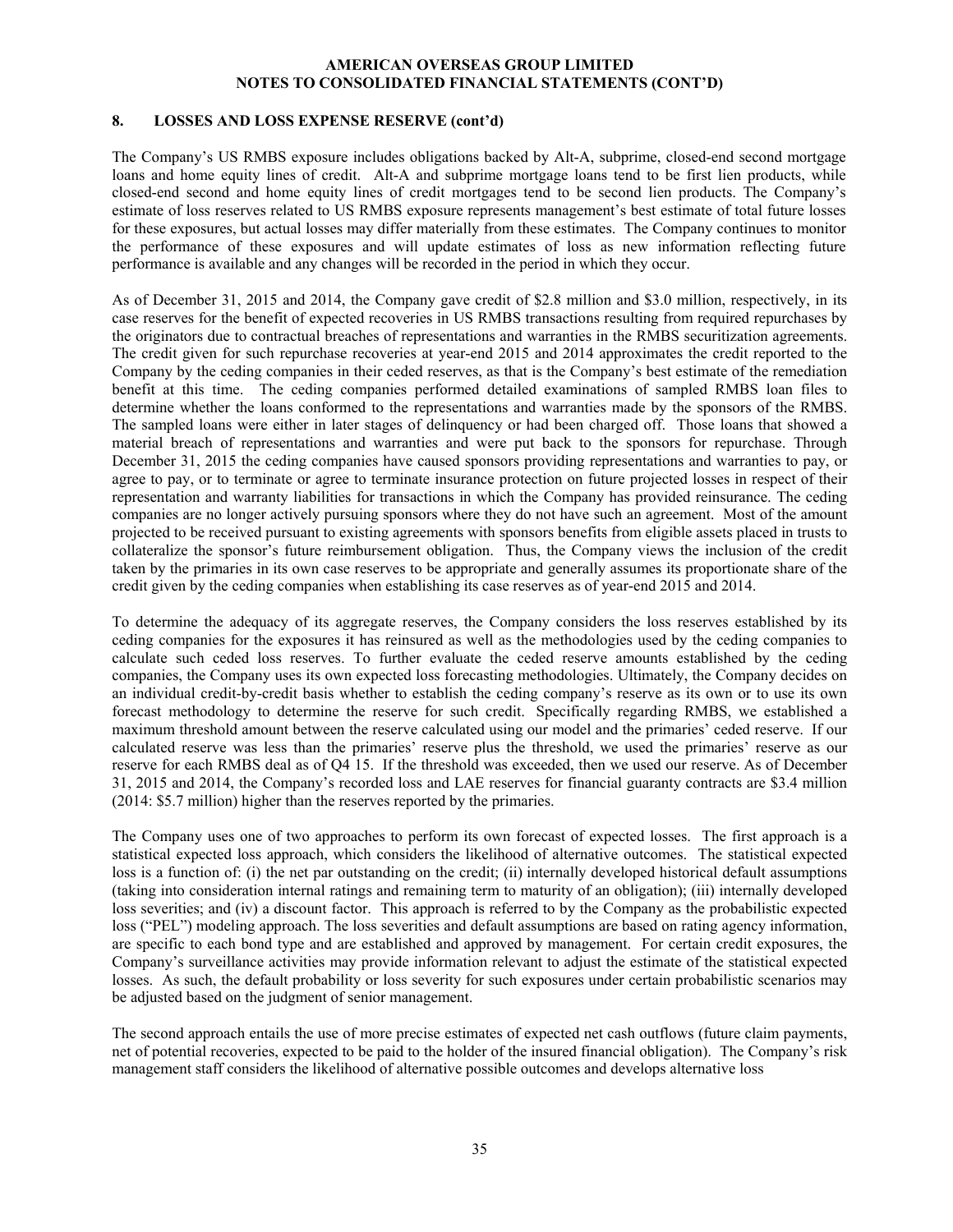## 8. LOSSES AND LOSS EXPENSE RESERVE (cont'd)

The Company's US RMBS exposure includes obligations backed by Alt-A, subprime, closed-end second mortgage loans and home equity lines of credit. Alt-A and subprime mortgage loans tend to be first lien products, while closed-end second and home equity lines of credit mortgages tend to be second lien products. The Company's estimate of loss reserves related to US RMBS exposure represents management's best estimate of total future losses for these exposures, but actual losses may differ materially from these estimates. The Company continues to monitor the performance of these exposures and will update estimates of loss as new information reflecting future performance is available and any changes will be recorded in the period in which they occur.

As of December 31, 2015 and 2014, the Company gave credit of $2.8 million and $3.0 million, respectively, in its case reserves for the benefit of expected recoveries in US RMBS transactions resulting from required repurchases by the originators due to contractual breaches of representations and warranties in the RMBS securitization agreements. The credit given for such repurchase recoveries at year-end 2015 and 2014 approximates the credit reported to the Company by the ceding companies in their ceded reserves, as that is the Company's best estimate of the remediation benefit at this time. The ceding companies performed detailed examinations of sampled RMBS loan files to determine whether the loans conformed to the representations and warranties made by the sponsors of the RMBS. The sampled loans were either in later stages of delinquency or had been charged off. Those loans that showed a material breach of representations and warranties and were put back to the sponsors for repurchase. Through December 31, 2015 the ceding companies have caused sponsors providing representations and warranties to pay, or agree to pay, or to terminate or agree to terminate insurance protection on future projected losses in respect of their representation and warranty liabilities for transactions in which the Company has provided reinsurance. The ceding companies are no longer actively pursuing sponsors where they do not have such an agreement. Most of the amount projected to be received pursuant to existing agreements with sponsors benefits from eligible assets placed in trusts to collateralize the sponsor's future reimbursement obligation. Thus, the Company views the inclusion of the credit taken by the primaries in its own case reserves to be appropriate and generally assumes its proportionate share of the credit given by the ceding companies when establishing its case reserves as of year-end 2015 and 2014.

To determine the adequacy of its aggregate reserves, the Company considers the loss reserves established by its ceding companies for the exposures it has reinsured as well as the methodologies used by the ceding companies to calculate such ceded loss reserves. To further evaluate the ceded reserve amounts established by the ceding companies, the Company uses its own expected loss forecasting methodologies. Ultimately, the Company decides on an individual credit-by-credit basis whether to establish the ceding company's reserve as its own or to use its own forecast methodology to determine the reserve for such credit. Specifically regarding RMBS, we established a maximum threshold amount between the reserve calculated using our model and the primaries' ceded reserve. If our calculated reserve was less than the primaries' reserve plus the threshold, we used the primaries' reserve as our reserve for each RMBS deal as of Q4 15. If the threshold was exceeded, then we used our reserve. As of December 31, 2015 and 2014, the Company's recorded loss and LAE reserves for financial guaranty contracts are $3.4 million (2014: $5.7 million) higher than the reserves reported by the primaries.

The Company uses one of two approaches to perform its own forecast of expected losses. The first approach is a statistical expected loss approach, which considers the likelihood of alternative outcomes. The statistical expected loss is a function of: (i) the net par outstanding on the credit; (ii) internally developed historical default assumptions (taking into consideration internal ratings and remaining term to maturity of an obligation); (iii) internally developed loss severities; and (iv) a discount factor. This approach is referred to by the Company as the probabilistic expected loss ("PEL") modeling approach. The loss severities and default assumptions are based on rating agency information, are specific to each bond type and are established and approved by management. For certain credit exposures, the Company's surveillance activities may provide information relevant to adjust the estimate of the statistical expected losses. As such, the default probability or loss severity for such exposures under certain probabilistic scenarios may be adjusted based on the judgment of senior management.

The second approach entails the use of more precise estimates of expected net cash outflows (future claim payments, net of potential recoveries, expected to be paid to the holder of the insured financial obligation). The Company's risk management staff considers the likelihood of alternative possible outcomes and develops alternative loss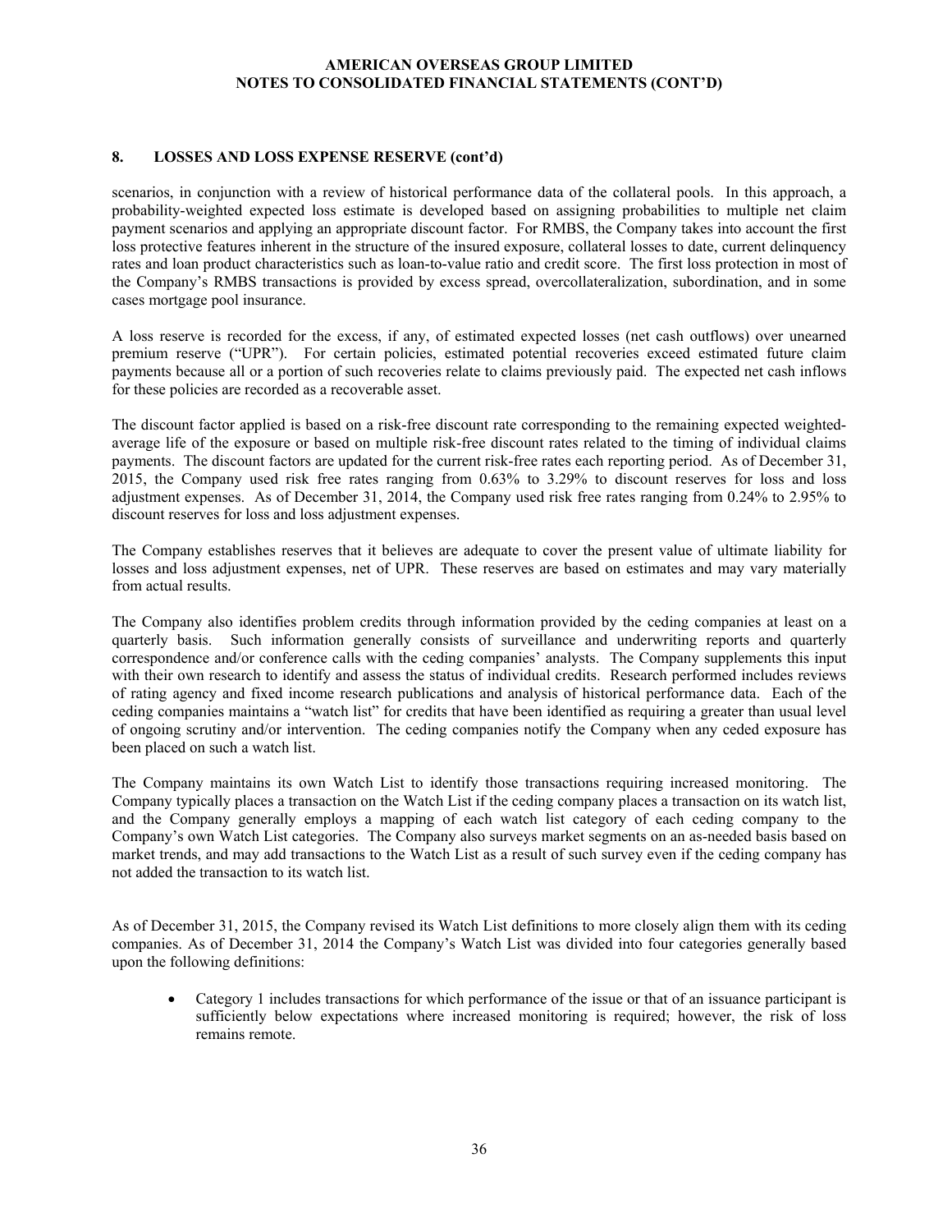## 8. LOSSES AND LOSS EXPENSE RESERVE (cont'd)

scenarios, in conjunction with a review of historical performance data of the collateral pools. In this approach, a probability-weighted expected loss estimate is developed based on assigning probabilities to multiple net claim payment scenarios and applying an appropriate discount factor. For RMBS, the Company takes into account the first loss protective features inherent in the structure of the insured exposure, collateral losses to date, current delinquency rates and loan product characteristics such as loan-to-value ratio and credit score. The first loss protection in most of the Company's RMBS transactions is provided by excess spread, overcollateralization, subordination, and in some cases mortgage pool insurance.

A loss reserve is recorded for the excess, if any, of estimated expected losses (net cash outflows) over unearned premium reserve ("UPR"). For certain policies, estimated potential recoveries exceed estimated future claim payments because all or a portion of such recoveries relate to claims previously paid. The expected net cash inflows for these policies are recorded as a recoverable asset.

The discount factor applied is based on a risk-free discount rate corresponding to the remaining expected weighted-average life of the exposure or based on multiple risk-free discount rates related to the timing of individual claims payments. The discount factors are updated for the current risk-free rates each reporting period. As of December 31, 2015, the Company used risk free rates ranging from 0.63% to 3.29% to discount reserves for loss and loss adjustment expenses. As of December 31, 2014, the Company used risk free rates ranging from 0.24% to 2.95% to discount reserves for loss and loss adjustment expenses.

The Company establishes reserves that it believes are adequate to cover the present value of ultimate liability for losses and loss adjustment expenses, net of UPR. These reserves are based on estimates and may vary materially from actual results.

The Company also identifies problem credits through information provided by the ceding companies at least on a quarterly basis. Such information generally consists of surveillance and underwriting reports and quarterly correspondence and/or conference calls with the ceding companies' analysts. The Company supplements this input with their own research to identify and assess the status of individual credits. Research performed includes reviews of rating agency and fixed income research publications and analysis of historical performance data. Each of the ceding companies maintains a "watch list" for credits that have been identified as requiring a greater than usual level of ongoing scrutiny and/or intervention. The ceding companies notify the Company when any ceded exposure has been placed on such a watch list.

The Company maintains its own Watch List to identify those transactions requiring increased monitoring. The Company typically places a transaction on the Watch List if the ceding company places a transaction on its watch list, and the Company generally employs a mapping of each watch list category of each ceding company to the Company's own Watch List categories. The Company also surveys market segments on an as-needed basis based on market trends, and may add transactions to the Watch List as a result of such survey even if the ceding company has not added the transaction to its watch list.

As of December 31, 2015, the Company revised its Watch List definitions to more closely align them with its ceding companies. As of December 31, 2014 the Company's Watch List was divided into four categories generally based upon the following definitions:

- Category 1 includes transactions for which performance of the issue or that of an issuance participant is sufficiently below expectations where increased monitoring is required; however, the risk of loss remains remote.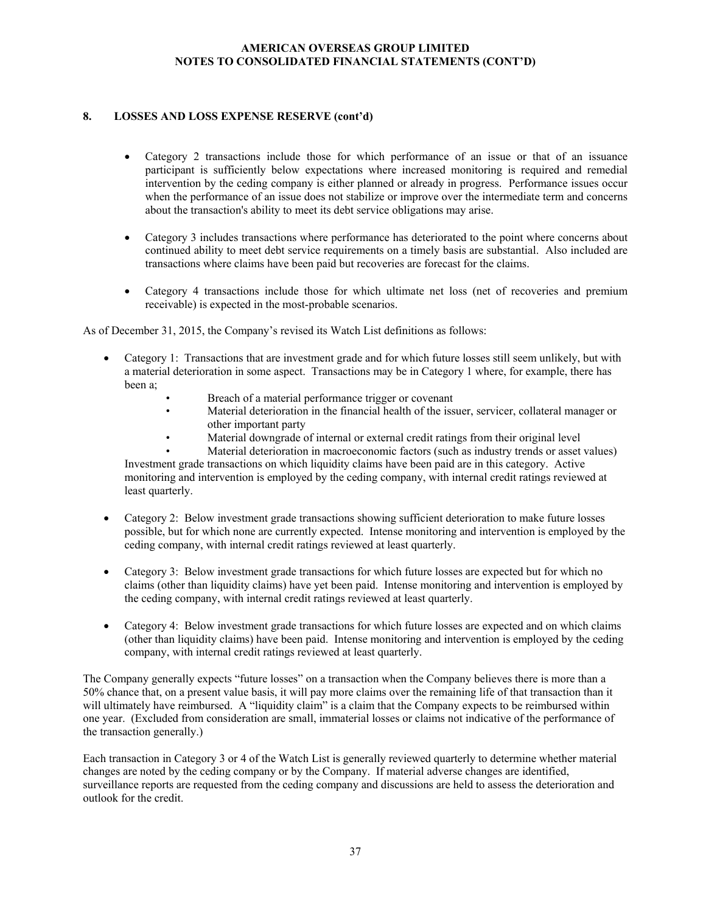## 8. LOSSES AND LOSS EXPENSE RESERVE (cont'd)

- Category 2 transactions include those for which performance of an issue or that of an issuance participant is sufficiently below expectations where increased monitoring is required and remedial intervention by the ceding company is either planned or already in progress. Performance issues occur when the performance of an issue does not stabilize or improve over the intermediate term and concerns about the transaction's ability to meet its debt service obligations may arise.

- Category 3 includes transactions where performance has deteriorated to the point where concerns about continued ability to meet debt service requirements on a timely basis are substantial. Also included are transactions where claims have been paid but recoveries are forecast for the claims.

- Category 4 transactions include those for which ultimate net loss (net of recoveries and premium receivable) is expected in the most-probable scenarios.

As of December 31, 2015, the Company's revised its Watch List definitions as follows:

- Category 1: Transactions that are investment grade and for which future losses still seem unlikely, but with a material deterioration in some aspect. Transactions may be in Category 1 where, for example, there has been a;
  - Breach of a material performance trigger or covenant
  - Material deterioration in the financial health of the issuer, servicer, collateral manager or other important party
  - Material downgrade of internal or external credit ratings from their original level
  - Material deterioration in macroeconomic factors (such as industry trends or asset values)

  Investment grade transactions on which liquidity claims have been paid are in this category. Active monitoring and intervention is employed by the ceding company, with internal credit ratings reviewed at least quarterly.

- Category 2: Below investment grade transactions showing sufficient deterioration to make future losses possible, but for which none are currently expected. Intense monitoring and intervention is employed by the ceding company, with internal credit ratings reviewed at least quarterly.

- Category 3: Below investment grade transactions for which future losses are expected but for which no claims (other than liquidity claims) have yet been paid. Intense monitoring and intervention is employed by the ceding company, with internal credit ratings reviewed at least quarterly.

- Category 4: Below investment grade transactions for which future losses are expected and on which claims (other than liquidity claims) have been paid. Intense monitoring and intervention is employed by the ceding company, with internal credit ratings reviewed at least quarterly.

The Company generally expects "future losses" on a transaction when the Company believes there is more than a 50% chance that, on a present value basis, it will pay more claims over the remaining life of that transaction than it will ultimately have reimbursed. A "liquidity claim" is a claim that the Company expects to be reimbursed within one year. (Excluded from consideration are small, immaterial losses or claims not indicative of the performance of the transaction generally.)

Each transaction in Category 3 or 4 of the Watch List is generally reviewed quarterly to determine whether material changes are noted by the ceding company or by the Company. If material adverse changes are identified, surveillance reports are requested from the ceding company and discussions are held to assess the deterioration and outlook for the credit.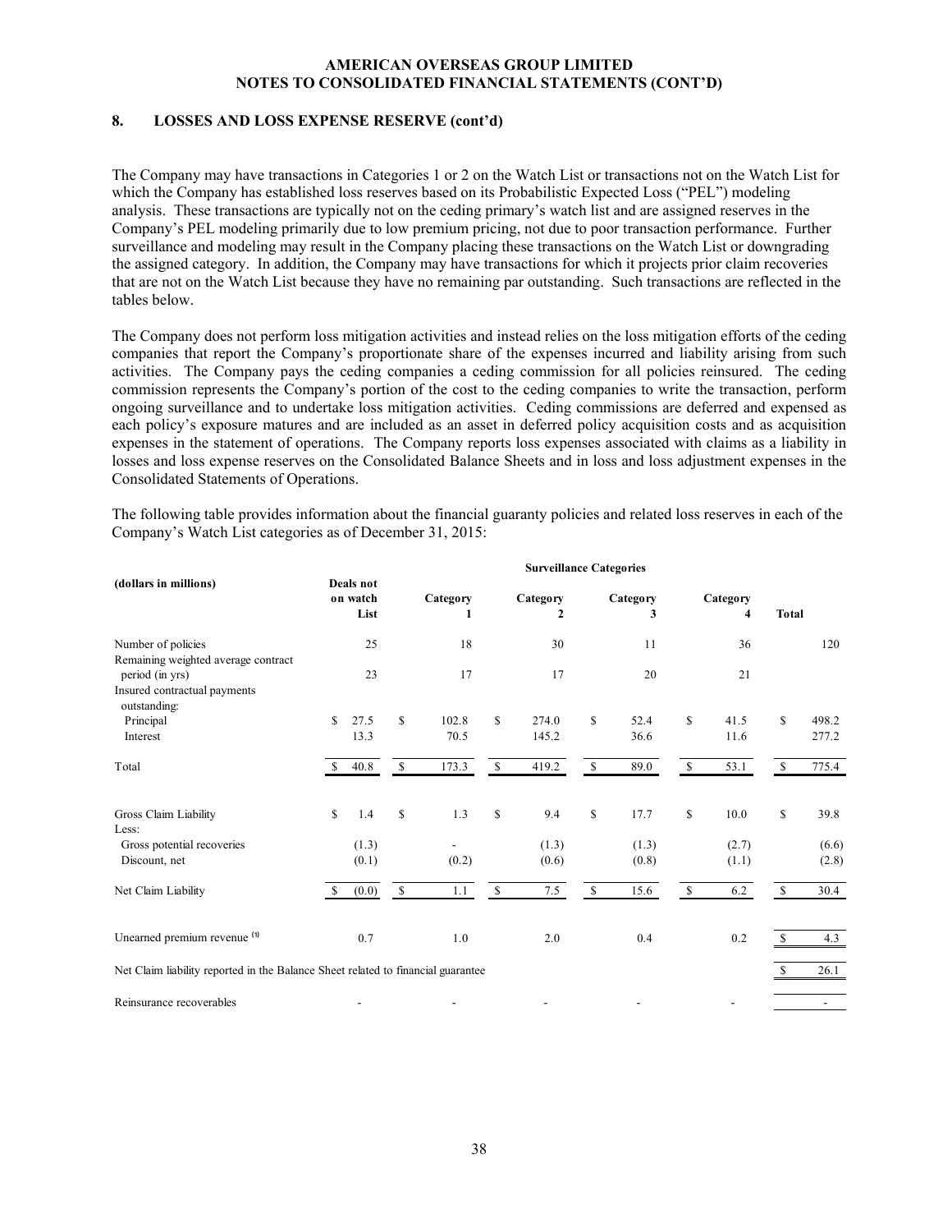AMERICAN OVERSEAS GROUP LIMITED
NOTES TO CONSOLIDATED FINANCIAL STATEMENTS (CONT'D)

## 8. LOSSES AND LOSS EXPENSE RESERVE (cont'd)

The Company may have transactions in Categories 1 or 2 on the Watch List or transactions not on the Watch List for which the Company has established loss reserves based on its Probabilistic Expected Loss ("PEL") modeling analysis. These transactions are typically not on the ceding primary's watch list and are assigned reserves in the Company's PEL modeling primarily due to low premium pricing, not due to poor transaction performance. Further surveillance and modeling may result in the Company placing these transactions on the Watch List or downgrading the assigned category. In addition, the Company may have transactions for which it projects prior claim recoveries that are not on the Watch List because they have no remaining par outstanding. Such transactions are reflected in the tables below.

The Company does not perform loss mitigation activities and instead relies on the loss mitigation efforts of the ceding companies that report the Company's proportionate share of the expenses incurred and liability arising from such activities. The Company pays the ceding companies a ceding commission for all policies reinsured. The ceding commission represents the Company's portion of the cost to the ceding companies to write the transaction, perform ongoing surveillance and to undertake loss mitigation activities. Ceding commissions are deferred and expensed as each policy's exposure matures and are included as an asset in deferred policy acquisition costs and as acquisition expenses in the statement of operations. The Company reports loss expenses associated with claims as a liability in losses and loss expense reserves on the Consolidated Balance Sheets and in loss and loss adjustment expenses in the Consolidated Statements of Operations.

The following table provides information about the financial guaranty policies and related loss reserves in each of the Company's Watch List categories as of December 31, 2015:

| (dollars in millions) | Deals not on watch List | Surveillance Categories | | | | |
|---|---|---|---|---|---|---|
| | | Category 1 | Category 2 | Category 3 | Category 4 | Total |
| Number of policies | 25 | 18 | 30 | 11 | 36 | 120 |
| Remaining weighted average contract period (in yrs) | 23 | 17 | 17 | 20 | 21 | |
| Insured contractual payments outstanding: | | | | | | |
| Principal | $ 27.5 | $ 102.8 | $ 274.0 | $ 52.4 | $ 41.5 | $ 498.2 |
| Interest | 13.3 | 70.5 | 145.2 | 36.6 | 11.6 | 277.2 |
| Total | $ 40.8 | $ 173.3 | $ 419.2 | $ 89.0 | $ 53.1 | $ 775.4 |
| Gross Claim Liability | $ 1.4 | $ 1.3 | $ 9.4 | $ 17.7 | $ 10.0 | $ 39.8 |
| Less: | | | | | | |
| Gross potential recoveries | (1.3) | - | (1.3) | (1.3) | (2.7) | (6.6) |
| Discount, net | (0.1) | (0.2) | (0.6) | (0.8) | (1.1) | (2.8) |
| Net Claim Liability | $ (0.0) | $ 1.1 | $ 7.5 | $ 15.6 | $ 6.2 | $ 30.4 |
| Unearned premium revenue [1] | 0.7 | 1.0 | 2.0 | 0.4 | 0.2 | $ 4.3 |
| Net Claim liability reported in the Balance Sheet related to financial guarantee | | | | | | $ 26.1 |
| Reinsurance recoverables | - | - | - | - | - | - |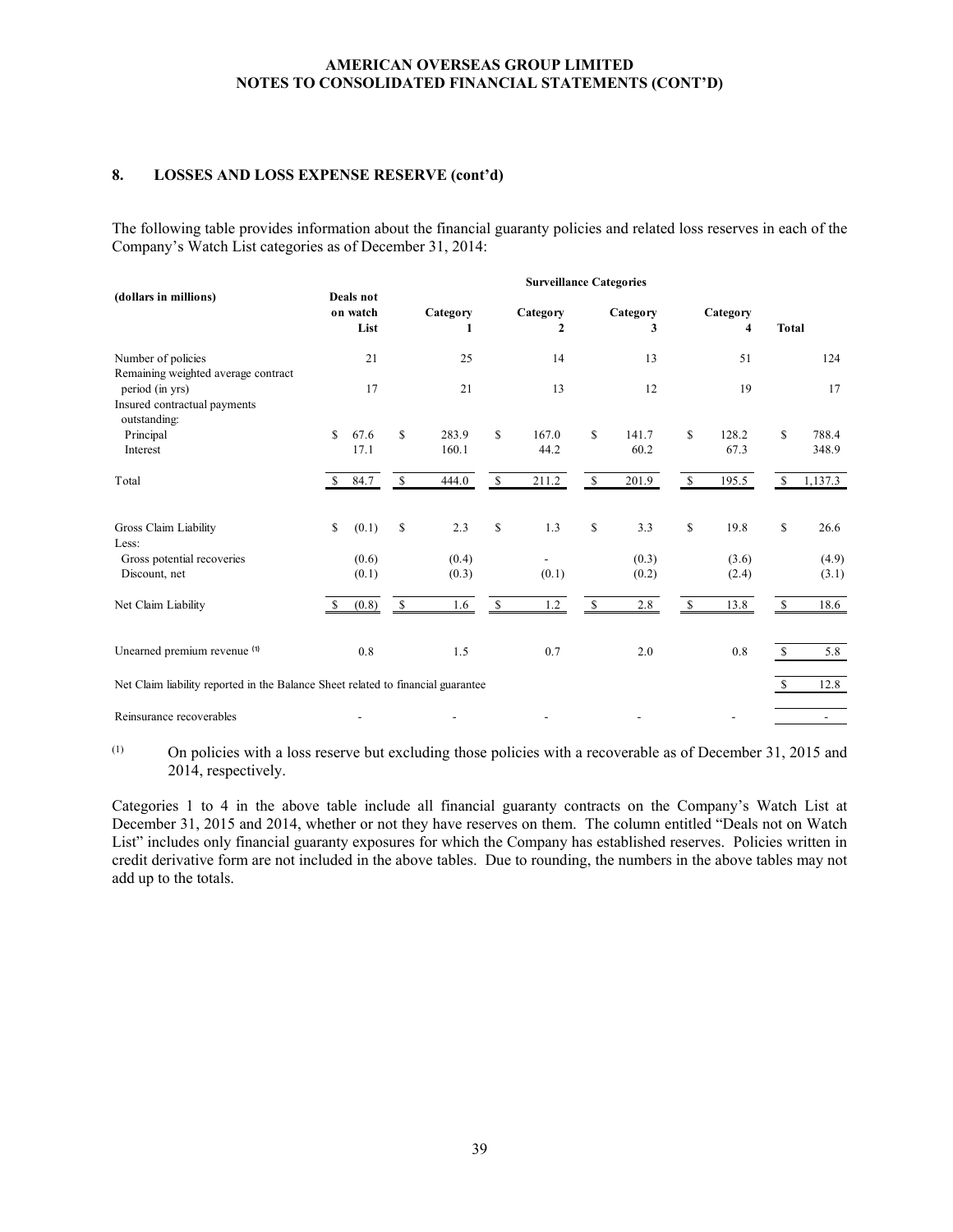## 8. LOSSES AND LOSS EXPENSE RESERVE (cont'd)

The following table provides information about the financial guaranty policies and related loss reserves in each of the Company's Watch List categories as of December 31, 2014:

| (dollars in millions) | Deals not on watch List | Surveillance Categories | | | | |
|---|---|---|---|---|---|---|
| | | Category 1 | Category 2 | Category 3 | Category 4 | Total |
| Number of policies | 21 | 25 | 14 | 13 | 51 | 124 |
| Remaining weighted average contract period (in yrs) | 17 | 21 | 13 | 12 | 19 | 17 |
| Insured contractual payments outstanding: | | | | | | |
| Principal | $ 67.6 | $ 283.9 | $ 167.0 | $ 141.7 | $ 128.2 | $ 788.4 |
| Interest | 17.1 | 160.1 | 44.2 | 60.2 | 67.3 | 348.9 |
| Total | $ 84.7 | $ 444.0 | $ 211.2 | $ 201.9 | $ 195.5 | $ 1,137.3 |
| Gross Claim Liability | $ (0.1) | $ 2.3 | $ 1.3 | $ 3.3 | $ 19.8 | $ 26.6 |
| Less: | | | | | | |
| Gross potential recoveries | (0.6) | (0.4) | - | (0.3) | (3.6) | (4.9) |
| Discount, net | (0.1) | (0.3) | (0.1) | (0.2) | (2.4) | (3.1) |
| Net Claim Liability | $ (0.8) | $ 1.6 | $ 1.2 | $ 2.8 | $ 13.8 | $ 18.6 |
| Unearned premium revenue [1] | 0.8 | 1.5 | 0.7 | 2.0 | 0.8 | $ 5.8 |
| Net Claim liability reported in the Balance Sheet related to financial guarantee | | | | | | $ 12.8 |
| Reinsurance recoverables | - | - | - | - | - | - |

[1] On policies with a loss reserve but excluding those policies with a recoverable as of December 31, 2015 and 2014, respectively.

Categories 1 to 4 in the above table include all financial guaranty contracts on the Company's Watch List at December 31, 2015 and 2014, whether or not they have reserves on them. The column entitled "Deals not on Watch List" includes only financial guaranty exposures for which the Company has established reserves. Policies written in credit derivative form are not included in the above tables. Due to rounding, the numbers in the above tables may not add up to the totals.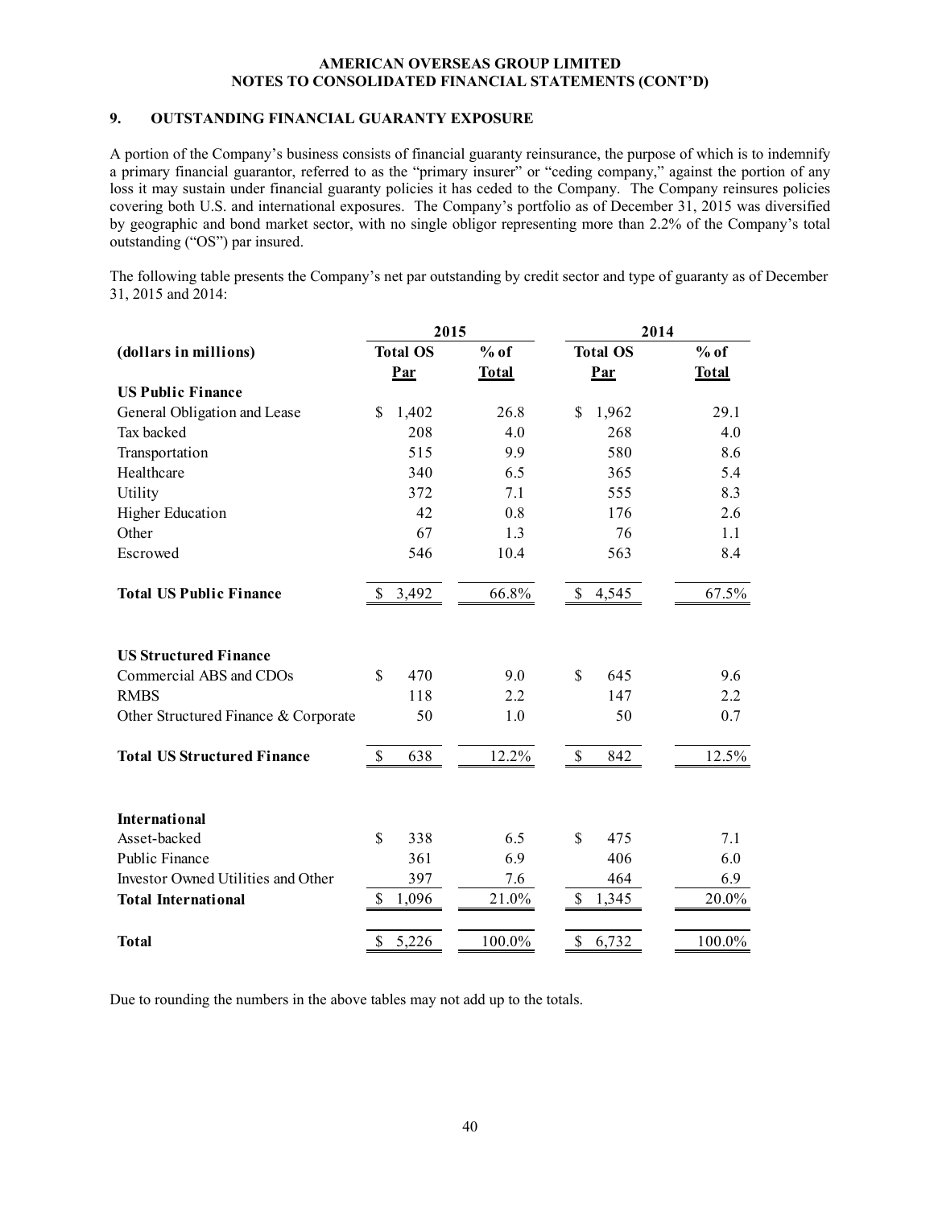**AMERICAN OVERSEAS GROUP LIMITED**
**NOTES TO CONSOLIDATED FINANCIAL STATEMENTS (CONT'D)**

## 9. OUTSTANDING FINANCIAL GUARANTY EXPOSURE

A portion of the Company's business consists of financial guaranty reinsurance, the purpose of which is to indemnify a primary financial guarantor, referred to as the "primary insurer" or "ceding company," against the portion of any loss it may sustain under financial guaranty policies it has ceded to the Company. The Company reinsures policies covering both U.S. and international exposures. The Company's portfolio as of December 31, 2015 was diversified by geographic and bond market sector, with no single obligor representing more than 2.2% of the Company's total outstanding ("OS") par insured.

The following table presents the Company's net par outstanding by credit sector and type of guaranty as of December 31, 2015 and 2014:

| (dollars in millions) | 2015 Total OS Par | 2015 % of Total | 2014 Total OS Par | 2014 % of Total |
|---|---|---|---|---|
| **US Public Finance** | | | | |
| General Obligation and Lease | $ 1,402 | 26.8 | $ 1,962 | 29.1 |
| Tax backed | 208 | 4.0 | 268 | 4.0 |
| Transportation | 515 | 9.9 | 580 | 8.6 |
| Healthcare | 340 | 6.5 | 365 | 5.4 |
| Utility | 372 | 7.1 | 555 | 8.3 |
| Higher Education | 42 | 0.8 | 176 | 2.6 |
| Other | 67 | 1.3 | 76 | 1.1 |
| Escrowed | 546 | 10.4 | 563 | 8.4 |
| **Total US Public Finance** | $ 3,492 | 66.8% | $ 4,545 | 67.5% |
| **US Structured Finance** | | | | |
| Commercial ABS and CDOs | $ 470 | 9.0 | $ 645 | 9.6 |
| RMBS | 118 | 2.2 | 147 | 2.2 |
| Other Structured Finance & Corporate | 50 | 1.0 | 50 | 0.7 |
| **Total US Structured Finance** | $ 638 | 12.2% | $ 842 | 12.5% |
| **International** | | | | |
| Asset-backed | $ 338 | 6.5 | $ 475 | 7.1 |
| Public Finance | 361 | 6.9 | 406 | 6.0 |
| Investor Owned Utilities and Other | 397 | 7.6 | 464 | 6.9 |
| **Total International** | $ 1,096 | 21.0% | $ 1,345 | 20.0% |
| **Total** | $ 5,226 | 100.0% | $ 6,732 | 100.0% |

Due to rounding the numbers in the above tables may not add up to the totals.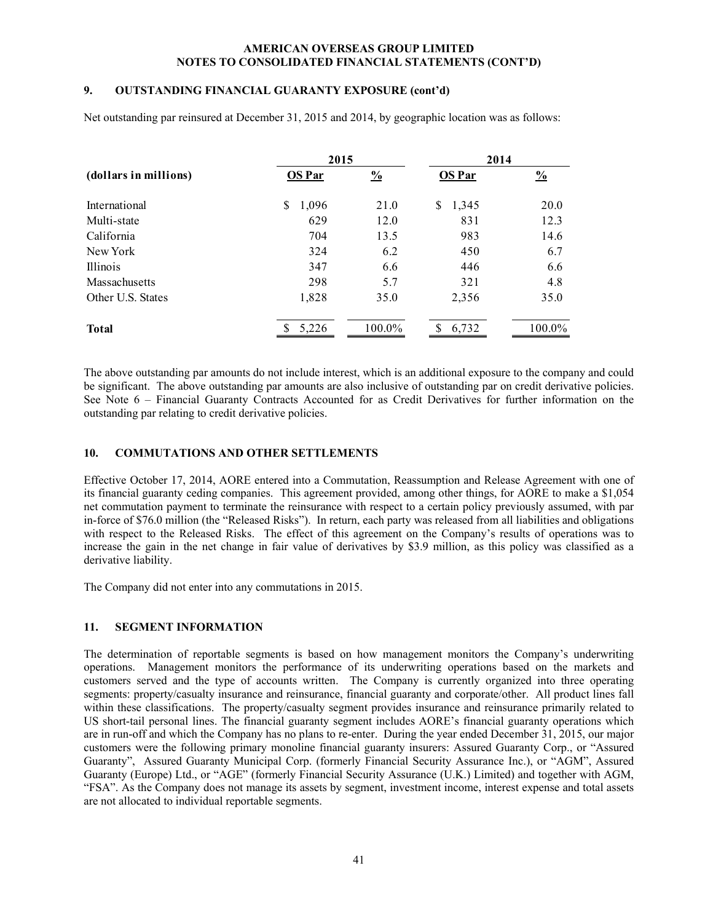AMERICAN OVERSEAS GROUP LIMITED
NOTES TO CONSOLIDATED FINANCIAL STATEMENTS (CONT'D)

## 9. OUTSTANDING FINANCIAL GUARANTY EXPOSURE (cont'd)

Net outstanding par reinsured at December 31, 2015 and 2014, by geographic location was as follows:

| | 2015 | | 2014 | |
|---|---|---|---|---|
| (dollars in millions) | OS Par | % | OS Par | % |
| International | $ 1,096 | 21.0 | $ 1,345 | 20.0 |
| Multi-state | 629 | 12.0 | 831 | 12.3 |
| California | 704 | 13.5 | 983 | 14.6 |
| New York | 324 | 6.2 | 450 | 6.7 |
| Illinois | 347 | 6.6 | 446 | 6.6 |
| Massachusetts | 298 | 5.7 | 321 | 4.8 |
| Other U.S. States | 1,828 | 35.0 | 2,356 | 35.0 |
| **Total** | $ 5,226 | 100.0% | $ 6,732 | 100.0% |

The above outstanding par amounts do not include interest, which is an additional exposure to the company and could be significant. The above outstanding par amounts are also inclusive of outstanding par on credit derivative policies. See Note 6 – Financial Guaranty Contracts Accounted for as Credit Derivatives for further information on the outstanding par relating to credit derivative policies.

## 10. COMMUTATIONS AND OTHER SETTLEMENTS

Effective October 17, 2014, AORE entered into a Commutation, Reassumption and Release Agreement with one of its financial guaranty ceding companies. This agreement provided, among other things, for AORE to make a $1,054 net commutation payment to terminate the reinsurance with respect to a certain policy previously assumed, with par in-force of $76.0 million (the "Released Risks"). In return, each party was released from all liabilities and obligations with respect to the Released Risks. The effect of this agreement on the Company's results of operations was to increase the gain in the net change in fair value of derivatives by $3.9 million, as this policy was classified as a derivative liability.

The Company did not enter into any commutations in 2015.

## 11. SEGMENT INFORMATION

The determination of reportable segments is based on how management monitors the Company's underwriting operations. Management monitors the performance of its underwriting operations based on the markets and customers served and the type of accounts written. The Company is currently organized into three operating segments: property/casualty insurance and reinsurance, financial guaranty and corporate/other. All product lines fall within these classifications. The property/casualty segment provides insurance and reinsurance primarily related to US short-tail personal lines. The financial guaranty segment includes AORE's financial guaranty operations which are in run-off and which the Company has no plans to re-enter. During the year ended December 31, 2015, our major customers were the following primary monoline financial guaranty insurers: Assured Guaranty Corp., or "Assured Guaranty", Assured Guaranty Municipal Corp. (formerly Financial Security Assurance Inc.), or "AGM", Assured Guaranty (Europe) Ltd., or "AGE" (formerly Financial Security Assurance (U.K.) Limited) and together with AGM, "FSA". As the Company does not manage its assets by segment, investment income, interest expense and total assets are not allocated to individual reportable segments.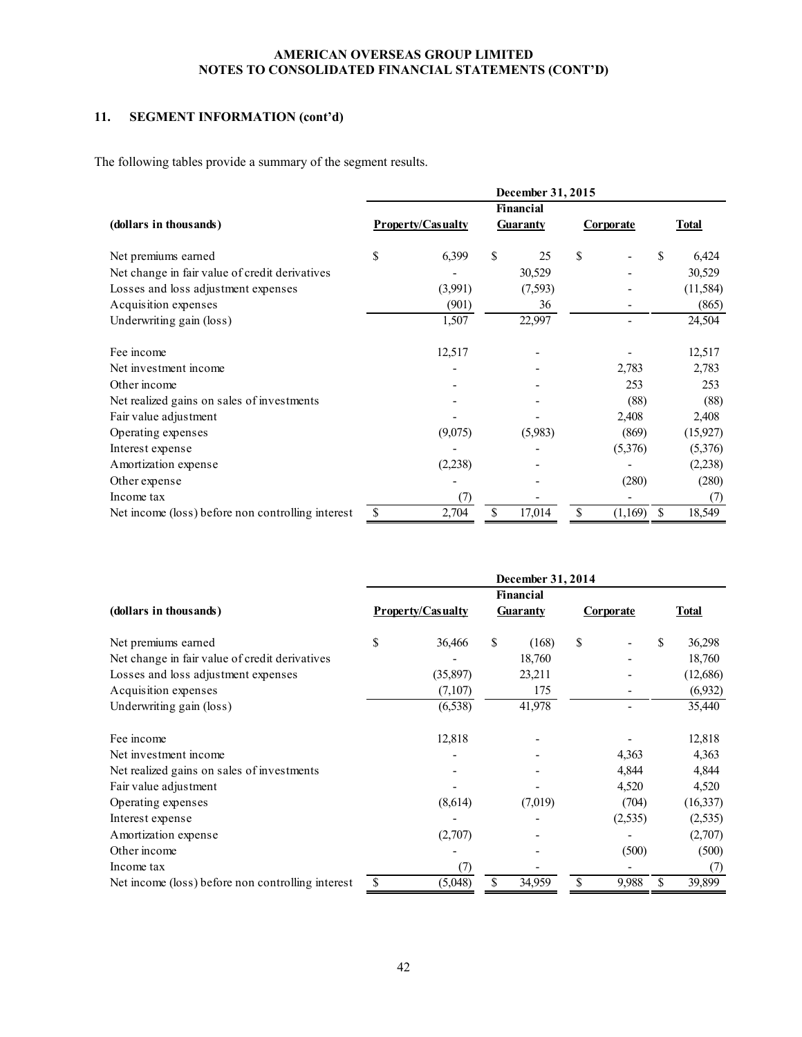**AMERICAN OVERSEAS GROUP LIMITED**
**NOTES TO CONSOLIDATED FINANCIAL STATEMENTS (CONT'D)**

## 11. SEGMENT INFORMATION (cont'd)

The following tables provide a summary of the segment results.

| | December 31, 2015 | | | |
|---|---|---|---|---|
| (dollars in thousands) | Property/Casualty | Financial Guaranty | Corporate | Total |
| Net premiums earned | $ 6,399 | $ 25 | $ - | $ 6,424 |
| Net change in fair value of credit derivatives | - | 30,529 | - | 30,529 |
| Losses and loss adjustment expenses | (3,991) | (7,593) | - | (11,584) |
| Acquisition expenses | (901) | 36 | - | (865) |
| Underwriting gain (loss) | 1,507 | 22,997 | - | 24,504 |
| Fee income | 12,517 | - | - | 12,517 |
| Net investment income | - | - | 2,783 | 2,783 |
| Other income | - | - | 253 | 253 |
| Net realized gains on sales of investments | - | - | (88) | (88) |
| Fair value adjustment | - | - | 2,408 | 2,408 |
| Operating expenses | (9,075) | (5,983) | (869) | (15,927) |
| Interest expense | - | - | (5,376) | (5,376) |
| Amortization expense | (2,238) | - | - | (2,238) |
| Other expense | - | - | (280) | (280) |
| Income tax | (7) | - | - | (7) |
| Net income (loss) before non controlling interest | $ 2,704 | $ 17,014 | $ (1,169) | $ 18,549 |

| | December 31, 2014 | | | |
|---|---|---|---|---|
| (dollars in thousands) | Property/Casualty | Financial Guaranty | Corporate | Total |
| Net premiums earned | $ 36,466 | $ (168) | $ - | $ 36,298 |
| Net change in fair value of credit derivatives | - | 18,760 | - | 18,760 |
| Losses and loss adjustment expenses | (35,897) | 23,211 | - | (12,686) |
| Acquisition expenses | (7,107) | 175 | - | (6,932) |
| Underwriting gain (loss) | (6,538) | 41,978 | - | 35,440 |
| Fee income | 12,818 | - | - | 12,818 |
| Net investment income | - | - | 4,363 | 4,363 |
| Net realized gains on sales of investments | - | - | 4,844 | 4,844 |
| Fair value adjustment | - | - | 4,520 | 4,520 |
| Operating expenses | (8,614) | (7,019) | (704) | (16,337) |
| Interest expense | - | - | (2,535) | (2,535) |
| Amortization expense | (2,707) | - | - | (2,707) |
| Other income | - | - | (500) | (500) |
| Income tax | (7) | - | - | (7) |
| Net income (loss) before non controlling interest | $ (5,048) | $ 34,959 | $ 9,988 | $ 39,899 |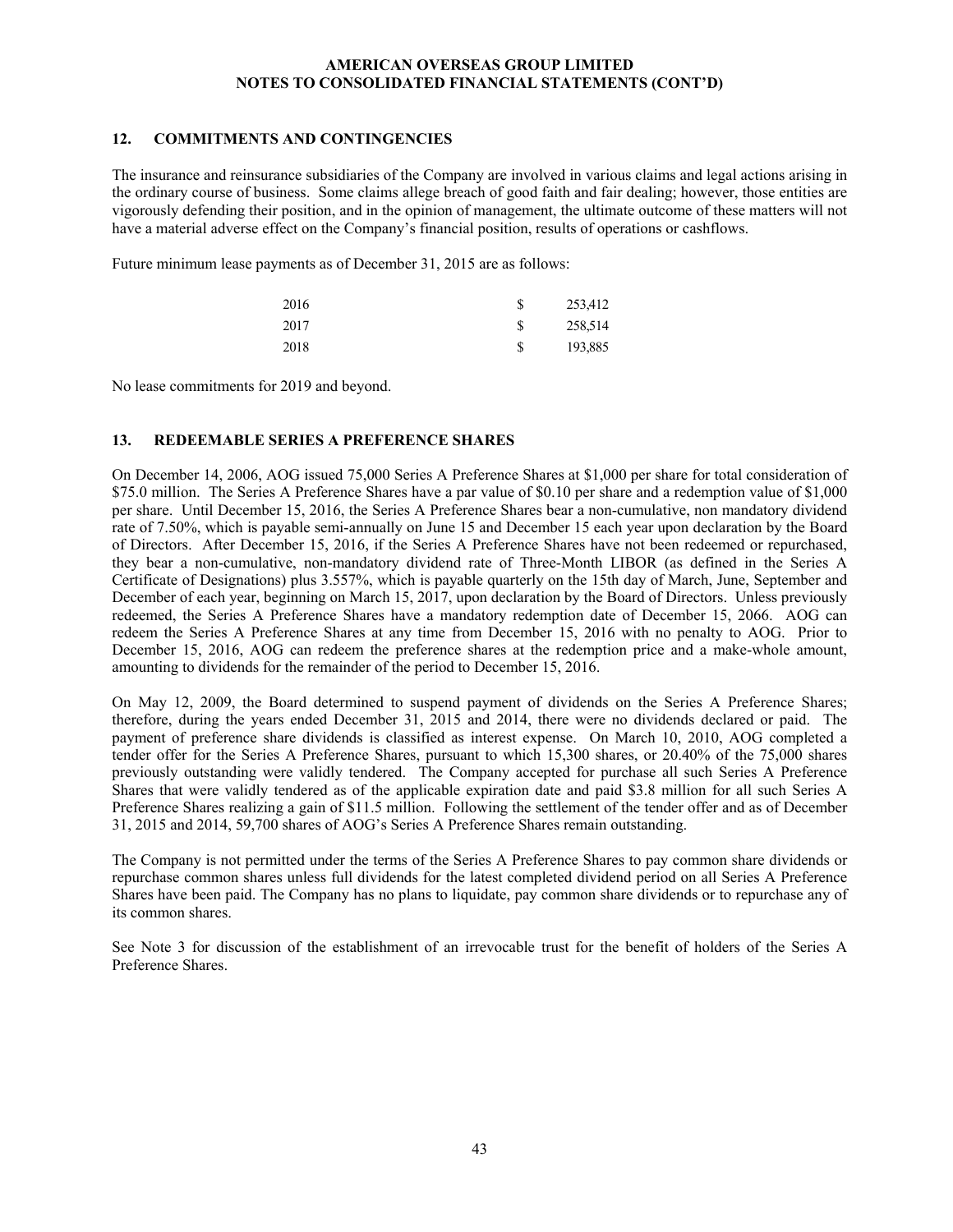## 12. COMMITMENTS AND CONTINGENCIES

The insurance and reinsurance subsidiaries of the Company are involved in various claims and legal actions arising in the ordinary course of business. Some claims allege breach of good faith and fair dealing; however, those entities are vigorously defending their position, and in the opinion of management, the ultimate outcome of these matters will not have a material adverse effect on the Company's financial position, results of operations or cashflows.

Future minimum lease payments as of December 31, 2015 are as follows:

| | | |
|---|---|---|
| 2016 | $ | 253,412 |
| 2017 | $ | 258,514 |
| 2018 | $ | 193,885 |

No lease commitments for 2019 and beyond.

## 13. REDEEMABLE SERIES A PREFERENCE SHARES

On December 14, 2006, AOG issued 75,000 Series A Preference Shares at $1,000 per share for total consideration of $75.0 million. The Series A Preference Shares have a par value of $0.10 per share and a redemption value of $1,000 per share. Until December 15, 2016, the Series A Preference Shares bear a non-cumulative, non mandatory dividend rate of 7.50%, which is payable semi-annually on June 15 and December 15 each year upon declaration by the Board of Directors. After December 15, 2016, if the Series A Preference Shares have not been redeemed or repurchased, they bear a non-cumulative, non-mandatory dividend rate of Three-Month LIBOR (as defined in the Series A Certificate of Designations) plus 3.557%, which is payable quarterly on the 15th day of March, June, September and December of each year, beginning on March 15, 2017, upon declaration by the Board of Directors. Unless previously redeemed, the Series A Preference Shares have a mandatory redemption date of December 15, 2066. AOG can redeem the Series A Preference Shares at any time from December 15, 2016 with no penalty to AOG. Prior to December 15, 2016, AOG can redeem the preference shares at the redemption price and a make-whole amount, amounting to dividends for the remainder of the period to December 15, 2016.

On May 12, 2009, the Board determined to suspend payment of dividends on the Series A Preference Shares; therefore, during the years ended December 31, 2015 and 2014, there were no dividends declared or paid. The payment of preference share dividends is classified as interest expense. On March 10, 2010, AOG completed a tender offer for the Series A Preference Shares, pursuant to which 15,300 shares, or 20.40% of the 75,000 shares previously outstanding were validly tendered. The Company accepted for purchase all such Series A Preference Shares that were validly tendered as of the applicable expiration date and paid $3.8 million for all such Series A Preference Shares realizing a gain of $11.5 million. Following the settlement of the tender offer and as of December 31, 2015 and 2014, 59,700 shares of AOG's Series A Preference Shares remain outstanding.

The Company is not permitted under the terms of the Series A Preference Shares to pay common share dividends or repurchase common shares unless full dividends for the latest completed dividend period on all Series A Preference Shares have been paid. The Company has no plans to liquidate, pay common share dividends or to repurchase any of its common shares.

See Note 3 for discussion of the establishment of an irrevocable trust for the benefit of holders of the Series A Preference Shares.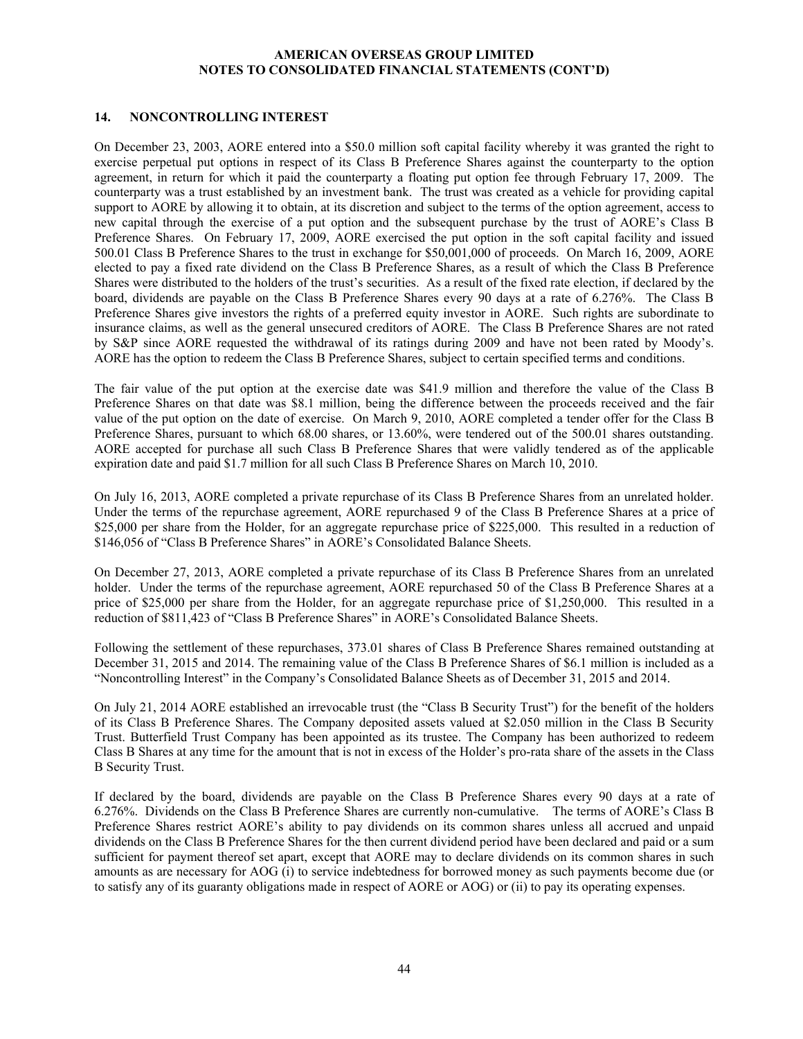## 14. NONCONTROLLING INTEREST

On December 23, 2003, AORE entered into a $50.0 million soft capital facility whereby it was granted the right to exercise perpetual put options in respect of its Class B Preference Shares against the counterparty to the option agreement, in return for which it paid the counterparty a floating put option fee through February 17, 2009. The counterparty was a trust established by an investment bank. The trust was created as a vehicle for providing capital support to AORE by allowing it to obtain, at its discretion and subject to the terms of the option agreement, access to new capital through the exercise of a put option and the subsequent purchase by the trust of AORE's Class B Preference Shares. On February 17, 2009, AORE exercised the put option in the soft capital facility and issued 500.01 Class B Preference Shares to the trust in exchange for $50,001,000 of proceeds. On March 16, 2009, AORE elected to pay a fixed rate dividend on the Class B Preference Shares, as a result of which the Class B Preference Shares were distributed to the holders of the trust's securities. As a result of the fixed rate election, if declared by the board, dividends are payable on the Class B Preference Shares every 90 days at a rate of 6.276%. The Class B Preference Shares give investors the rights of a preferred equity investor in AORE. Such rights are subordinate to insurance claims, as well as the general unsecured creditors of AORE. The Class B Preference Shares are not rated by S&P since AORE requested the withdrawal of its ratings during 2009 and have not been rated by Moody's. AORE has the option to redeem the Class B Preference Shares, subject to certain specified terms and conditions.

The fair value of the put option at the exercise date was $41.9 million and therefore the value of the Class B Preference Shares on that date was $8.1 million, being the difference between the proceeds received and the fair value of the put option on the date of exercise. On March 9, 2010, AORE completed a tender offer for the Class B Preference Shares, pursuant to which 68.00 shares, or 13.60%, were tendered out of the 500.01 shares outstanding. AORE accepted for purchase all such Class B Preference Shares that were validly tendered as of the applicable expiration date and paid $1.7 million for all such Class B Preference Shares on March 10, 2010.

On July 16, 2013, AORE completed a private repurchase of its Class B Preference Shares from an unrelated holder. Under the terms of the repurchase agreement, AORE repurchased 9 of the Class B Preference Shares at a price of $25,000 per share from the Holder, for an aggregate repurchase price of $225,000. This resulted in a reduction of $146,056 of "Class B Preference Shares" in AORE's Consolidated Balance Sheets.

On December 27, 2013, AORE completed a private repurchase of its Class B Preference Shares from an unrelated holder. Under the terms of the repurchase agreement, AORE repurchased 50 of the Class B Preference Shares at a price of $25,000 per share from the Holder, for an aggregate repurchase price of $1,250,000. This resulted in a reduction of $811,423 of "Class B Preference Shares" in AORE's Consolidated Balance Sheets.

Following the settlement of these repurchases, 373.01 shares of Class B Preference Shares remained outstanding at December 31, 2015 and 2014. The remaining value of the Class B Preference Shares of $6.1 million is included as a "Noncontrolling Interest" in the Company's Consolidated Balance Sheets as of December 31, 2015 and 2014.

On July 21, 2014 AORE established an irrevocable trust (the "Class B Security Trust") for the benefit of the holders of its Class B Preference Shares. The Company deposited assets valued at $2.050 million in the Class B Security Trust. Butterfield Trust Company has been appointed as its trustee. The Company has been authorized to redeem Class B Shares at any time for the amount that is not in excess of the Holder's pro-rata share of the assets in the Class B Security Trust.

If declared by the board, dividends are payable on the Class B Preference Shares every 90 days at a rate of 6.276%. Dividends on the Class B Preference Shares are currently non-cumulative. The terms of AORE's Class B Preference Shares restrict AORE's ability to pay dividends on its common shares unless all accrued and unpaid dividends on the Class B Preference Shares for the then current dividend period have been declared and paid or a sum sufficient for payment thereof set apart, except that AORE may to declare dividends on its common shares in such amounts as are necessary for AOG (i) to service indebtedness for borrowed money as such payments become due (or to satisfy any of its guaranty obligations made in respect of AORE or AOG) or (ii) to pay its operating expenses.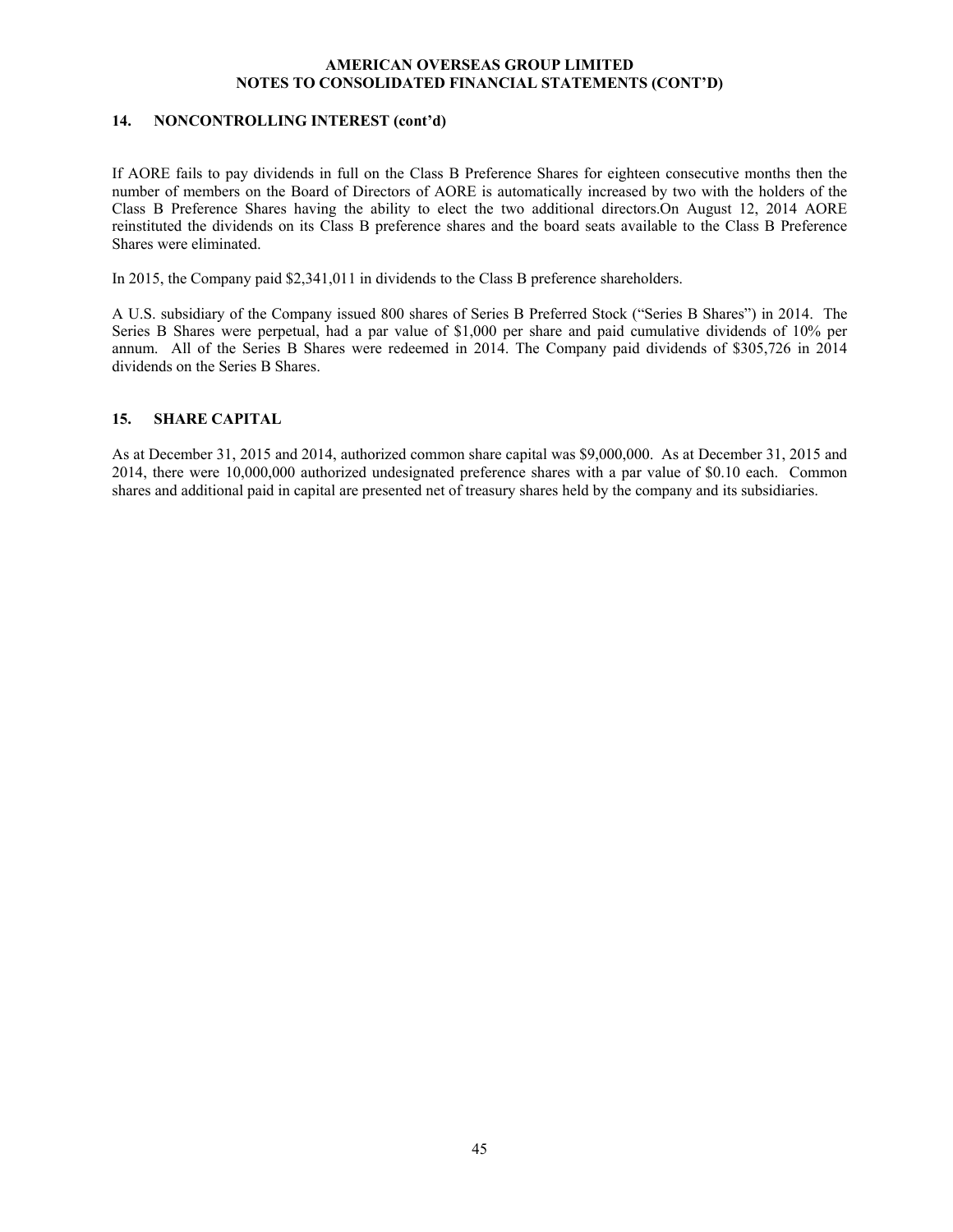## 14. NONCONTROLLING INTEREST (cont'd)

If AORE fails to pay dividends in full on the Class B Preference Shares for eighteen consecutive months then the number of members on the Board of Directors of AORE is automatically increased by two with the holders of the Class B Preference Shares having the ability to elect the two additional directors.On August 12, 2014 AORE reinstituted the dividends on its Class B preference shares and the board seats available to the Class B Preference Shares were eliminated.

In 2015, the Company paid $2,341,011 in dividends to the Class B preference shareholders.

A U.S. subsidiary of the Company issued 800 shares of Series B Preferred Stock ("Series B Shares") in 2014. The Series B Shares were perpetual, had a par value of $1,000 per share and paid cumulative dividends of 10% per annum. All of the Series B Shares were redeemed in 2014. The Company paid dividends of $305,726 in 2014 dividends on the Series B Shares.

## 15. SHARE CAPITAL

As at December 31, 2015 and 2014, authorized common share capital was $9,000,000. As at December 31, 2015 and 2014, there were 10,000,000 authorized undesignated preference shares with a par value of $0.10 each. Common shares and additional paid in capital are presented net of treasury shares held by the company and its subsidiaries.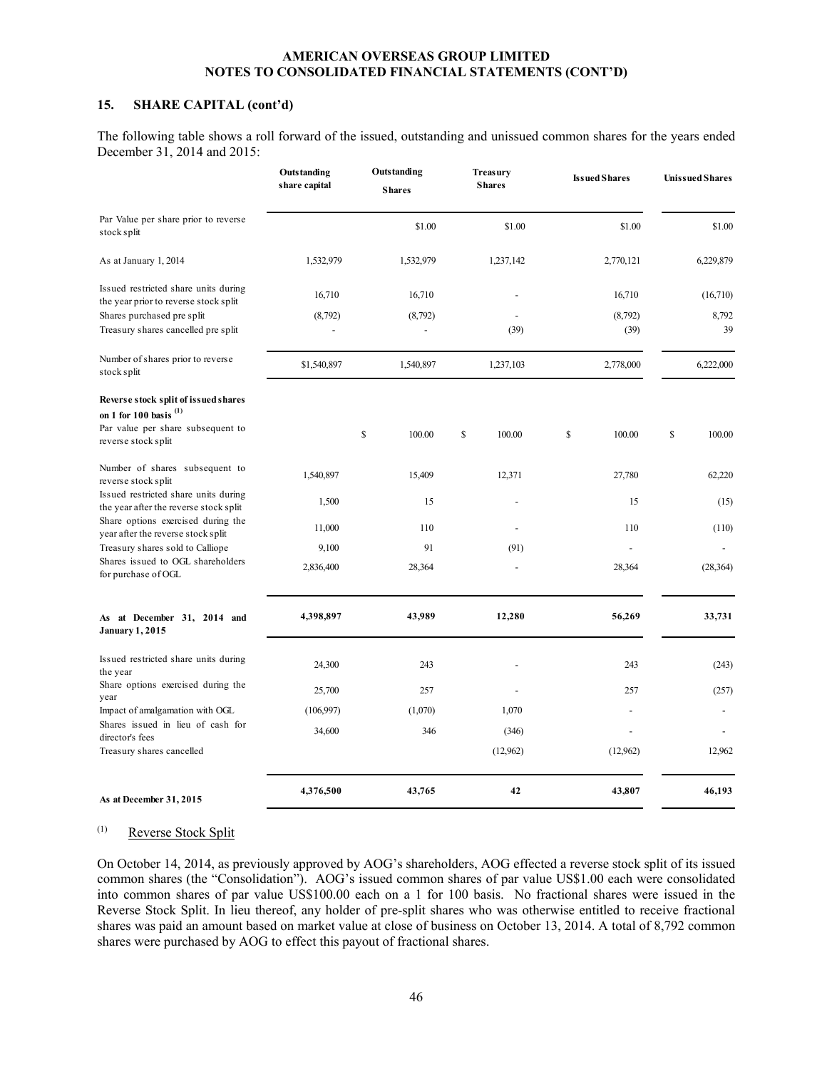## 15. SHARE CAPITAL (cont'd)

The following table shows a roll forward of the issued, outstanding and unissued common shares for the years ended December 31, 2014 and 2015:

| | Outstanding share capital | Outstanding Shares | Treasury Shares | Issued Shares | Unissued Shares |
|---|---|---|---|---|---|
| Par Value per share prior to reverse stock split | | $1.00 | $1.00 | $1.00 | $1.00 |
| As at January 1, 2014 | 1,532,979 | 1,532,979 | 1,237,142 | 2,770,121 | 6,229,879 |
| Issued restricted share units during the year prior to reverse stock split | 16,710 | 16,710 | - | 16,710 | (16,710) |
| Shares purchased pre split | (8,792) | (8,792) | - | (8,792) | 8,792 |
| Treasury shares cancelled pre split | - | - | (39) | (39) | 39 |
| Number of shares prior to reverse stock split | $1,540,897 | 1,540,897 | 1,237,103 | 2,778,000 | 6,222,000 |
| **Reverse stock split of issued shares on 1 for 100 basis [(1)]** | | | | | |
| Par value per share subsequent to reverse stock split | | $ 100.00 | $ 100.00 | $ 100.00 | $ 100.00 |
| Number of shares subsequent to reverse stock split | 1,540,897 | 15,409 | 12,371 | 27,780 | 62,220 |
| Issued restricted share units during the year after the reverse stock split | 1,500 | 15 | - | 15 | (15) |
| Share options exercised during the year after the reverse stock split | 11,000 | 110 | - | 110 | (110) |
| Treasury shares sold to Calliope | 9,100 | 91 | (91) | - | - |
| Shares issued to OGL shareholders for purchase of OGL | 2,836,400 | 28,364 | - | 28,364 | (28,364) |
| **As at December 31, 2014 and January 1, 2015** | **4,398,897** | **43,989** | **12,280** | **56,269** | **33,731** |
| Issued restricted share units during the year | 24,300 | 243 | - | 243 | (243) |
| Share options exercised during the year | 25,700 | 257 | - | 257 | (257) |
| Impact of amalgamation with OGL | (106,997) | (1,070) | 1,070 | - | - |
| Shares issued in lieu of cash for director's fees | 34,600 | 346 | (346) | - | - |
| Treasury shares cancelled | | | (12,962) | (12,962) | 12,962 |
| **As at December 31, 2015** | **4,376,500** | **43,765** | **42** | **43,807** | **46,193** |

(1) Reverse Stock Split

On October 14, 2014, as previously approved by AOG's shareholders, AOG effected a reverse stock split of its issued common shares (the "Consolidation"). AOG's issued common shares of par value US$1.00 each were consolidated into common shares of par value US$100.00 each on a 1 for 100 basis. No fractional shares were issued in the Reverse Stock Split. In lieu thereof, any holder of pre-split shares who was otherwise entitled to receive fractional shares was paid an amount based on market value at close of business on October 13, 2014. A total of 8,792 common shares were purchased by AOG to effect this payout of fractional shares.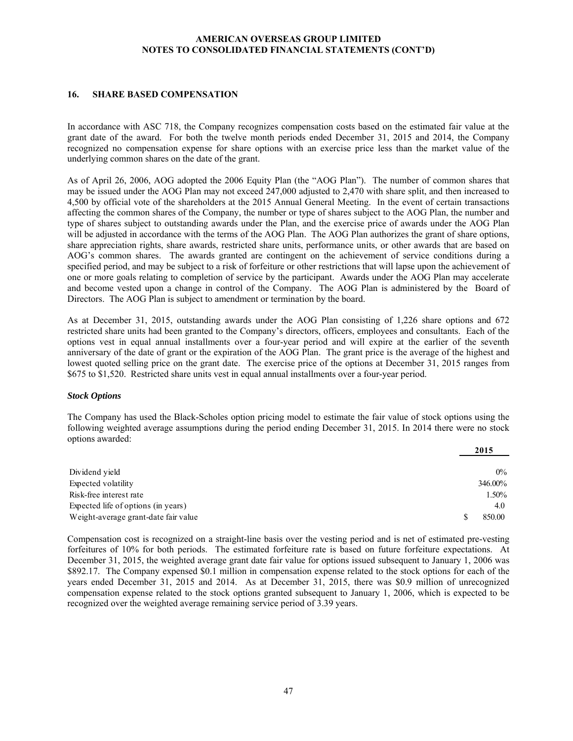## 16. SHARE BASED COMPENSATION

In accordance with ASC 718, the Company recognizes compensation costs based on the estimated fair value at the grant date of the award. For both the twelve month periods ended December 31, 2015 and 2014, the Company recognized no compensation expense for share options with an exercise price less than the market value of the underlying common shares on the date of the grant.

As of April 26, 2006, AOG adopted the 2006 Equity Plan (the "AOG Plan"). The number of common shares that may be issued under the AOG Plan may not exceed 247,000 adjusted to 2,470 with share split, and then increased to 4,500 by official vote of the shareholders at the 2015 Annual General Meeting. In the event of certain transactions affecting the common shares of the Company, the number or type of shares subject to the AOG Plan, the number and type of shares subject to outstanding awards under the Plan, and the exercise price of awards under the AOG Plan will be adjusted in accordance with the terms of the AOG Plan. The AOG Plan authorizes the grant of share options, share appreciation rights, share awards, restricted share units, performance units, or other awards that are based on AOG's common shares. The awards granted are contingent on the achievement of service conditions during a specified period, and may be subject to a risk of forfeiture or other restrictions that will lapse upon the achievement of one or more goals relating to completion of service by the participant. Awards under the AOG Plan may accelerate and become vested upon a change in control of the Company. The AOG Plan is administered by the Board of Directors. The AOG Plan is subject to amendment or termination by the board.

As at December 31, 2015, outstanding awards under the AOG Plan consisting of 1,226 share options and 672 restricted share units had been granted to the Company's directors, officers, employees and consultants. Each of the options vest in equal annual installments over a four-year period and will expire at the earlier of the seventh anniversary of the date of grant or the expiration of the AOG Plan. The grant price is the average of the highest and lowest quoted selling price on the grant date. The exercise price of the options at December 31, 2015 ranges from $675 to $1,520. Restricted share units vest in equal annual installments over a four-year period.

### *Stock Options*

The Company has used the Black-Scholes option pricing model to estimate the fair value of stock options using the following weighted average assumptions during the period ending December 31, 2015. In 2014 there were no stock options awarded:

| | 2015 |
|---|---|
| Dividend yield | 0% |
| Expected volatility | 346.00% |
| Risk-free interest rate | 1.50% |
| Expected life of options (in years) | 4.0 |
| Weight-average grant-date fair value | $ 850.00 |

Compensation cost is recognized on a straight-line basis over the vesting period and is net of estimated pre-vesting forfeitures of 10% for both periods. The estimated forfeiture rate is based on future forfeiture expectations. At December 31, 2015, the weighted average grant date fair value for options issued subsequent to January 1, 2006 was $892.17. The Company expensed $0.1 million in compensation expense related to the stock options for each of the years ended December 31, 2015 and 2014. As at December 31, 2015, there was $0.9 million of unrecognized compensation expense related to the stock options granted subsequent to January 1, 2006, which is expected to be recognized over the weighted average remaining service period of 3.39 years.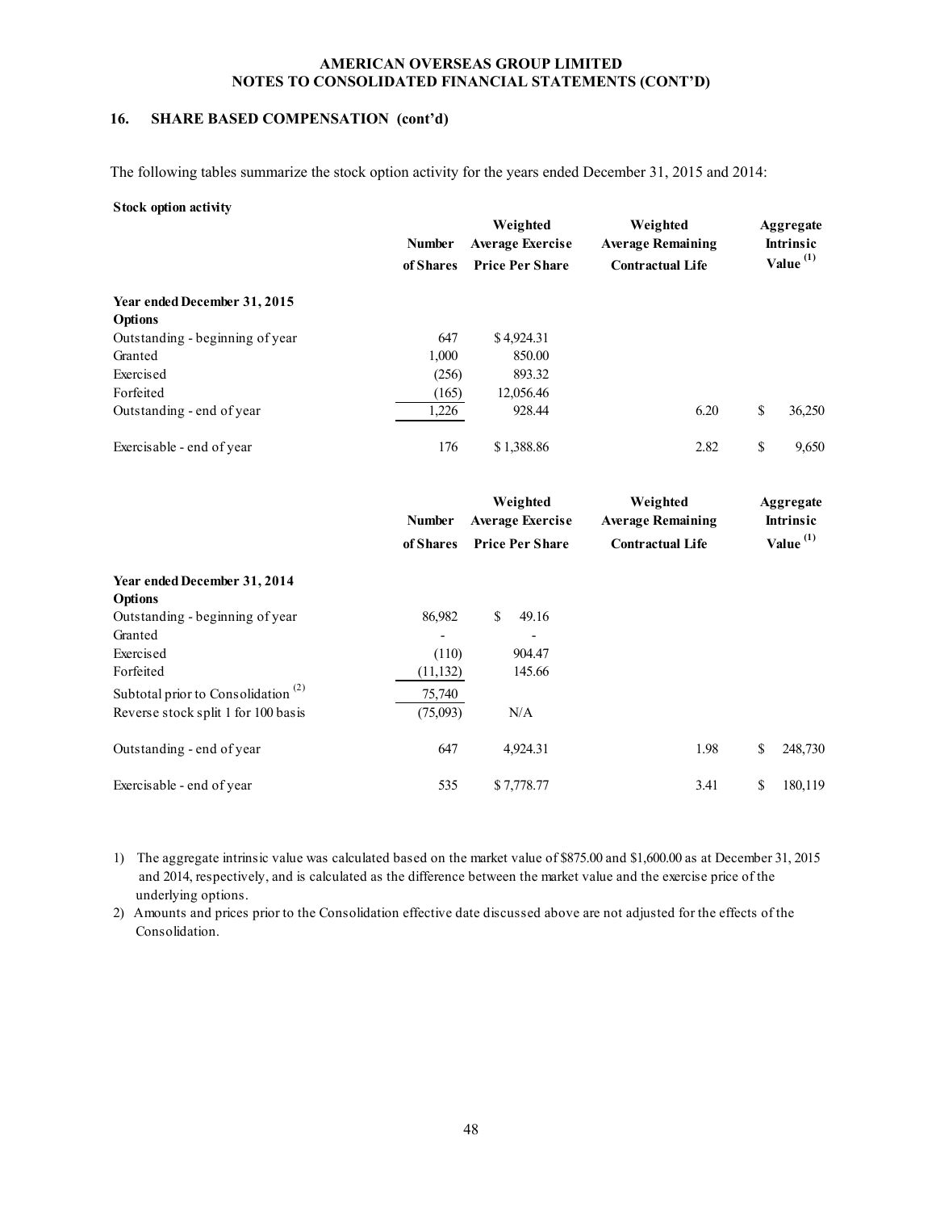**AMERICAN OVERSEAS GROUP LIMITED**
**NOTES TO CONSOLIDATED FINANCIAL STATEMENTS (CONT'D)**

## 16. SHARE BASED COMPENSATION (cont'd)

The following tables summarize the stock option activity for the years ended December 31, 2015 and 2014:

**Stock option activity**

| | Number of Shares | Weighted Average Exercise Price Per Share | Weighted Average Remaining Contractual Life | Aggregate Intrinsic Value (1) |
|---|---|---|---|---|
| **Year ended December 31, 2015** | | | | |
| **Options** | | | | |
| Outstanding - beginning of year | 647 | $ 4,924.31 | | |
| Granted | 1,000 | 850.00 | | |
| Exercised | (256) | 893.32 | | |
| Forfeited | (165) | 12,056.46 | | |
| Outstanding - end of year | 1,226 | 928.44 | 6.20 | $ 36,250 |
| Exercisable - end of year | 176 | $ 1,388.86 | 2.82 | $ 9,650 |

| | Number of Shares | Weighted Average Exercise Price Per Share | Weighted Average Remaining Contractual Life | Aggregate Intrinsic Value (1) |
|---|---|---|---|---|
| **Year ended December 31, 2014** | | | | |
| **Options** | | | | |
| Outstanding - beginning of year | 86,982 | $ 49.16 | | |
| Granted | - | - | | |
| Exercised | (110) | 904.47 | | |
| Forfeited | (11,132) | 145.66 | | |
| Subtotal prior to Consolidation (2) | 75,740 | | | |
| Reverse stock split 1 for 100 basis | (75,093) | N/A | | |
| Outstanding - end of year | 647 | 4,924.31 | 1.98 | $ 248,730 |
| Exercisable - end of year | 535 | $ 7,778.77 | 3.41 | $ 180,119 |

1) The aggregate intrinsic value was calculated based on the market value of $875.00 and $1,600.00 as at December 31, 2015 and 2014, respectively, and is calculated as the difference between the market value and the exercise price of the underlying options.

2) Amounts and prices prior to the Consolidation effective date discussed above are not adjusted for the effects of the Consolidation.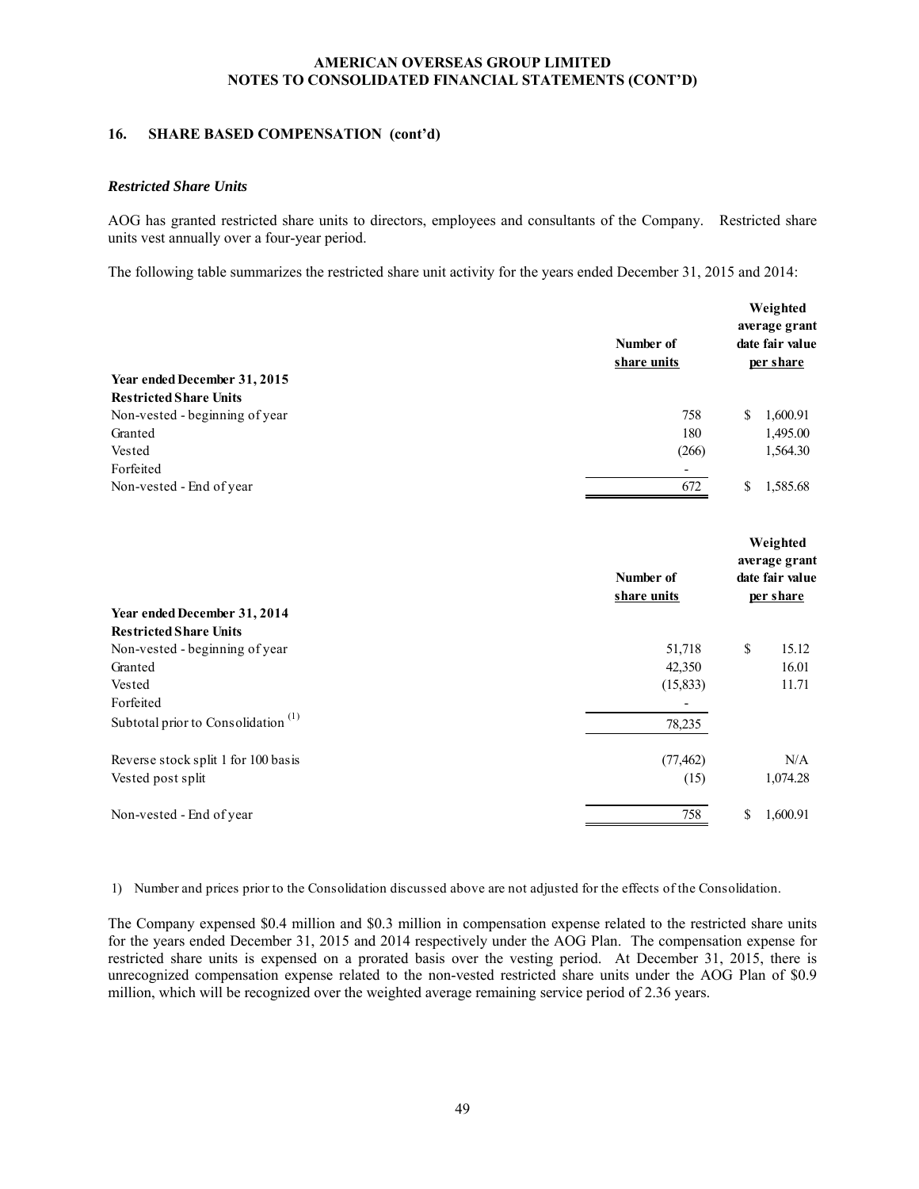## 16. SHARE BASED COMPENSATION (cont'd)

### *Restricted Share Units*

AOG has granted restricted share units to directors, employees and consultants of the Company. Restricted share units vest annually over a four-year period.

The following table summarizes the restricted share unit activity for the years ended December 31, 2015 and 2014:

| | Number of share units | Weighted average grant date fair value per share |
|---|---|---|
| **Year ended December 31, 2015** | | |
| **Restricted Share Units** | | |
| Non-vested - beginning of year | 758 | $ 1,600.91 |
| Granted | 180 | 1,495.00 |
| Vested | (266) | 1,564.30 |
| Forfeited | - | |
| Non-vested - End of year | 672 | $ 1,585.68 |

| | Number of share units | Weighted average grant date fair value per share |
|---|---|---|
| **Year ended December 31, 2014** | | |
| **Restricted Share Units** | | |
| Non-vested - beginning of year | 51,718 | $ 15.12 |
| Granted | 42,350 | 16.01 |
| Vested | (15,833) | 11.71 |
| Forfeited | - | |
| Subtotal prior to Consolidation (1) | 78,235 | |
| Reverse stock split 1 for 100 basis | (77,462) | N/A |
| Vested post split | (15) | 1,074.28 |
| Non-vested - End of year | 758 | $ 1,600.91 |

1) Number and prices prior to the Consolidation discussed above are not adjusted for the effects of the Consolidation.

The Company expensed \$0.4 million and \$0.3 million in compensation expense related to the restricted share units for the years ended December 31, 2015 and 2014 respectively under the AOG Plan. The compensation expense for restricted share units is expensed on a prorated basis over the vesting period. At December 31, 2015, there is unrecognized compensation expense related to the non-vested restricted share units under the AOG Plan of \$0.9 million, which will be recognized over the weighted average remaining service period of 2.36 years.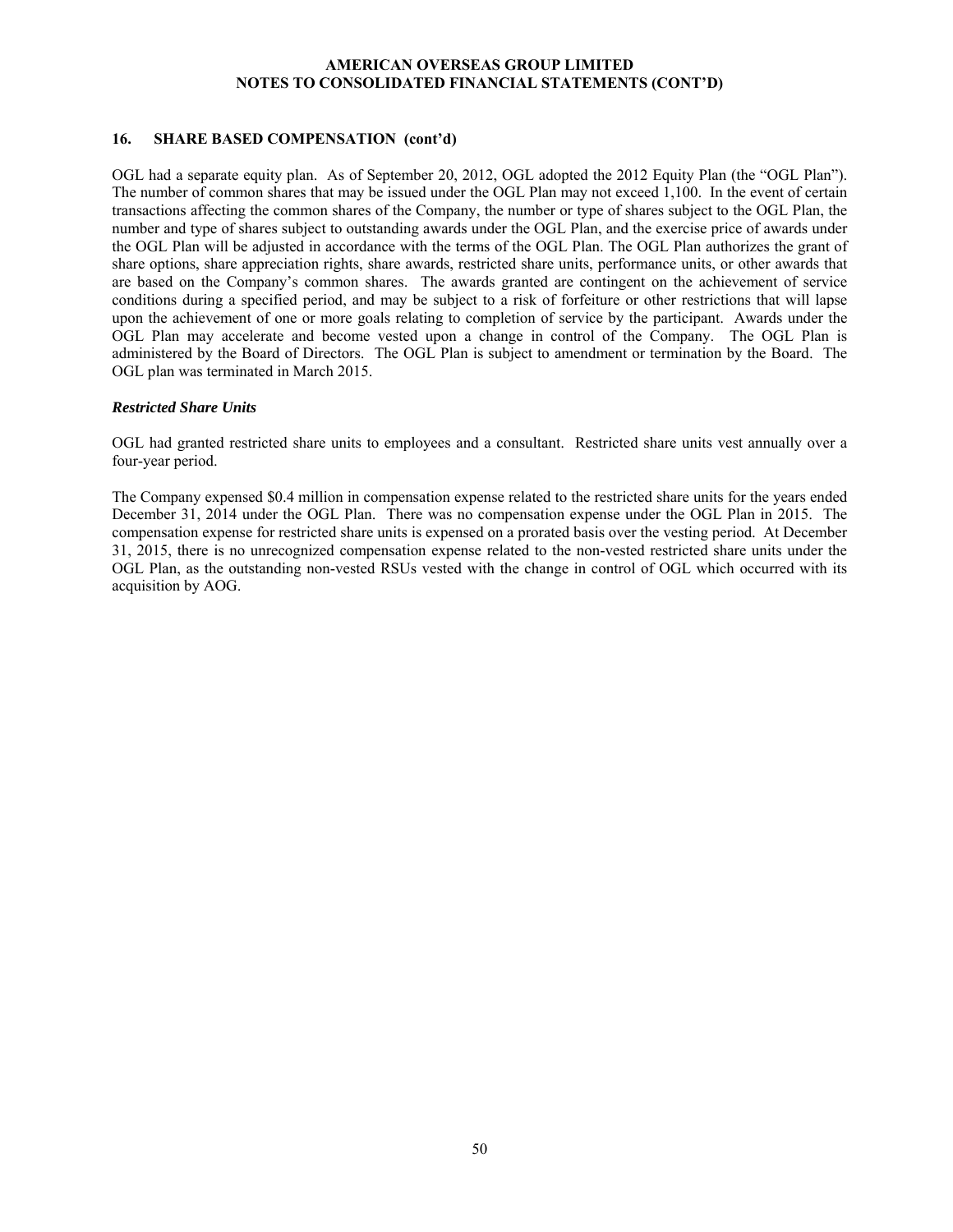## 16. SHARE BASED COMPENSATION (cont'd)

OGL had a separate equity plan. As of September 20, 2012, OGL adopted the 2012 Equity Plan (the "OGL Plan"). The number of common shares that may be issued under the OGL Plan may not exceed 1,100. In the event of certain transactions affecting the common shares of the Company, the number or type of shares subject to the OGL Plan, the number and type of shares subject to outstanding awards under the OGL Plan, and the exercise price of awards under the OGL Plan will be adjusted in accordance with the terms of the OGL Plan. The OGL Plan authorizes the grant of share options, share appreciation rights, share awards, restricted share units, performance units, or other awards that are based on the Company's common shares. The awards granted are contingent on the achievement of service conditions during a specified period, and may be subject to a risk of forfeiture or other restrictions that will lapse upon the achievement of one or more goals relating to completion of service by the participant. Awards under the OGL Plan may accelerate and become vested upon a change in control of the Company. The OGL Plan is administered by the Board of Directors. The OGL Plan is subject to amendment or termination by the Board. The OGL plan was terminated in March 2015.

***Restricted Share Units***

OGL had granted restricted share units to employees and a consultant. Restricted share units vest annually over a four-year period.

The Company expensed $0.4 million in compensation expense related to the restricted share units for the years ended December 31, 2014 under the OGL Plan. There was no compensation expense under the OGL Plan in 2015. The compensation expense for restricted share units is expensed on a prorated basis over the vesting period. At December 31, 2015, there is no unrecognized compensation expense related to the non-vested restricted share units under the OGL Plan, as the outstanding non-vested RSUs vested with the change in control of OGL which occurred with its acquisition by AOG.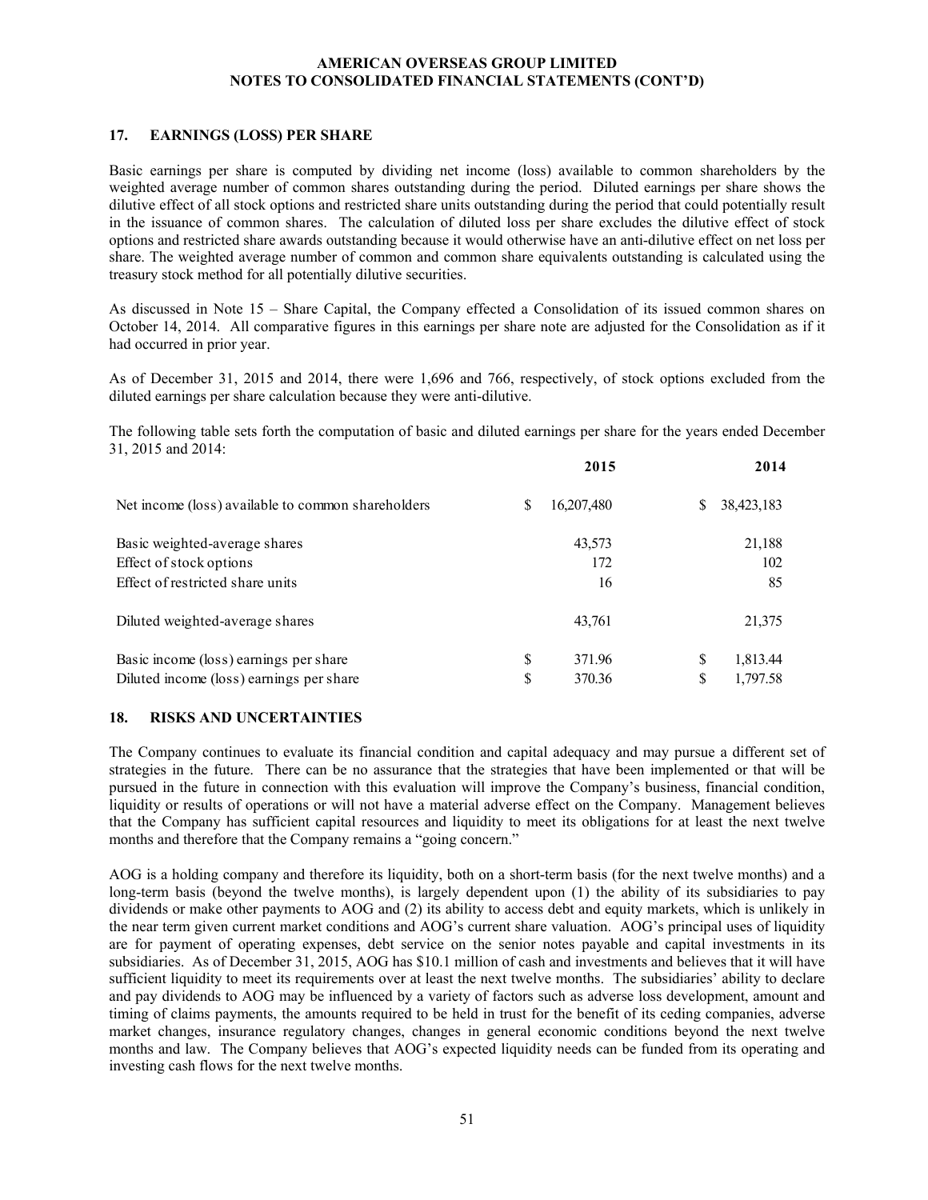## 17. EARNINGS (LOSS) PER SHARE

Basic earnings per share is computed by dividing net income (loss) available to common shareholders by the weighted average number of common shares outstanding during the period. Diluted earnings per share shows the dilutive effect of all stock options and restricted share units outstanding during the period that could potentially result in the issuance of common shares. The calculation of diluted loss per share excludes the dilutive effect of stock options and restricted share awards outstanding because it would otherwise have an anti-dilutive effect on net loss per share. The weighted average number of common and common share equivalents outstanding is calculated using the treasury stock method for all potentially dilutive securities.

As discussed in Note 15 – Share Capital, the Company effected a Consolidation of its issued common shares on October 14, 2014. All comparative figures in this earnings per share note are adjusted for the Consolidation as if it had occurred in prior year.

As of December 31, 2015 and 2014, there were 1,696 and 766, respectively, of stock options excluded from the diluted earnings per share calculation because they were anti-dilutive.

The following table sets forth the computation of basic and diluted earnings per share for the years ended December 31, 2015 and 2014:

| | 2015 | 2014 |
|---|---|---|
| Net income (loss) available to common shareholders | $ 16,207,480 | $ 38,423,183 |
| Basic weighted-average shares | 43,573 | 21,188 |
| Effect of stock options | 172 | 102 |
| Effect of restricted share units | 16 | 85 |
| Diluted weighted-average shares | 43,761 | 21,375 |
| Basic income (loss) earnings per share | $ 371.96 | $ 1,813.44 |
| Diluted income (loss) earnings per share | $ 370.36 | $ 1,797.58 |

## 18. RISKS AND UNCERTAINTIES

The Company continues to evaluate its financial condition and capital adequacy and may pursue a different set of strategies in the future. There can be no assurance that the strategies that have been implemented or that will be pursued in the future in connection with this evaluation will improve the Company's business, financial condition, liquidity or results of operations or will not have a material adverse effect on the Company. Management believes that the Company has sufficient capital resources and liquidity to meet its obligations for at least the next twelve months and therefore that the Company remains a "going concern."

AOG is a holding company and therefore its liquidity, both on a short-term basis (for the next twelve months) and a long-term basis (beyond the twelve months), is largely dependent upon (1) the ability of its subsidiaries to pay dividends or make other payments to AOG and (2) its ability to access debt and equity markets, which is unlikely in the near term given current market conditions and AOG's current share valuation. AOG's principal uses of liquidity are for payment of operating expenses, debt service on the senior notes payable and capital investments in its subsidiaries. As of December 31, 2015, AOG has $10.1 million of cash and investments and believes that it will have sufficient liquidity to meet its requirements over at least the next twelve months. The subsidiaries' ability to declare and pay dividends to AOG may be influenced by a variety of factors such as adverse loss development, amount and timing of claims payments, the amounts required to be held in trust for the benefit of its ceding companies, adverse market changes, insurance regulatory changes, changes in general economic conditions beyond the next twelve months and law. The Company believes that AOG's expected liquidity needs can be funded from its operating and investing cash flows for the next twelve months.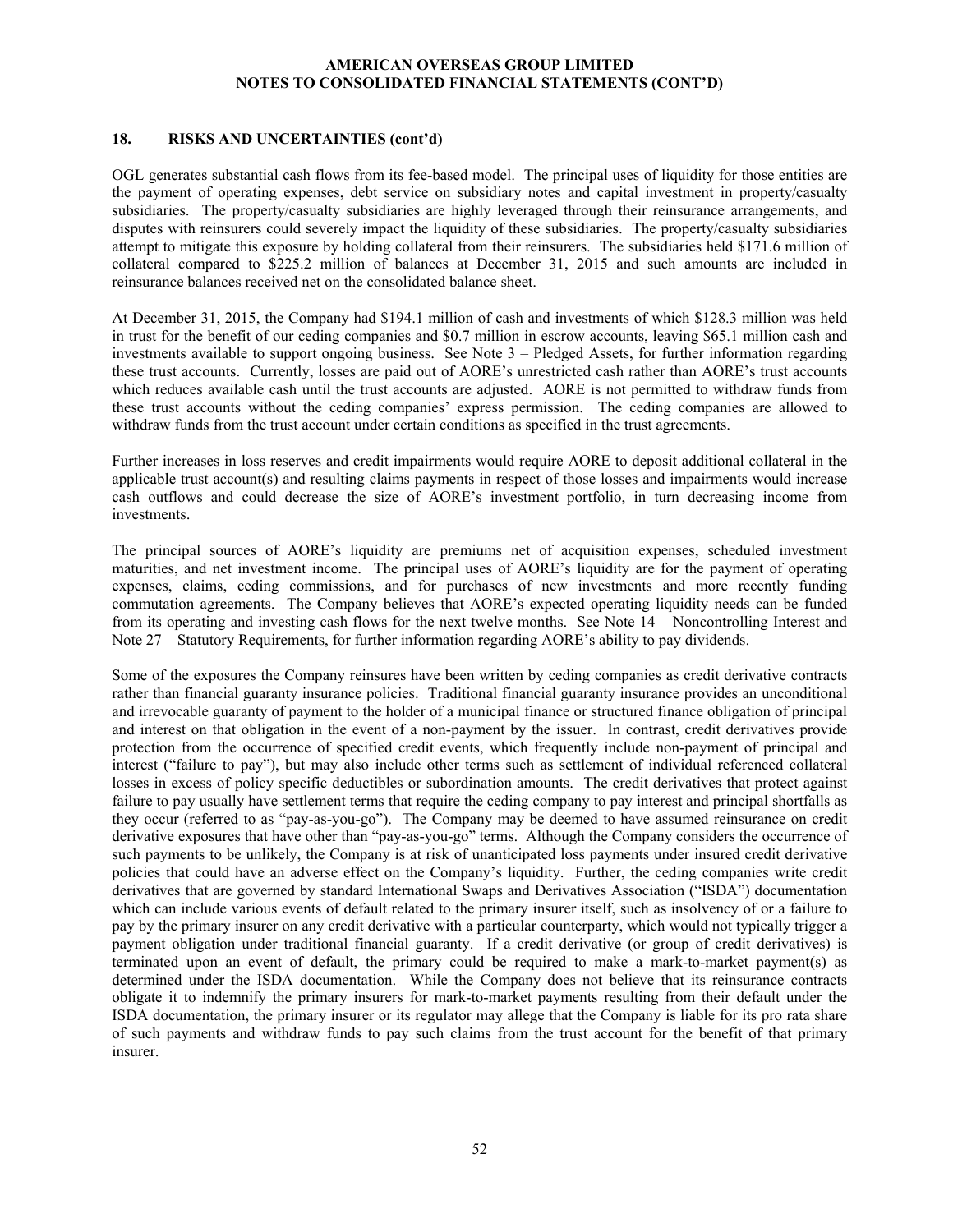## 18. RISKS AND UNCERTAINTIES (cont'd)

OGL generates substantial cash flows from its fee-based model. The principal uses of liquidity for those entities are the payment of operating expenses, debt service on subsidiary notes and capital investment in property/casualty subsidiaries. The property/casualty subsidiaries are highly leveraged through their reinsurance arrangements, and disputes with reinsurers could severely impact the liquidity of these subsidiaries. The property/casualty subsidiaries attempt to mitigate this exposure by holding collateral from their reinsurers. The subsidiaries held $171.6 million of collateral compared to $225.2 million of balances at December 31, 2015 and such amounts are included in reinsurance balances received net on the consolidated balance sheet.

At December 31, 2015, the Company had $194.1 million of cash and investments of which $128.3 million was held in trust for the benefit of our ceding companies and $0.7 million in escrow accounts, leaving $65.1 million cash and investments available to support ongoing business. See Note 3 – Pledged Assets, for further information regarding these trust accounts. Currently, losses are paid out of AORE's unrestricted cash rather than AORE's trust accounts which reduces available cash until the trust accounts are adjusted. AORE is not permitted to withdraw funds from these trust accounts without the ceding companies' express permission. The ceding companies are allowed to withdraw funds from the trust account under certain conditions as specified in the trust agreements.

Further increases in loss reserves and credit impairments would require AORE to deposit additional collateral in the applicable trust account(s) and resulting claims payments in respect of those losses and impairments would increase cash outflows and could decrease the size of AORE's investment portfolio, in turn decreasing income from investments.

The principal sources of AORE's liquidity are premiums net of acquisition expenses, scheduled investment maturities, and net investment income. The principal uses of AORE's liquidity are for the payment of operating expenses, claims, ceding commissions, and for purchases of new investments and more recently funding commutation agreements. The Company believes that AORE's expected operating liquidity needs can be funded from its operating and investing cash flows for the next twelve months. See Note 14 – Noncontrolling Interest and Note 27 – Statutory Requirements, for further information regarding AORE's ability to pay dividends.

Some of the exposures the Company reinsures have been written by ceding companies as credit derivative contracts rather than financial guaranty insurance policies. Traditional financial guaranty insurance provides an unconditional and irrevocable guaranty of payment to the holder of a municipal finance or structured finance obligation of principal and interest on that obligation in the event of a non-payment by the issuer. In contrast, credit derivatives provide protection from the occurrence of specified credit events, which frequently include non-payment of principal and interest ("failure to pay"), but may also include other terms such as settlement of individual referenced collateral losses in excess of policy specific deductibles or subordination amounts. The credit derivatives that protect against failure to pay usually have settlement terms that require the ceding company to pay interest and principal shortfalls as they occur (referred to as "pay-as-you-go"). The Company may be deemed to have assumed reinsurance on credit derivative exposures that have other than "pay-as-you-go" terms. Although the Company considers the occurrence of such payments to be unlikely, the Company is at risk of unanticipated loss payments under insured credit derivative policies that could have an adverse effect on the Company's liquidity. Further, the ceding companies write credit derivatives that are governed by standard International Swaps and Derivatives Association ("ISDA") documentation which can include various events of default related to the primary insurer itself, such as insolvency of or a failure to pay by the primary insurer on any credit derivative with a particular counterparty, which would not typically trigger a payment obligation under traditional financial guaranty. If a credit derivative (or group of credit derivatives) is terminated upon an event of default, the primary could be required to make a mark-to-market payment(s) as determined under the ISDA documentation. While the Company does not believe that its reinsurance contracts obligate it to indemnify the primary insurers for mark-to-market payments resulting from their default under the ISDA documentation, the primary insurer or its regulator may allege that the Company is liable for its pro rata share of such payments and withdraw funds to pay such claims from the trust account for the benefit of that primary insurer.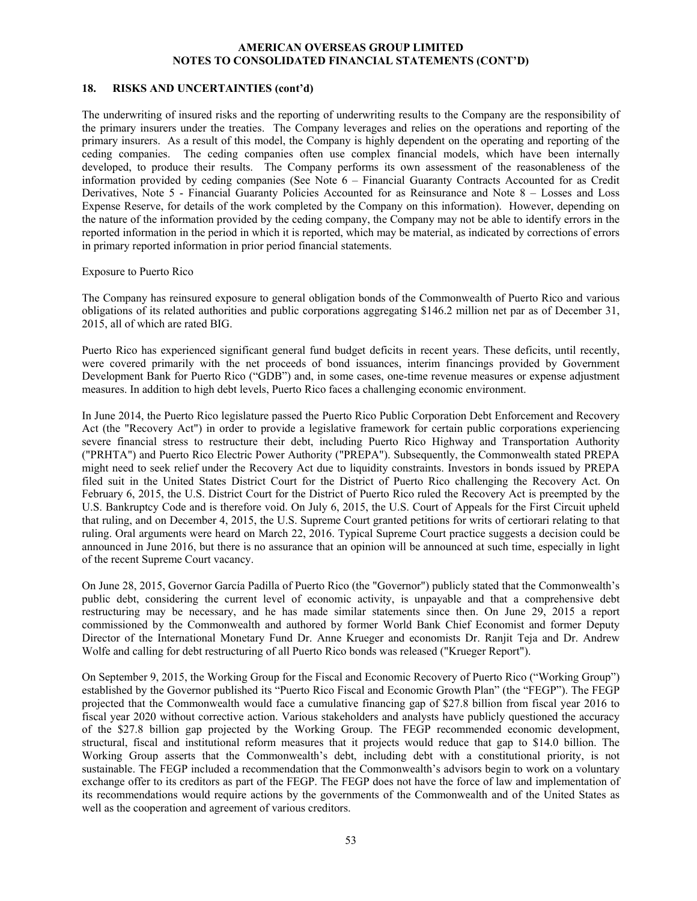## 18. RISKS AND UNCERTAINTIES (cont'd)

The underwriting of insured risks and the reporting of underwriting results to the Company are the responsibility of the primary insurers under the treaties. The Company leverages and relies on the operations and reporting of the primary insurers. As a result of this model, the Company is highly dependent on the operating and reporting of the ceding companies. The ceding companies often use complex financial models, which have been internally developed, to produce their results. The Company performs its own assessment of the reasonableness of the information provided by ceding companies (See Note 6 – Financial Guaranty Contracts Accounted for as Credit Derivatives, Note 5 - Financial Guaranty Policies Accounted for as Reinsurance and Note 8 – Losses and Loss Expense Reserve, for details of the work completed by the Company on this information). However, depending on the nature of the information provided by the ceding company, the Company may not be able to identify errors in the reported information in the period in which it is reported, which may be material, as indicated by corrections of errors in primary reported information in prior period financial statements.

Exposure to Puerto Rico

The Company has reinsured exposure to general obligation bonds of the Commonwealth of Puerto Rico and various obligations of its related authorities and public corporations aggregating $146.2 million net par as of December 31, 2015, all of which are rated BIG.

Puerto Rico has experienced significant general fund budget deficits in recent years. These deficits, until recently, were covered primarily with the net proceeds of bond issuances, interim financings provided by Government Development Bank for Puerto Rico ("GDB") and, in some cases, one-time revenue measures or expense adjustment measures. In addition to high debt levels, Puerto Rico faces a challenging economic environment.

In June 2014, the Puerto Rico legislature passed the Puerto Rico Public Corporation Debt Enforcement and Recovery Act (the "Recovery Act") in order to provide a legislative framework for certain public corporations experiencing severe financial stress to restructure their debt, including Puerto Rico Highway and Transportation Authority ("PRHTA") and Puerto Rico Electric Power Authority ("PREPA"). Subsequently, the Commonwealth stated PREPA might need to seek relief under the Recovery Act due to liquidity constraints. Investors in bonds issued by PREPA filed suit in the United States District Court for the District of Puerto Rico challenging the Recovery Act. On February 6, 2015, the U.S. District Court for the District of Puerto Rico ruled the Recovery Act is preempted by the U.S. Bankruptcy Code and is therefore void. On July 6, 2015, the U.S. Court of Appeals for the First Circuit upheld that ruling, and on December 4, 2015, the U.S. Supreme Court granted petitions for writs of certiorari relating to that ruling. Oral arguments were heard on March 22, 2016. Typical Supreme Court practice suggests a decision could be announced in June 2016, but there is no assurance that an opinion will be announced at such time, especially in light of the recent Supreme Court vacancy.

On June 28, 2015, Governor García Padilla of Puerto Rico (the "Governor") publicly stated that the Commonwealth's public debt, considering the current level of economic activity, is unpayable and that a comprehensive debt restructuring may be necessary, and he has made similar statements since then. On June 29, 2015 a report commissioned by the Commonwealth and authored by former World Bank Chief Economist and former Deputy Director of the International Monetary Fund Dr. Anne Krueger and economists Dr. Ranjit Teja and Dr. Andrew Wolfe and calling for debt restructuring of all Puerto Rico bonds was released ("Krueger Report").

On September 9, 2015, the Working Group for the Fiscal and Economic Recovery of Puerto Rico ("Working Group") established by the Governor published its "Puerto Rico Fiscal and Economic Growth Plan" (the "FEGP"). The FEGP projected that the Commonwealth would face a cumulative financing gap of $27.8 billion from fiscal year 2016 to fiscal year 2020 without corrective action. Various stakeholders and analysts have publicly questioned the accuracy of the $27.8 billion gap projected by the Working Group. The FEGP recommended economic development, structural, fiscal and institutional reform measures that it projects would reduce that gap to $14.0 billion. The Working Group asserts that the Commonwealth's debt, including debt with a constitutional priority, is not sustainable. The FEGP included a recommendation that the Commonwealth's advisors begin to work on a voluntary exchange offer to its creditors as part of the FEGP. The FEGP does not have the force of law and implementation of its recommendations would require actions by the governments of the Commonwealth and of the United States as well as the cooperation and agreement of various creditors.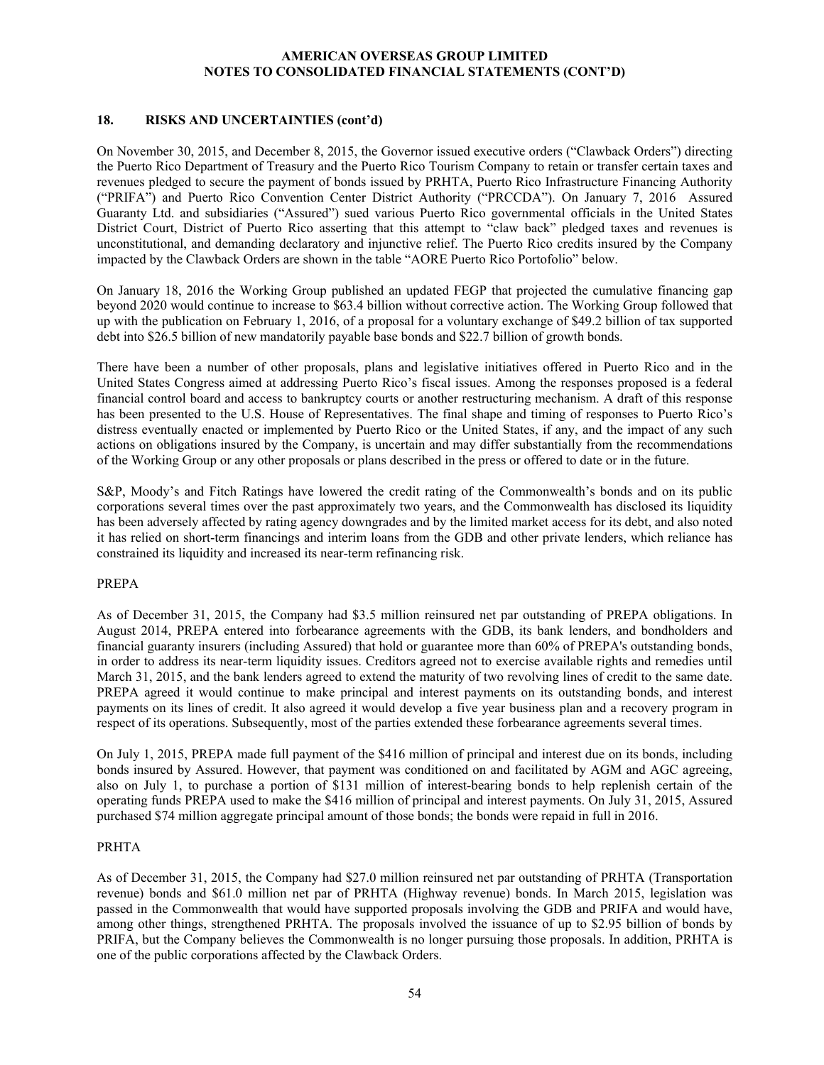## 18. RISKS AND UNCERTAINTIES (cont'd)

On November 30, 2015, and December 8, 2015, the Governor issued executive orders ("Clawback Orders") directing the Puerto Rico Department of Treasury and the Puerto Rico Tourism Company to retain or transfer certain taxes and revenues pledged to secure the payment of bonds issued by PRHTA, Puerto Rico Infrastructure Financing Authority ("PRIFA") and Puerto Rico Convention Center District Authority ("PRCCDA"). On January 7, 2016 Assured Guaranty Ltd. and subsidiaries ("Assured") sued various Puerto Rico governmental officials in the United States District Court, District of Puerto Rico asserting that this attempt to "claw back" pledged taxes and revenues is unconstitutional, and demanding declaratory and injunctive relief. The Puerto Rico credits insured by the Company impacted by the Clawback Orders are shown in the table "AORE Puerto Rico Portofolio" below.

On January 18, 2016 the Working Group published an updated FEGP that projected the cumulative financing gap beyond 2020 would continue to increase to $63.4 billion without corrective action. The Working Group followed that up with the publication on February 1, 2016, of a proposal for a voluntary exchange of $49.2 billion of tax supported debt into $26.5 billion of new mandatorily payable base bonds and $22.7 billion of growth bonds.

There have been a number of other proposals, plans and legislative initiatives offered in Puerto Rico and in the United States Congress aimed at addressing Puerto Rico's fiscal issues. Among the responses proposed is a federal financial control board and access to bankruptcy courts or another restructuring mechanism. A draft of this response has been presented to the U.S. House of Representatives. The final shape and timing of responses to Puerto Rico's distress eventually enacted or implemented by Puerto Rico or the United States, if any, and the impact of any such actions on obligations insured by the Company, is uncertain and may differ substantially from the recommendations of the Working Group or any other proposals or plans described in the press or offered to date or in the future.

S&P, Moody's and Fitch Ratings have lowered the credit rating of the Commonwealth's bonds and on its public corporations several times over the past approximately two years, and the Commonwealth has disclosed its liquidity has been adversely affected by rating agency downgrades and by the limited market access for its debt, and also noted it has relied on short-term financings and interim loans from the GDB and other private lenders, which reliance has constrained its liquidity and increased its near-term refinancing risk.

PREPA

As of December 31, 2015, the Company had $3.5 million reinsured net par outstanding of PREPA obligations. In August 2014, PREPA entered into forbearance agreements with the GDB, its bank lenders, and bondholders and financial guaranty insurers (including Assured) that hold or guarantee more than 60% of PREPA's outstanding bonds, in order to address its near-term liquidity issues. Creditors agreed not to exercise available rights and remedies until March 31, 2015, and the bank lenders agreed to extend the maturity of two revolving lines of credit to the same date. PREPA agreed it would continue to make principal and interest payments on its outstanding bonds, and interest payments on its lines of credit. It also agreed it would develop a five year business plan and a recovery program in respect of its operations. Subsequently, most of the parties extended these forbearance agreements several times.

On July 1, 2015, PREPA made full payment of the $416 million of principal and interest due on its bonds, including bonds insured by Assured. However, that payment was conditioned on and facilitated by AGM and AGC agreeing, also on July 1, to purchase a portion of $131 million of interest-bearing bonds to help replenish certain of the operating funds PREPA used to make the $416 million of principal and interest payments. On July 31, 2015, Assured purchased $74 million aggregate principal amount of those bonds; the bonds were repaid in full in 2016.

PRHTA

As of December 31, 2015, the Company had $27.0 million reinsured net par outstanding of PRHTA (Transportation revenue) bonds and $61.0 million net par of PRHTA (Highway revenue) bonds. In March 2015, legislation was passed in the Commonwealth that would have supported proposals involving the GDB and PRIFA and would have, among other things, strengthened PRHTA. The proposals involved the issuance of up to $2.95 billion of bonds by PRIFA, but the Company believes the Commonwealth is no longer pursuing those proposals. In addition, PRHTA is one of the public corporations affected by the Clawback Orders.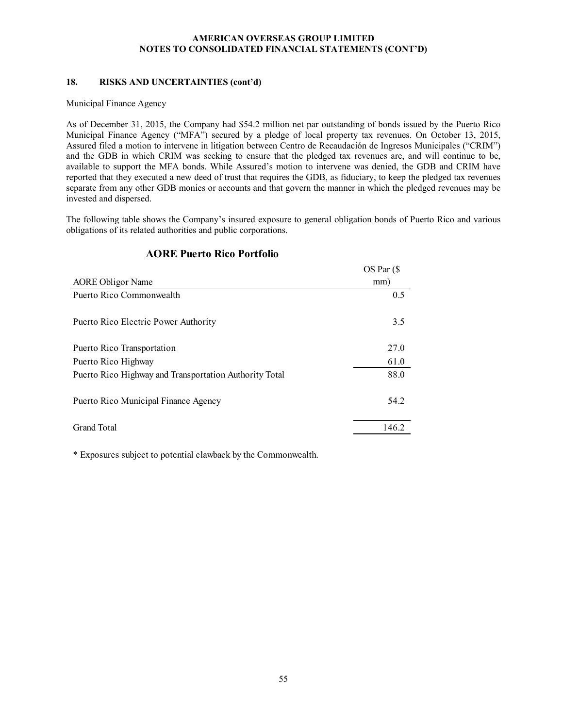## 18. RISKS AND UNCERTAINTIES (cont'd)

Municipal Finance Agency

As of December 31, 2015, the Company had $54.2 million net par outstanding of bonds issued by the Puerto Rico Municipal Finance Agency ("MFA") secured by a pledge of local property tax revenues. On October 13, 2015, Assured filed a motion to intervene in litigation between Centro de Recaudación de Ingresos Municipales ("CRIM") and the GDB in which CRIM was seeking to ensure that the pledged tax revenues are, and will continue to be, available to support the MFA bonds. While Assured's motion to intervene was denied, the GDB and CRIM have reported that they executed a new deed of trust that requires the GDB, as fiduciary, to keep the pledged tax revenues separate from any other GDB monies or accounts and that govern the manner in which the pledged revenues may be invested and dispersed.

The following table shows the Company's insured exposure to general obligation bonds of Puerto Rico and various obligations of its related authorities and public corporations.

### AORE Puerto Rico Portfolio

| AORE Obligor Name | OS Par ($ mm) |
|---|---|
| Puerto Rico Commonwealth | 0.5 |
| Puerto Rico Electric Power Authority | 3.5 |
| Puerto Rico Transportation | 27.0 |
| Puerto Rico Highway | 61.0 |
| Puerto Rico Highway and Transportation Authority Total | 88.0 |
| Puerto Rico Municipal Finance Agency | 54.2 |
| Grand Total | 146.2 |

* Exposures subject to potential clawback by the Commonwealth.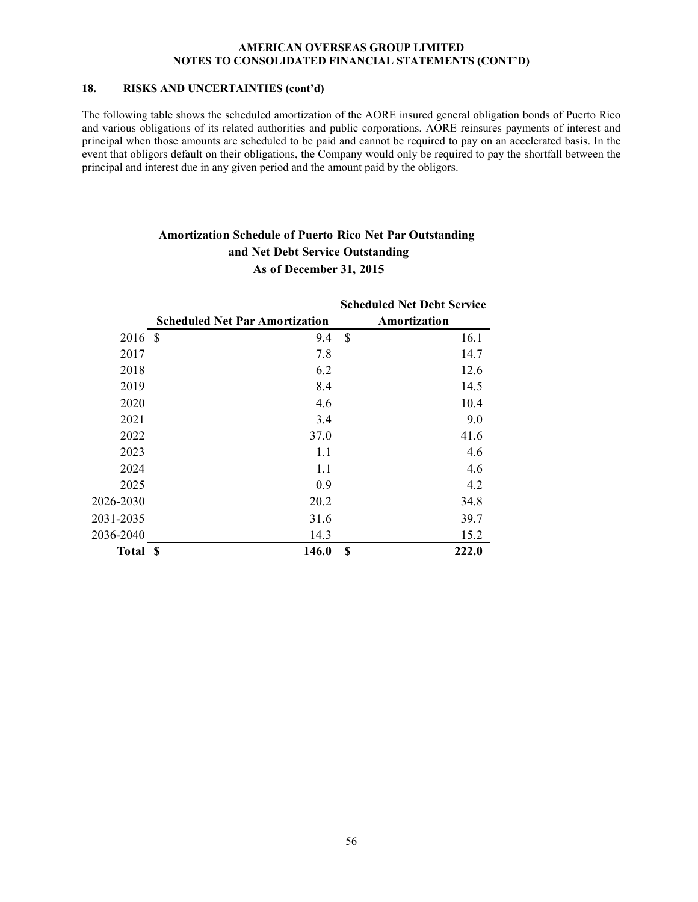## 18. RISKS AND UNCERTAINTIES (cont'd)

The following table shows the scheduled amortization of the AORE insured general obligation bonds of Puerto Rico and various obligations of its related authorities and public corporations. AORE reinsures payments of interest and principal when those amounts are scheduled to be paid and cannot be required to pay on an accelerated basis. In the event that obligors default on their obligations, the Company would only be required to pay the shortfall between the principal and interest due in any given period and the amount paid by the obligors.

**Amortization Schedule of Puerto Rico Net Par Outstanding and Net Debt Service Outstanding As of December 31, 2015**

| | Scheduled Net Par Amortization | Scheduled Net Debt Service Amortization |
|---|---|---|
| 2016 | $ 9.4 | $ 16.1 |
| 2017 | 7.8 | 14.7 |
| 2018 | 6.2 | 12.6 |
| 2019 | 8.4 | 14.5 |
| 2020 | 4.6 | 10.4 |
| 2021 | 3.4 | 9.0 |
| 2022 | 37.0 | 41.6 |
| 2023 | 1.1 | 4.6 |
| 2024 | 1.1 | 4.6 |
| 2025 | 0.9 | 4.2 |
| 2026-2030 | 20.2 | 34.8 |
| 2031-2035 | 31.6 | 39.7 |
| 2036-2040 | 14.3 | 15.2 |
| **Total** | **$ 146.0** | **$ 222.0** |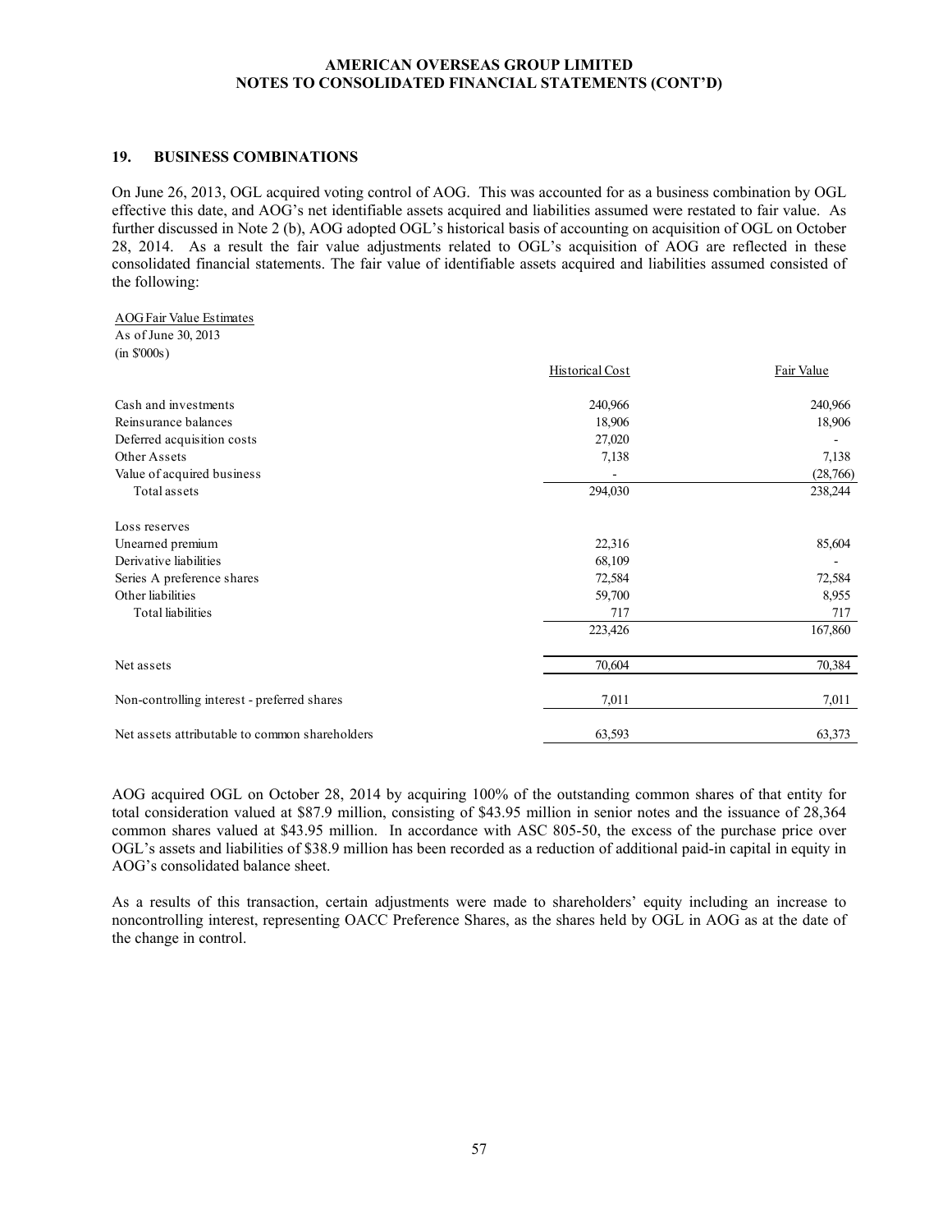## 19. BUSINESS COMBINATIONS

On June 26, 2013, OGL acquired voting control of AOG. This was accounted for as a business combination by OGL effective this date, and AOG's net identifiable assets acquired and liabilities assumed were restated to fair value. As further discussed in Note 2 (b), AOG adopted OGL's historical basis of accounting on acquisition of OGL on October 28, 2014. As a result the fair value adjustments related to OGL's acquisition of AOG are reflected in these consolidated financial statements. The fair value of identifiable assets acquired and liabilities assumed consisted of the following:

AOG Fair Value Estimates
As of June 30, 2013
(in $'000s)

| | Historical Cost | Fair Value |
|---|---|---|
| Cash and investments | 240,966 | 240,966 |
| Reinsurance balances | 18,906 | 18,906 |
| Deferred acquisition costs | 27,020 | - |
| Other Assets | 7,138 | 7,138 |
| Value of acquired business | - | (28,766) |
| Total assets | 294,030 | 238,244 |
| | | |
| Loss reserves | | |
| Unearned premium | 22,316 | 85,604 |
| Derivative liabilities | 68,109 | - |
| Series A preference shares | 72,584 | 72,584 |
| Other liabilities | 59,700 | 8,955 |
| Total liabilities | 717 | 717 |
| | 223,426 | 167,860 |
| | | |
| Net assets | 70,604 | 70,384 |
| | | |
| Non-controlling interest - preferred shares | 7,011 | 7,011 |
| | | |
| Net assets attributable to common shareholders | 63,593 | 63,373 |

AOG acquired OGL on October 28, 2014 by acquiring 100% of the outstanding common shares of that entity for total consideration valued at $87.9 million, consisting of $43.95 million in senior notes and the issuance of 28,364 common shares valued at $43.95 million. In accordance with ASC 805-50, the excess of the purchase price over OGL's assets and liabilities of $38.9 million has been recorded as a reduction of additional paid-in capital in equity in AOG's consolidated balance sheet.

As a results of this transaction, certain adjustments were made to shareholders' equity including an increase to noncontrolling interest, representing OACC Preference Shares, as the shares held by OGL in AOG as at the date of the change in control.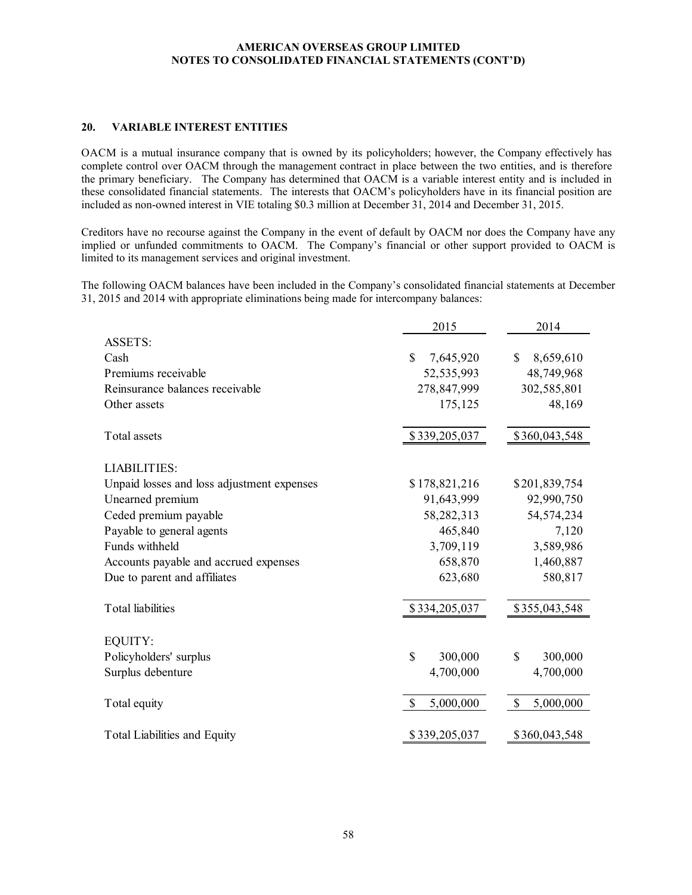## 20. VARIABLE INTEREST ENTITIES

OACM is a mutual insurance company that is owned by its policyholders; however, the Company effectively has complete control over OACM through the management contract in place between the two entities, and is therefore the primary beneficiary. The Company has determined that OACM is a variable interest entity and is included in these consolidated financial statements. The interests that OACM's policyholders have in its financial position are included as non-owned interest in VIE totaling $0.3 million at December 31, 2014 and December 31, 2015.

Creditors have no recourse against the Company in the event of default by OACM nor does the Company have any implied or unfunded commitments to OACM. The Company's financial or other support provided to OACM is limited to its management services and original investment.

The following OACM balances have been included in the Company's consolidated financial statements at December 31, 2015 and 2014 with appropriate eliminations being made for intercompany balances:

| | 2015 | 2014 |
|---|---|---|
| ASSETS: | | |
| Cash | $ 7,645,920 | $ 8,659,610 |
| Premiums receivable | 52,535,993 | 48,749,968 |
| Reinsurance balances receivable | 278,847,999 | 302,585,801 |
| Other assets | 175,125 | 48,169 |
| Total assets | $ 339,205,037 | $ 360,043,548 |
| LIABILITIES: | | |
| Unpaid losses and loss adjustment expenses | $ 178,821,216 | $ 201,839,754 |
| Unearned premium | 91,643,999 | 92,990,750 |
| Ceded premium payable | 58,282,313 | 54,574,234 |
| Payable to general agents | 465,840 | 7,120 |
| Funds withheld | 3,709,119 | 3,589,986 |
| Accounts payable and accrued expenses | 658,870 | 1,460,887 |
| Due to parent and affiliates | 623,680 | 580,817 |
| Total liabilities | $ 334,205,037 | $ 355,043,548 |
| EQUITY: | | |
| Policyholders' surplus | $ 300,000 | $ 300,000 |
| Surplus debenture | 4,700,000 | 4,700,000 |
| Total equity | $ 5,000,000 | $ 5,000,000 |
| Total Liabilities and Equity | $ 339,205,037 | $ 360,043,548 |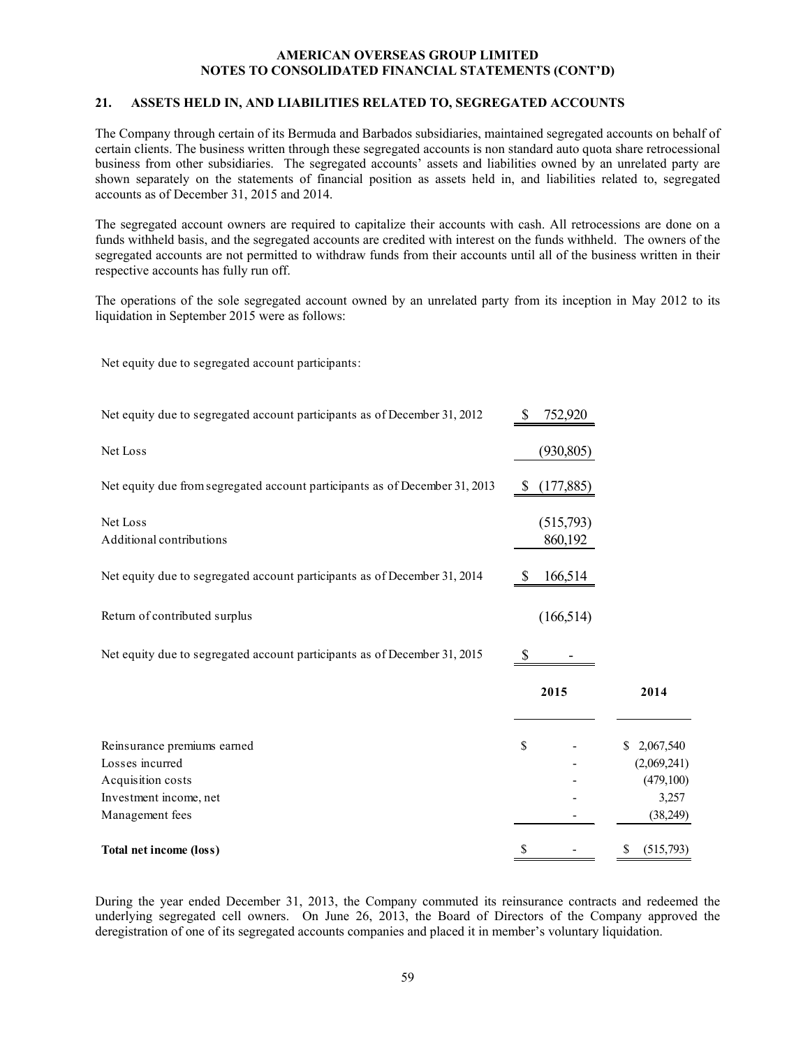## 21. ASSETS HELD IN, AND LIABILITIES RELATED TO, SEGREGATED ACCOUNTS

The Company through certain of its Bermuda and Barbados subsidiaries, maintained segregated accounts on behalf of certain clients. The business written through these segregated accounts is non standard auto quota share retrocessional business from other subsidiaries. The segregated accounts' assets and liabilities owned by an unrelated party are shown separately on the statements of financial position as assets held in, and liabilities related to, segregated accounts as of December 31, 2015 and 2014.

The segregated account owners are required to capitalize their accounts with cash. All retrocessions are done on a funds withheld basis, and the segregated accounts are credited with interest on the funds withheld. The owners of the segregated accounts are not permitted to withdraw funds from their accounts until all of the business written in their respective accounts has fully run off.

The operations of the sole segregated account owned by an unrelated party from its inception in May 2012 to its liquidation in September 2015 were as follows:

Net equity due to segregated account participants:

| | |
|---|---|
| Net equity due to segregated account participants as of December 31, 2012 | $ 752,920 |
| Net Loss | (930,805) |
| Net equity due from segregated account participants as of December 31, 2013 | $ (177,885) |
| Net Loss | (515,793) |
| Additional contributions | 860,192 |
| Net equity due to segregated account participants as of December 31, 2014 | $ 166,514 |
| Return of contributed surplus | (166,514) |
| Net equity due to segregated account participants as of December 31, 2015 | $ - |

| | 2015 | 2014 |
|---|---|---|
| Reinsurance premiums earned | $ - | $ 2,067,540 |
| Losses incurred | - | (2,069,241) |
| Acquisition costs | - | (479,100) |
| Investment income, net | - | 3,257 |
| Management fees | - | (38,249) |
| **Total net income (loss)** | $ - | $ (515,793) |

During the year ended December 31, 2013, the Company commuted its reinsurance contracts and redeemed the underlying segregated cell owners. On June 26, 2013, the Board of Directors of the Company approved the deregistration of one of its segregated accounts companies and placed it in member's voluntary liquidation.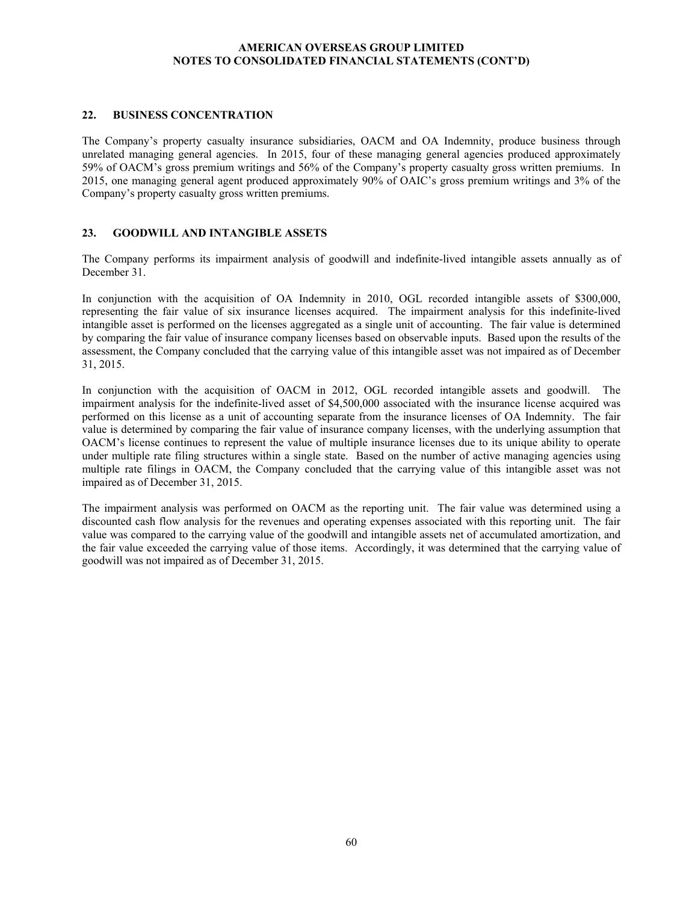## 22. BUSINESS CONCENTRATION

The Company's property casualty insurance subsidiaries, OACM and OA Indemnity, produce business through unrelated managing general agencies. In 2015, four of these managing general agencies produced approximately 59% of OACM's gross premium writings and 56% of the Company's property casualty gross written premiums. In 2015, one managing general agent produced approximately 90% of OAIC's gross premium writings and 3% of the Company's property casualty gross written premiums.

## 23. GOODWILL AND INTANGIBLE ASSETS

The Company performs its impairment analysis of goodwill and indefinite-lived intangible assets annually as of December 31.

In conjunction with the acquisition of OA Indemnity in 2010, OGL recorded intangible assets of $300,000, representing the fair value of six insurance licenses acquired. The impairment analysis for this indefinite-lived intangible asset is performed on the licenses aggregated as a single unit of accounting. The fair value is determined by comparing the fair value of insurance company licenses based on observable inputs. Based upon the results of the assessment, the Company concluded that the carrying value of this intangible asset was not impaired as of December 31, 2015.

In conjunction with the acquisition of OACM in 2012, OGL recorded intangible assets and goodwill. The impairment analysis for the indefinite-lived asset of $4,500,000 associated with the insurance license acquired was performed on this license as a unit of accounting separate from the insurance licenses of OA Indemnity. The fair value is determined by comparing the fair value of insurance company licenses, with the underlying assumption that OACM's license continues to represent the value of multiple insurance licenses due to its unique ability to operate under multiple rate filing structures within a single state. Based on the number of active managing agencies using multiple rate filings in OACM, the Company concluded that the carrying value of this intangible asset was not impaired as of December 31, 2015.

The impairment analysis was performed on OACM as the reporting unit. The fair value was determined using a discounted cash flow analysis for the revenues and operating expenses associated with this reporting unit. The fair value was compared to the carrying value of the goodwill and intangible assets net of accumulated amortization, and the fair value exceeded the carrying value of those items. Accordingly, it was determined that the carrying value of goodwill was not impaired as of December 31, 2015.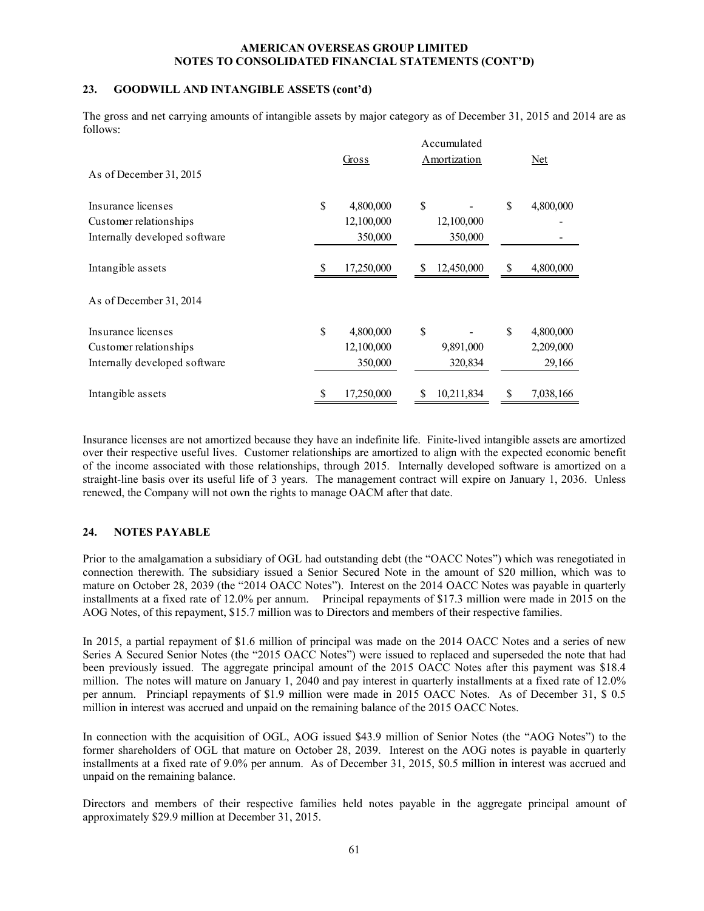## 23. GOODWILL AND INTANGIBLE ASSETS (cont'd)

The gross and net carrying amounts of intangible assets by major category as of December 31, 2015 and 2014 are as follows:

| | Gross | Accumulated Amortization | Net |
|---|---|---|---|
| **As of December 31, 2015** | | | |
| Insurance licenses | $ 4,800,000 | $ - | $ 4,800,000 |
| Customer relationships | 12,100,000 | 12,100,000 | - |
| Internally developed software | 350,000 | 350,000 | - |
| Intangible assets | $ 17,250,000 | $ 12,450,000 | $ 4,800,000 |
| **As of December 31, 2014** | | | |
| Insurance licenses | $ 4,800,000 | $ - | $ 4,800,000 |
| Customer relationships | 12,100,000 | 9,891,000 | 2,209,000 |
| Internally developed software | 350,000 | 320,834 | 29,166 |
| Intangible assets | $ 17,250,000 | $ 10,211,834 | $ 7,038,166 |

Insurance licenses are not amortized because they have an indefinite life. Finite-lived intangible assets are amortized over their respective useful lives. Customer relationships are amortized to align with the expected economic benefit of the income associated with those relationships, through 2015. Internally developed software is amortized on a straight-line basis over its useful life of 3 years. The management contract will expire on January 1, 2036. Unless renewed, the Company will not own the rights to manage OACM after that date.

## 24. NOTES PAYABLE

Prior to the amalgamation a subsidiary of OGL had outstanding debt (the "OACC Notes") which was renegotiated in connection therewith. The subsidiary issued a Senior Secured Note in the amount of $20 million, which was to mature on October 28, 2039 (the "2014 OACC Notes"). Interest on the 2014 OACC Notes was payable in quarterly installments at a fixed rate of 12.0% per annum. Principal repayments of $17.3 million were made in 2015 on the AOG Notes, of this repayment, $15.7 million was to Directors and members of their respective families.

In 2015, a partial repayment of $1.6 million of principal was made on the 2014 OACC Notes and a series of new Series A Secured Senior Notes (the "2015 OACC Notes") were issued to replaced and superseded the note that had been previously issued. The aggregate principal amount of the 2015 OACC Notes after this payment was $18.4 million. The notes will mature on January 1, 2040 and pay interest in quarterly installments at a fixed rate of 12.0% per annum. Princiapl repayments of $1.9 million were made in 2015 OACC Notes. As of December 31, $ 0.5 million in interest was accrued and unpaid on the remaining balance of the 2015 OACC Notes.

In connection with the acquisition of OGL, AOG issued $43.9 million of Senior Notes (the "AOG Notes") to the former shareholders of OGL that mature on October 28, 2039. Interest on the AOG notes is payable in quarterly installments at a fixed rate of 9.0% per annum. As of December 31, 2015, $0.5 million in interest was accrued and unpaid on the remaining balance.

Directors and members of their respective families held notes payable in the aggregate principal amount of approximately $29.9 million at December 31, 2015.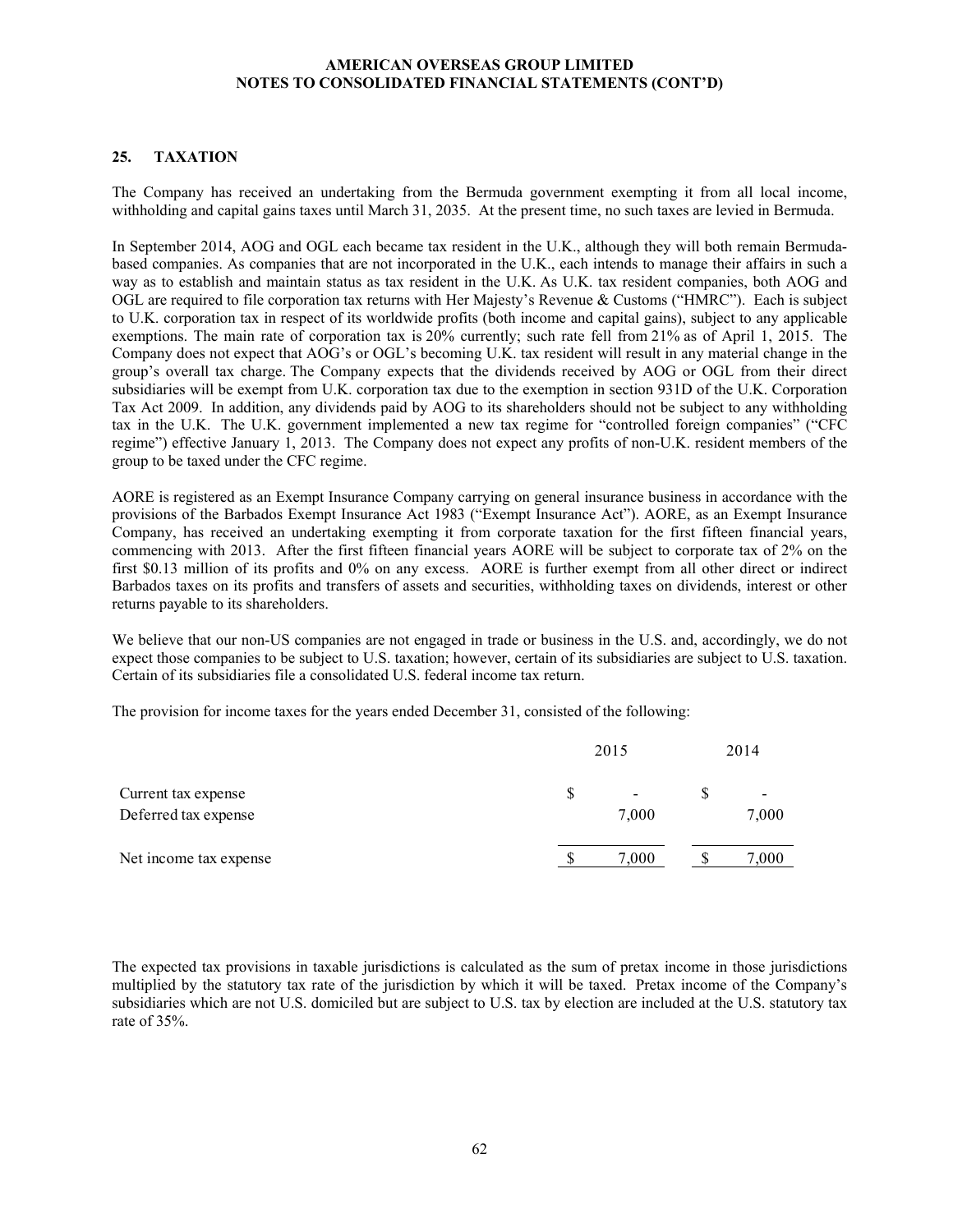## 25. TAXATION

The Company has received an undertaking from the Bermuda government exempting it from all local income, withholding and capital gains taxes until March 31, 2035. At the present time, no such taxes are levied in Bermuda.

In September 2014, AOG and OGL each became tax resident in the U.K., although they will both remain Bermuda-based companies. As companies that are not incorporated in the U.K., each intends to manage their affairs in such a way as to establish and maintain status as tax resident in the U.K. As U.K. tax resident companies, both AOG and OGL are required to file corporation tax returns with Her Majesty's Revenue & Customs ("HMRC"). Each is subject to U.K. corporation tax in respect of its worldwide profits (both income and capital gains), subject to any applicable exemptions. The main rate of corporation tax is 20% currently; such rate fell from 21% as of April 1, 2015. The Company does not expect that AOG's or OGL's becoming U.K. tax resident will result in any material change in the group's overall tax charge. The Company expects that the dividends received by AOG or OGL from their direct subsidiaries will be exempt from U.K. corporation tax due to the exemption in section 931D of the U.K. Corporation Tax Act 2009. In addition, any dividends paid by AOG to its shareholders should not be subject to any withholding tax in the U.K. The U.K. government implemented a new tax regime for "controlled foreign companies" ("CFC regime") effective January 1, 2013. The Company does not expect any profits of non-U.K. resident members of the group to be taxed under the CFC regime.

AORE is registered as an Exempt Insurance Company carrying on general insurance business in accordance with the provisions of the Barbados Exempt Insurance Act 1983 ("Exempt Insurance Act"). AORE, as an Exempt Insurance Company, has received an undertaking exempting it from corporate taxation for the first fifteen financial years, commencing with 2013. After the first fifteen financial years AORE will be subject to corporate tax of 2% on the first $0.13 million of its profits and 0% on any excess. AORE is further exempt from all other direct or indirect Barbados taxes on its profits and transfers of assets and securities, withholding taxes on dividends, interest or other returns payable to its shareholders.

We believe that our non-US companies are not engaged in trade or business in the U.S. and, accordingly, we do not expect those companies to be subject to U.S. taxation; however, certain of its subsidiaries are subject to U.S. taxation. Certain of its subsidiaries file a consolidated U.S. federal income tax return.

The provision for income taxes for the years ended December 31, consisted of the following:

| | 2015 | 2014 |
|---|---|---|
| Current tax expense | $ - | $ - |
| Deferred tax expense | 7,000 | 7,000 |
| Net income tax expense | $ 7,000 | $ 7,000 |

The expected tax provisions in taxable jurisdictions is calculated as the sum of pretax income in those jurisdictions multiplied by the statutory tax rate of the jurisdiction by which it will be taxed. Pretax income of the Company's subsidiaries which are not U.S. domiciled but are subject to U.S. tax by election are included at the U.S. statutory tax rate of 35%.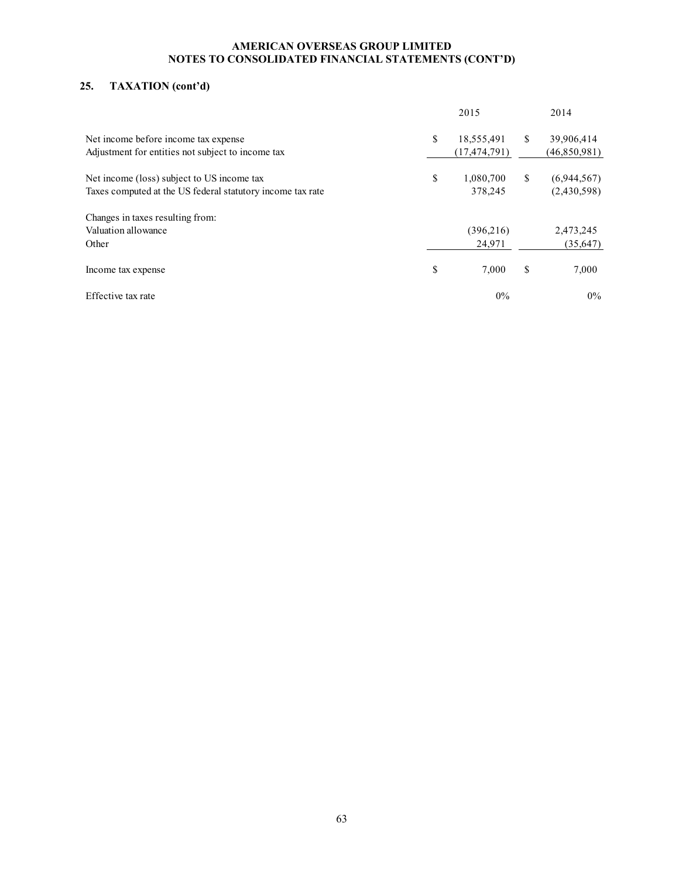AMERICAN OVERSEAS GROUP LIMITED
NOTES TO CONSOLIDATED FINANCIAL STATEMENTS (CONT'D)

## 25. TAXATION (cont'd)

| | 2015 | 2014 |
|---|---|---|
| Net income before income tax expense | $ 18,555,491 | $ 39,906,414 |
| Adjustment for entities not subject to income tax | (17,474,791) | (46,850,981) |
| Net income (loss) subject to US income tax | $ 1,080,700 | $ (6,944,567) |
| Taxes computed at the US federal statutory income tax rate | 378,245 | (2,430,598) |
| Changes in taxes resulting from: | | |
| Valuation allowance | (396,216) | 2,473,245 |
| Other | 24,971 | (35,647) |
| Income tax expense | $ 7,000 | $ 7,000 |
| Effective tax rate | 0% | 0% |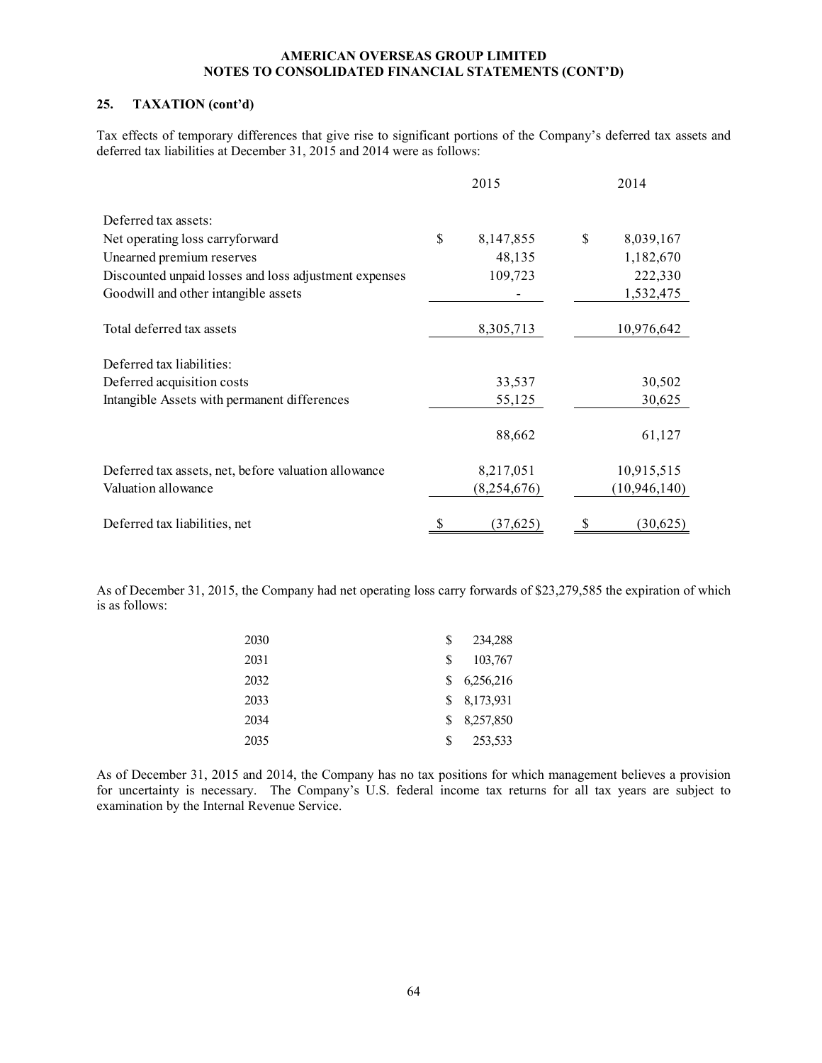### 25. TAXATION (cont'd)

Tax effects of temporary differences that give rise to significant portions of the Company's deferred tax assets and deferred tax liabilities at December 31, 2015 and 2014 were as follows:

| | 2015 | 2014 |
|---|---|---|
| Deferred tax assets: | | |
| Net operating loss carryforward | $ 8,147,855 | $ 8,039,167 |
| Unearned premium reserves | 48,135 | 1,182,670 |
| Discounted unpaid losses and loss adjustment expenses | 109,723 | 222,330 |
| Goodwill and other intangible assets | - | 1,532,475 |
| Total deferred tax assets | 8,305,713 | 10,976,642 |
| Deferred tax liabilities: | | |
| Deferred acquisition costs | 33,537 | 30,502 |
| Intangible Assets with permanent differences | 55,125 | 30,625 |
| | 88,662 | 61,127 |
| Deferred tax assets, net, before valuation allowance | 8,217,051 | 10,915,515 |
| Valuation allowance | (8,254,676) | (10,946,140) |
| Deferred tax liabilities, net | $ (37,625) | $ (30,625) |

As of December 31, 2015, the Company had net operating loss carry forwards of $23,279,585 the expiration of which is as follows:

| | |
|---|---|
| 2030 | $ 234,288 |
| 2031 | $ 103,767 |
| 2032 | $ 6,256,216 |
| 2033 | $ 8,173,931 |
| 2034 | $ 8,257,850 |
| 2035 | $ 253,533 |

As of December 31, 2015 and 2014, the Company has no tax positions for which management believes a provision for uncertainty is necessary. The Company's U.S. federal income tax returns for all tax years are subject to examination by the Internal Revenue Service.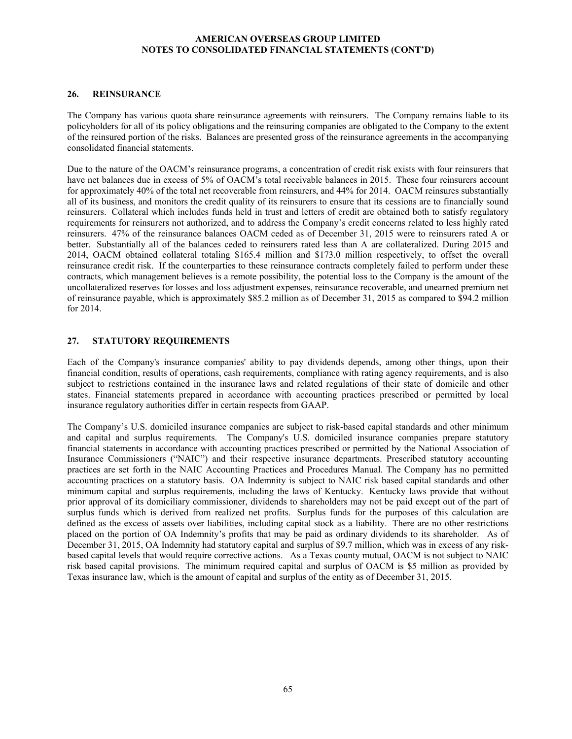## 26. REINSURANCE

The Company has various quota share reinsurance agreements with reinsurers. The Company remains liable to its policyholders for all of its policy obligations and the reinsuring companies are obligated to the Company to the extent of the reinsured portion of the risks. Balances are presented gross of the reinsurance agreements in the accompanying consolidated financial statements.

Due to the nature of the OACM's reinsurance programs, a concentration of credit risk exists with four reinsurers that have net balances due in excess of 5% of OACM's total receivable balances in 2015. These four reinsurers account for approximately 40% of the total net recoverable from reinsurers, and 44% for 2014. OACM reinsures substantially all of its business, and monitors the credit quality of its reinsurers to ensure that its cessions are to financially sound reinsurers. Collateral which includes funds held in trust and letters of credit are obtained both to satisfy regulatory requirements for reinsurers not authorized, and to address the Company's credit concerns related to less highly rated reinsurers. 47% of the reinsurance balances OACM ceded as of December 31, 2015 were to reinsurers rated A or better. Substantially all of the balances ceded to reinsurers rated less than A are collateralized. During 2015 and 2014, OACM obtained collateral totaling $165.4 million and $173.0 million respectively, to offset the overall reinsurance credit risk. If the counterparties to these reinsurance contracts completely failed to perform under these contracts, which management believes is a remote possibility, the potential loss to the Company is the amount of the uncollateralized reserves for losses and loss adjustment expenses, reinsurance recoverable, and unearned premium net of reinsurance payable, which is approximately $85.2 million as of December 31, 2015 as compared to $94.2 million for 2014.

## 27. STATUTORY REQUIREMENTS

Each of the Company's insurance companies' ability to pay dividends depends, among other things, upon their financial condition, results of operations, cash requirements, compliance with rating agency requirements, and is also subject to restrictions contained in the insurance laws and related regulations of their state of domicile and other states. Financial statements prepared in accordance with accounting practices prescribed or permitted by local insurance regulatory authorities differ in certain respects from GAAP.

The Company's U.S. domiciled insurance companies are subject to risk-based capital standards and other minimum and capital and surplus requirements. The Company's U.S. domiciled insurance companies prepare statutory financial statements in accordance with accounting practices prescribed or permitted by the National Association of Insurance Commissioners ("NAIC") and their respective insurance departments. Prescribed statutory accounting practices are set forth in the NAIC Accounting Practices and Procedures Manual. The Company has no permitted accounting practices on a statutory basis. OA Indemnity is subject to NAIC risk based capital standards and other minimum capital and surplus requirements, including the laws of Kentucky. Kentucky laws provide that without prior approval of its domiciliary commissioner, dividends to shareholders may not be paid except out of the part of surplus funds which is derived from realized net profits. Surplus funds for the purposes of this calculation are defined as the excess of assets over liabilities, including capital stock as a liability. There are no other restrictions placed on the portion of OA Indemnity's profits that may be paid as ordinary dividends to its shareholder. As of December 31, 2015, OA Indemnity had statutory capital and surplus of $9.7 million, which was in excess of any risk-based capital levels that would require corrective actions. As a Texas county mutual, OACM is not subject to NAIC risk based capital provisions. The minimum required capital and surplus of OACM is $5 million as provided by Texas insurance law, which is the amount of capital and surplus of the entity as of December 31, 2015.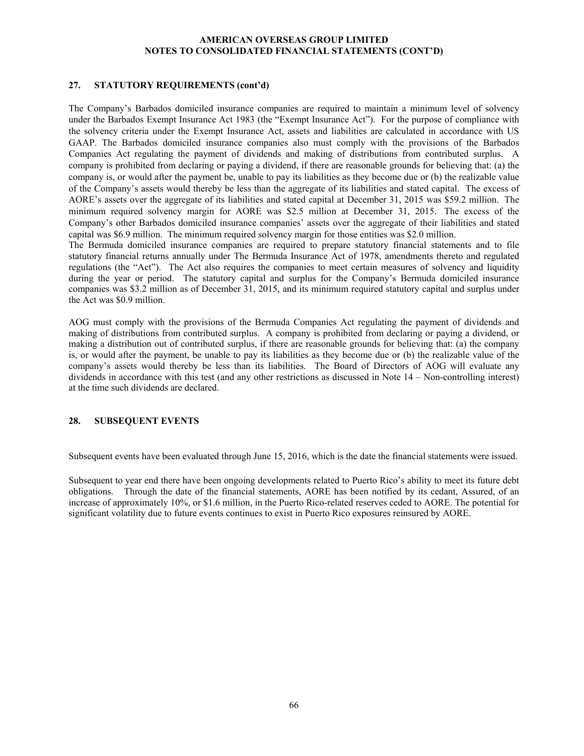## 27. STATUTORY REQUIREMENTS (cont'd)

The Company's Barbados domiciled insurance companies are required to maintain a minimum level of solvency under the Barbados Exempt Insurance Act 1983 (the "Exempt Insurance Act"). For the purpose of compliance with the solvency criteria under the Exempt Insurance Act, assets and liabilities are calculated in accordance with US GAAP. The Barbados domiciled insurance companies also must comply with the provisions of the Barbados Companies Act regulating the payment of dividends and making of distributions from contributed surplus. A company is prohibited from declaring or paying a dividend, if there are reasonable grounds for believing that: (a) the company is, or would after the payment be, unable to pay its liabilities as they become due or (b) the realizable value of the Company's assets would thereby be less than the aggregate of its liabilities and stated capital. The excess of AORE's assets over the aggregate of its liabilities and stated capital at December 31, 2015 was $59.2 million. The minimum required solvency margin for AORE was $2.5 million at December 31, 2015. The excess of the Company's other Barbados domiciled insurance companies' assets over the aggregate of their liabilities and stated capital was $6.9 million. The minimum required solvency margin for those entities was $2.0 million.

The Bermuda domiciled insurance companies are required to prepare statutory financial statements and to file statutory financial returns annually under The Bermuda Insurance Act of 1978, amendments thereto and regulated regulations (the "Act"). The Act also requires the companies to meet certain measures of solvency and liquidity during the year or period. The statutory capital and surplus for the Company's Bermuda domiciled insurance companies was $3.2 million as of December 31, 2015, and its minimum required statutory capital and surplus under the Act was $0.9 million.

AOG must comply with the provisions of the Bermuda Companies Act regulating the payment of dividends and making of distributions from contributed surplus. A company is prohibited from declaring or paying a dividend, or making a distribution out of contributed surplus, if there are reasonable grounds for believing that: (a) the company is, or would after the payment be, unable to pay its liabilities as they become due or (b) the realizable value of the company's assets would thereby be less than its liabilities. The Board of Directors of AOG will evaluate any dividends in accordance with this test (and any other restrictions as discussed in Note 14 – Non-controlling interest) at the time such dividends are declared.

## 28. SUBSEQUENT EVENTS

Subsequent events have been evaluated through June 15, 2016, which is the date the financial statements were issued.

Subsequent to year end there have been ongoing developments related to Puerto Rico's ability to meet its future debt obligations. Through the date of the financial statements, AORE has been notified by its cedant, Assured, of an increase of approximately 10%, or $1.6 million, in the Puerto Rico-related reserves ceded to AORE. The potential for significant volatility due to future events continues to exist in Puerto Rico exposures reinsured by AORE.